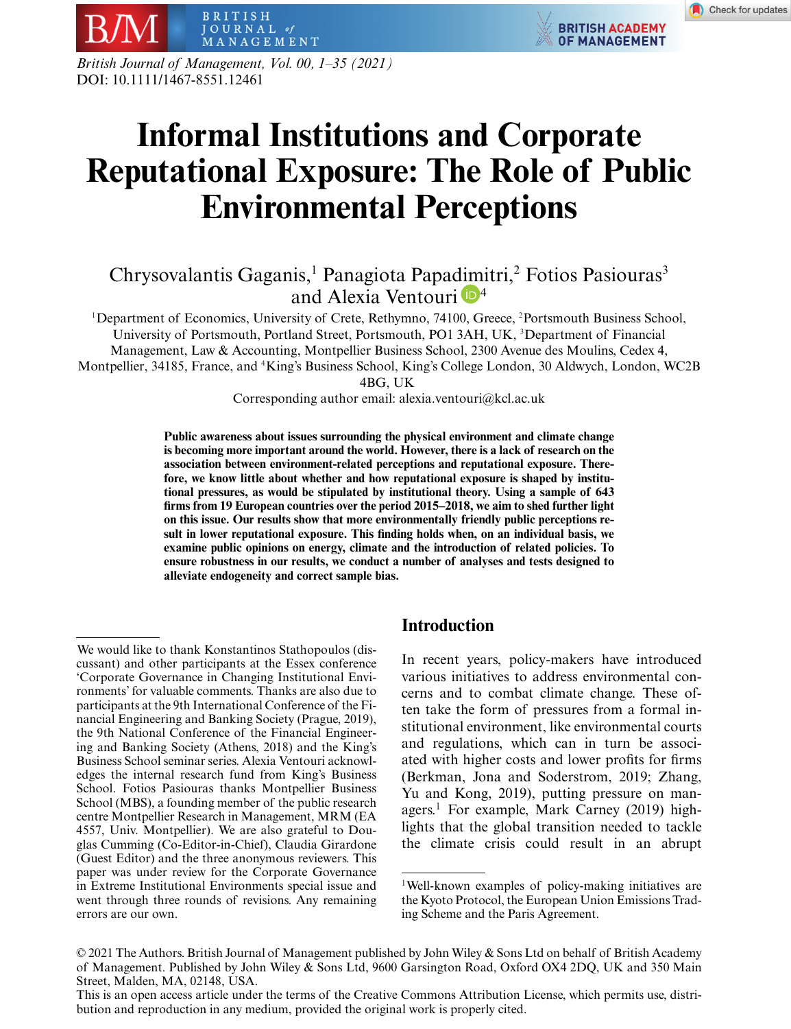# Informal Institutions and Corporate Reputational Exposure: The Role of Public Environmental Perceptions

Chrysovalantis Gaganis,[1] Panagiota Papadimitri,[2] Fotios Pasiouras[3] and Alexia Ventouri[4]

[1]Department of Economics, University of Crete, Rethymno, 74100, Greece, [2]Portsmouth Business School, University of Portsmouth, Portland Street, Portsmouth, PO1 3AH, UK, [3]Department of Financial Management, Law & Accounting, Montpellier Business School, 2300 Avenue des Moulins, Cedex 4, Montpellier, 34185, France, and [4]King's Business School, King's College London, 30 Aldwych, London, WC2B 4BG, UK

Corresponding author email: alexia.ventouri@kcl.ac.uk

**Public awareness about issues surrounding the physical environment and climate change is becoming more important around the world. However, there is a lack of research on the association between environment-related perceptions and reputational exposure. Therefore, we know little about whether and how reputational exposure is shaped by institutional pressures, as would be stipulated by institutional theory. Using a sample of 643 firms from 19 European countries over the period 2015–2018, we aim to shed further light on this issue. Our results show that more environmentally friendly public perceptions result in lower reputational exposure. This finding holds when, on an individual basis, we examine public opinions on energy, climate and the introduction of related policies. To ensure robustness in our results, we conduct a number of analyses and tests designed to alleviate endogeneity and correct sample bias.**

## Introduction

In recent years, policy-makers have introduced various initiatives to address environmental concerns and to combat climate change. These often take the form of pressures from a formal institutional environment, like environmental courts and regulations, which can in turn be associated with higher costs and lower profits for firms (Berkman, Jona and Soderstrom, 2019; Zhang, Yu and Kong, 2019), putting pressure on managers.[1] For example, Mark Carney (2019) highlights that the global transition needed to tackle the climate crisis could result in an abrupt

---

We would like to thank Konstantinos Stathopoulos (discussant) and other participants at the Essex conference 'Corporate Governance in Changing Institutional Environments' for valuable comments. Thanks are also due to participants at the 9th International Conference of the Financial Engineering and Banking Society (Prague, 2019), the 9th National Conference of the Financial Engineering and Banking Society (Athens, 2018) and the King's Business School seminar series. Alexia Ventouri acknowledges the internal research fund from King's Business School. Fotios Pasiouras thanks Montpellier Business School (MBS), a founding member of the public research centre Montpellier Research in Management, MRM (EA 4557, Univ. Montpellier). We are also grateful to Douglas Cumming (Co-Editor-in-Chief), Claudia Girardone (Guest Editor) and the three anonymous reviewers. This paper was under review for the Corporate Governance in Extreme Institutional Environments special issue and went through three rounds of revisions. Any remaining errors are our own.

[1]Well-known examples of policy-making initiatives are the Kyoto Protocol, the European Union Emissions Trading Scheme and the Paris Agreement.

© 2021 The Authors. British Journal of Management published by John Wiley & Sons Ltd on behalf of British Academy of Management. Published by John Wiley & Sons Ltd, 9600 Garsington Road, Oxford OX4 2DQ, UK and 350 Main Street, Malden, MA, 02148, USA.

This is an open access article under the terms of the Creative Commons Attribution License, which permits use, distribution and reproduction in any medium, provided the original work is properly cited.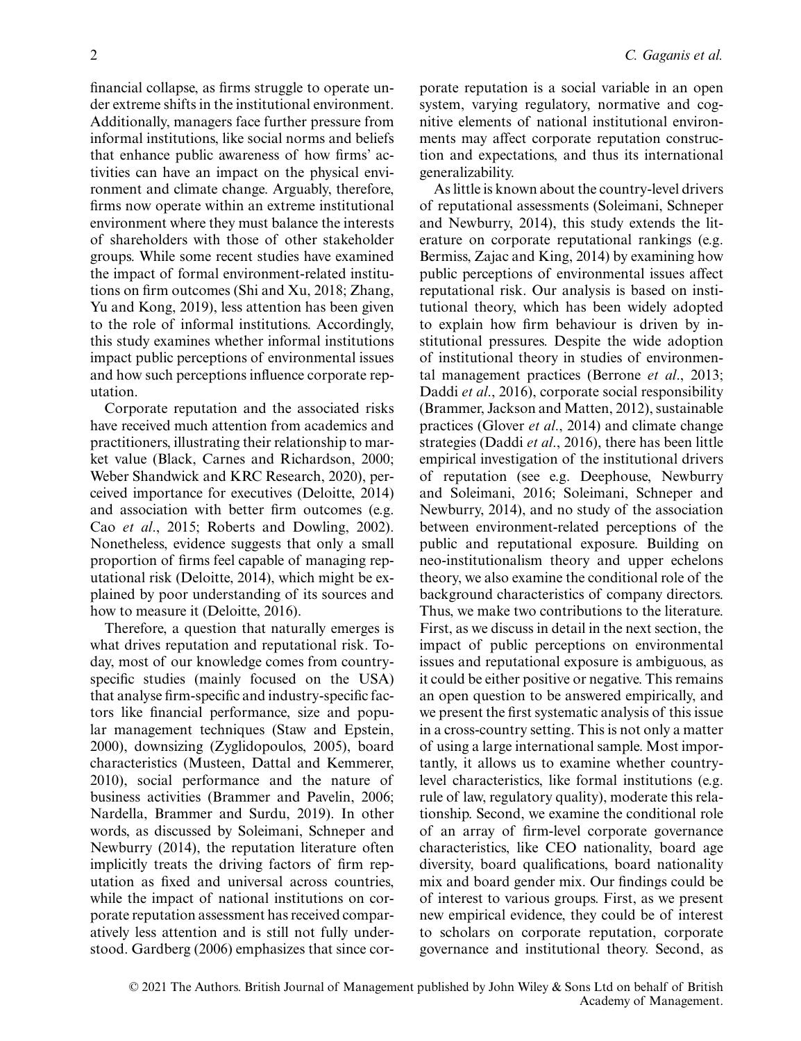financial collapse, as firms struggle to operate under extreme shifts in the institutional environment. Additionally, managers face further pressure from informal institutions, like social norms and beliefs that enhance public awareness of how firms' activities can have an impact on the physical environment and climate change. Arguably, therefore, firms now operate within an extreme institutional environment where they must balance the interests of shareholders with those of other stakeholder groups. While some recent studies have examined the impact of formal environment-related institutions on firm outcomes (Shi and Xu, 2018; Zhang, Yu and Kong, 2019), less attention has been given to the role of informal institutions. Accordingly, this study examines whether informal institutions impact public perceptions of environmental issues and how such perceptions influence corporate reputation.

Corporate reputation and the associated risks have received much attention from academics and practitioners, illustrating their relationship to market value (Black, Carnes and Richardson, 2000; Weber Shandwick and KRC Research, 2020), perceived importance for executives (Deloitte, 2014) and association with better firm outcomes (e.g. Cao *et al*., 2015; Roberts and Dowling, 2002). Nonetheless, evidence suggests that only a small proportion of firms feel capable of managing reputational risk (Deloitte, 2014), which might be explained by poor understanding of its sources and how to measure it (Deloitte, 2016).

Therefore, a question that naturally emerges is what drives reputation and reputational risk. Today, most of our knowledge comes from country-specific studies (mainly focused on the USA) that analyse firm-specific and industry-specific factors like financial performance, size and popular management techniques (Staw and Epstein, 2000), downsizing (Zyglidopoulos, 2005), board characteristics (Musteen, Dattal and Kemmerer, 2010), social performance and the nature of business activities (Brammer and Pavelin, 2006; Nardella, Brammer and Surdu, 2019). In other words, as discussed by Soleimani, Schneper and Newburry (2014), the reputation literature often implicitly treats the driving factors of firm reputation as fixed and universal across countries, while the impact of national institutions on corporate reputation assessment has received comparatively less attention and is still not fully understood. Gardberg (2006) emphasizes that since corporate reputation is a social variable in an open system, varying regulatory, normative and cognitive elements of national institutional environments may affect corporate reputation construction and expectations, and thus its international generalizability.

As little is known about the country-level drivers of reputational assessments (Soleimani, Schneper and Newburry, 2014), this study extends the literature on corporate reputational rankings (e.g. Bermiss, Zajac and King, 2014) by examining how public perceptions of environmental issues affect reputational risk. Our analysis is based on institutional theory, which has been widely adopted to explain how firm behaviour is driven by institutional pressures. Despite the wide adoption of institutional theory in studies of environmental management practices (Berrone *et al*., 2013; Daddi *et al*., 2016), corporate social responsibility (Brammer, Jackson and Matten, 2012), sustainable practices (Glover *et al*., 2014) and climate change strategies (Daddi *et al*., 2016), there has been little empirical investigation of the institutional drivers of reputation (see e.g. Deephouse, Newburry and Soleimani, 2016; Soleimani, Schneper and Newburry, 2014), and no study of the association between environment-related perceptions of the public and reputational exposure. Building on neo-institutionalism theory and upper echelons theory, we also examine the conditional role of the background characteristics of company directors. Thus, we make two contributions to the literature. First, as we discuss in detail in the next section, the impact of public perceptions on environmental issues and reputational exposure is ambiguous, as it could be either positive or negative. This remains an open question to be answered empirically, and we present the first systematic analysis of this issue in a cross-country setting. This is not only a matter of using a large international sample. Most importantly, it allows us to examine whether country-level characteristics, like formal institutions (e.g. rule of law, regulatory quality), moderate this relationship. Second, we examine the conditional role of an array of firm-level corporate governance characteristics, like CEO nationality, board age diversity, board qualifications, board nationality mix and board gender mix. Our findings could be of interest to various groups. First, as we present new empirical evidence, they could be of interest to scholars on corporate reputation, corporate governance and institutional theory. Second, as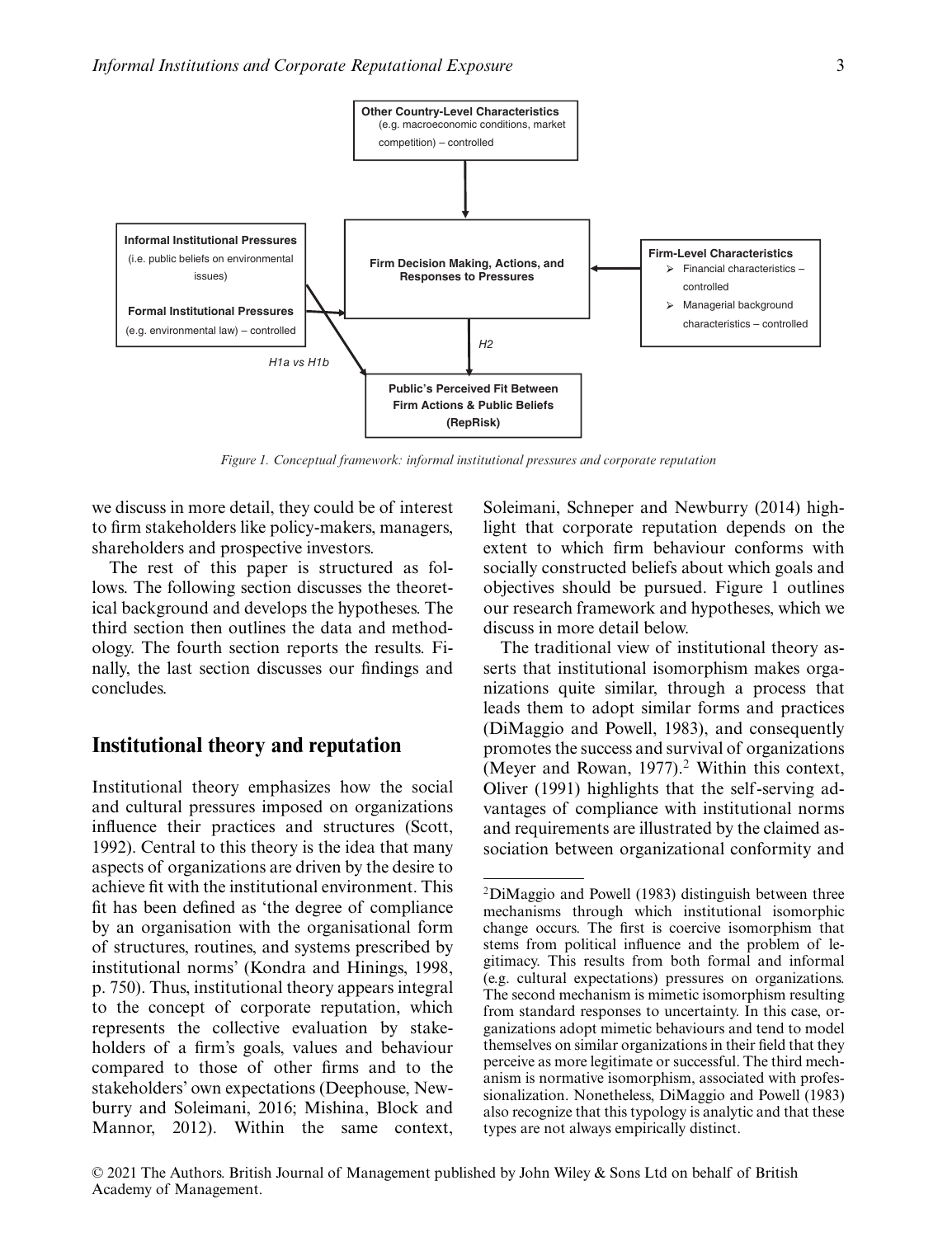Figure 1. Conceptual framework: informal institutional pressures and corporate reputation

we discuss in more detail, they could be of interest to firm stakeholders like policy-makers, managers, shareholders and prospective investors.

The rest of this paper is structured as follows. The following section discusses the theoretical background and develops the hypotheses. The third section then outlines the data and methodology. The fourth section reports the results. Finally, the last section discusses our findings and concludes.

## Institutional theory and reputation

Institutional theory emphasizes how the social and cultural pressures imposed on organizations influence their practices and structures (Scott, 1992). Central to this theory is the idea that many aspects of organizations are driven by the desire to achieve fit with the institutional environment. This fit has been defined as 'the degree of compliance by an organisation with the organisational form of structures, routines, and systems prescribed by institutional norms' (Kondra and Hinings, 1998, p. 750). Thus, institutional theory appears integral to the concept of corporate reputation, which represents the collective evaluation by stakeholders of a firm's goals, values and behaviour compared to those of other firms and to the stakeholders' own expectations (Deephouse, Newburry and Soleimani, 2016; Mishina, Block and Mannor, 2012). Within the same context, Soleimani, Schneper and Newburry (2014) highlight that corporate reputation depends on the extent to which firm behaviour conforms with socially constructed beliefs about which goals and objectives should be pursued. Figure 1 outlines our research framework and hypotheses, which we discuss in more detail below.

The traditional view of institutional theory asserts that institutional isomorphism makes organizations quite similar, through a process that leads them to adopt similar forms and practices (DiMaggio and Powell, 1983), and consequently promotes the success and survival of organizations (Meyer and Rowan, 1977).[2] Within this context, Oliver (1991) highlights that the self-serving advantages of compliance with institutional norms and requirements are illustrated by the claimed association between organizational conformity and

[2]DiMaggio and Powell (1983) distinguish between three mechanisms through which institutional isomorphic change occurs. The first is coercive isomorphism that stems from political influence and the problem of legitimacy. This results from both formal and informal (e.g. cultural expectations) pressures on organizations. The second mechanism is mimetic isomorphism resulting from standard responses to uncertainty. In this case, organizations adopt mimetic behaviours and tend to model themselves on similar organizations in their field that they perceive as more legitimate or successful. The third mechanism is normative isomorphism, associated with professionalization. Nonetheless, DiMaggio and Powell (1983) also recognize that this typology is analytic and that these types are not always empirically distinct.

© 2021 The Authors. British Journal of Management published by John Wiley & Sons Ltd on behalf of British Academy of Management.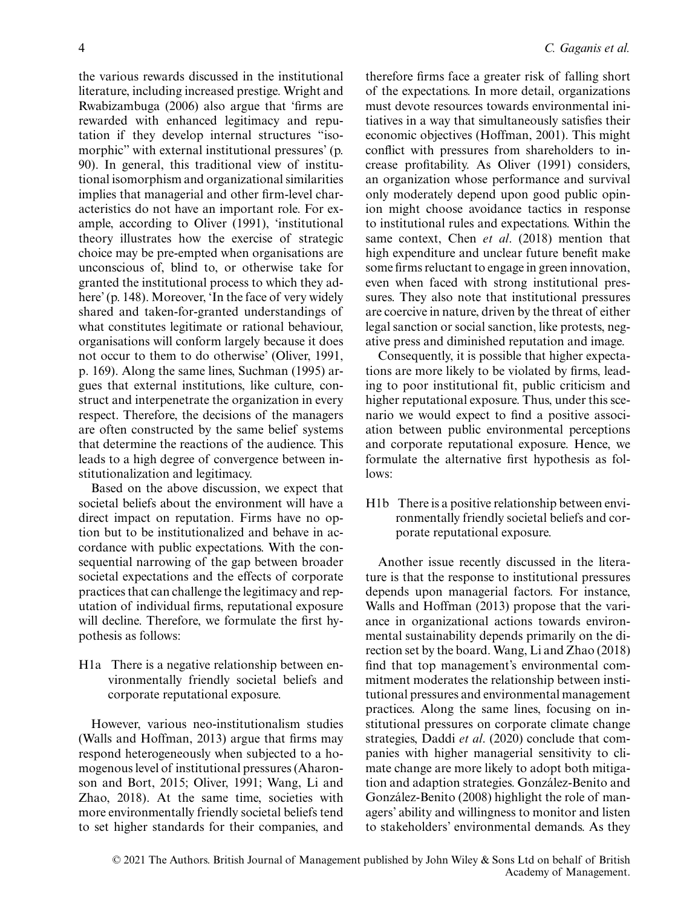the various rewards discussed in the institutional literature, including increased prestige. Wright and Rwabizambuga (2006) also argue that 'firms are rewarded with enhanced legitimacy and reputation if they develop internal structures "isomorphic" with external institutional pressures' (p. 90). In general, this traditional view of institutional isomorphism and organizational similarities implies that managerial and other firm-level characteristics do not have an important role. For example, according to Oliver (1991), 'institutional theory illustrates how the exercise of strategic choice may be pre-empted when organisations are unconscious of, blind to, or otherwise take for granted the institutional process to which they adhere' (p. 148). Moreover, 'In the face of very widely shared and taken-for-granted understandings of what constitutes legitimate or rational behaviour, organisations will conform largely because it does not occur to them to do otherwise' (Oliver, 1991, p. 169). Along the same lines, Suchman (1995) argues that external institutions, like culture, construct and interpenetrate the organization in every respect. Therefore, the decisions of the managers are often constructed by the same belief systems that determine the reactions of the audience. This leads to a high degree of convergence between institutionalization and legitimacy.

Based on the above discussion, we expect that societal beliefs about the environment will have a direct impact on reputation. Firms have no option but to be institutionalized and behave in accordance with public expectations. With the consequential narrowing of the gap between broader societal expectations and the effects of corporate practices that can challenge the legitimacy and reputation of individual firms, reputational exposure will decline. Therefore, we formulate the first hypothesis as follows:

H1a There is a negative relationship between environmentally friendly societal beliefs and corporate reputational exposure.

However, various neo-institutionalism studies (Walls and Hoffman, 2013) argue that firms may respond heterogeneously when subjected to a homogenous level of institutional pressures (Aharonson and Bort, 2015; Oliver, 1991; Wang, Li and Zhao, 2018). At the same time, societies with more environmentally friendly societal beliefs tend to set higher standards for their companies, and therefore firms face a greater risk of falling short of the expectations. In more detail, organizations must devote resources towards environmental initiatives in a way that simultaneously satisfies their economic objectives (Hoffman, 2001). This might conflict with pressures from shareholders to increase profitability. As Oliver (1991) considers, an organization whose performance and survival only moderately depend upon good public opinion might choose avoidance tactics in response to institutional rules and expectations. Within the same context, Chen *et al*. (2018) mention that high expenditure and unclear future benefit make some firms reluctant to engage in green innovation, even when faced with strong institutional pressures. They also note that institutional pressures are coercive in nature, driven by the threat of either legal sanction or social sanction, like protests, negative press and diminished reputation and image.

Consequently, it is possible that higher expectations are more likely to be violated by firms, leading to poor institutional fit, public criticism and higher reputational exposure. Thus, under this scenario we would expect to find a positive association between public environmental perceptions and corporate reputational exposure. Hence, we formulate the alternative first hypothesis as follows:

H1b There is a positive relationship between environmentally friendly societal beliefs and corporate reputational exposure.

Another issue recently discussed in the literature is that the response to institutional pressures depends upon managerial factors. For instance, Walls and Hoffman (2013) propose that the variance in organizational actions towards environmental sustainability depends primarily on the direction set by the board. Wang, Li and Zhao (2018) find that top management's environmental commitment moderates the relationship between institutional pressures and environmental management practices. Along the same lines, focusing on institutional pressures on corporate climate change strategies, Daddi *et al*. (2020) conclude that companies with higher managerial sensitivity to climate change are more likely to adopt both mitigation and adaption strategies. González-Benito and González-Benito (2008) highlight the role of managers' ability and willingness to monitor and listen to stakeholders' environmental demands. As they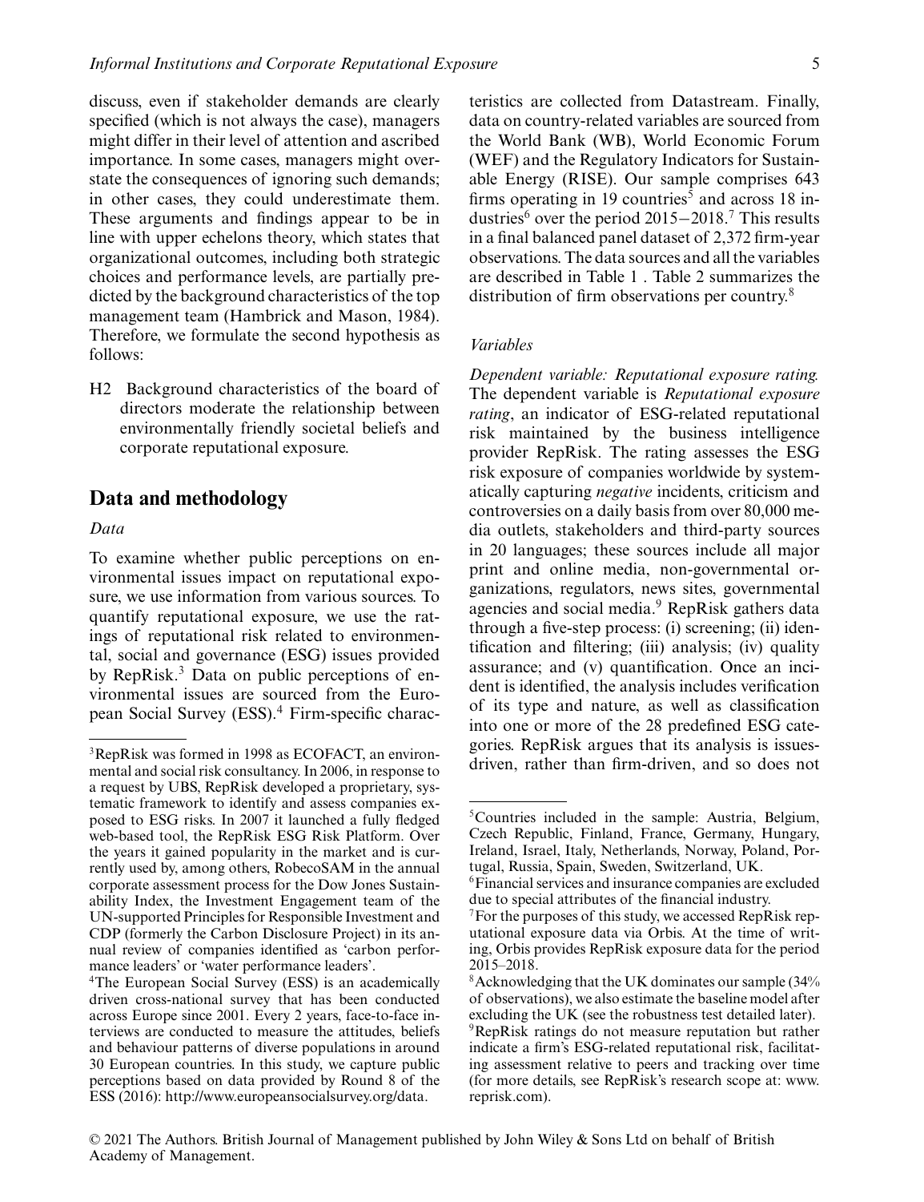discuss, even if stakeholder demands are clearly specified (which is not always the case), managers might differ in their level of attention and ascribed importance. In some cases, managers might overstate the consequences of ignoring such demands; in other cases, they could underestimate them. These arguments and findings appear to be in line with upper echelons theory, which states that organizational outcomes, including both strategic choices and performance levels, are partially predicted by the background characteristics of the top management team (Hambrick and Mason, 1984). Therefore, we formulate the second hypothesis as follows:

H2 Background characteristics of the board of directors moderate the relationship between environmentally friendly societal beliefs and corporate reputational exposure.

## Data and methodology

### Data

To examine whether public perceptions on environmental issues impact on reputational exposure, we use information from various sources. To quantify reputational exposure, we use the ratings of reputational risk related to environmental, social and governance (ESG) issues provided by RepRisk.[3] Data on public perceptions of environmental issues are sourced from the European Social Survey (ESS).[4] Firm-specific characteristics are collected from Datastream. Finally, data on country-related variables are sourced from the World Bank (WB), World Economic Forum (WEF) and the Regulatory Indicators for Sustainable Energy (RISE). Our sample comprises 643 firms operating in 19 countries[5] and across 18 industries[6] over the period 2015−2018.[7] This results in a final balanced panel dataset of 2,372 firm-year observations. The data sources and all the variables are described in Table 1 . Table 2 summarizes the distribution of firm observations per country.[8]

### Variables

*Dependent variable: Reputational exposure rating.* The dependent variable is *Reputational exposure rating*, an indicator of ESG-related reputational risk maintained by the business intelligence provider RepRisk. The rating assesses the ESG risk exposure of companies worldwide by systematically capturing *negative* incidents, criticism and controversies on a daily basis from over 80,000 media outlets, stakeholders and third-party sources in 20 languages; these sources include all major print and online media, non-governmental organizations, regulators, news sites, governmental agencies and social media.[9] RepRisk gathers data through a five-step process: (i) screening; (ii) identification and filtering; (iii) analysis; (iv) quality assurance; and (v) quantification. Once an incident is identified, the analysis includes verification of its type and nature, as well as classification into one or more of the 28 predefined ESG categories. RepRisk argues that its analysis is issues-driven, rather than firm-driven, and so does not

---

[3]RepRisk was formed in 1998 as ECOFACT, an environmental and social risk consultancy. In 2006, in response to a request by UBS, RepRisk developed a proprietary, systematic framework to identify and assess companies exposed to ESG risks. In 2007 it launched a fully fledged web-based tool, the RepRisk ESG Risk Platform. Over the years it gained popularity in the market and is currently used by, among others, RobecoSAM in the annual corporate assessment process for the Dow Jones Sustainability Index, the Investment Engagement team of the UN-supported Principles for Responsible Investment and CDP (formerly the Carbon Disclosure Project) in its annual review of companies identified as 'carbon performance leaders' or 'water performance leaders'.

[4]The European Social Survey (ESS) is an academically driven cross-national survey that has been conducted across Europe since 2001. Every 2 years, face-to-face interviews are conducted to measure the attitudes, beliefs and behaviour patterns of diverse populations in around 30 European countries. In this study, we capture public perceptions based on data provided by Round 8 of the ESS (2016): http://www.europeansocialsurvey.org/data.

[5]Countries included in the sample: Austria, Belgium, Czech Republic, Finland, France, Germany, Hungary, Ireland, Israel, Italy, Netherlands, Norway, Poland, Portugal, Russia, Spain, Sweden, Switzerland, UK.

[6]Financial services and insurance companies are excluded due to special attributes of the financial industry.

[7]For the purposes of this study, we accessed RepRisk reputational exposure data via Orbis. At the time of writing, Orbis provides RepRisk exposure data for the period 2015–2018.

[8]Acknowledging that the UK dominates our sample (34% of observations), we also estimate the baseline model after excluding the UK (see the robustness test detailed later).

[9]RepRisk ratings do not measure reputation but rather indicate a firm's ESG-related reputational risk, facilitating assessment relative to peers and tracking over time (for more details, see RepRisk's research scope at: www.reprisk.com).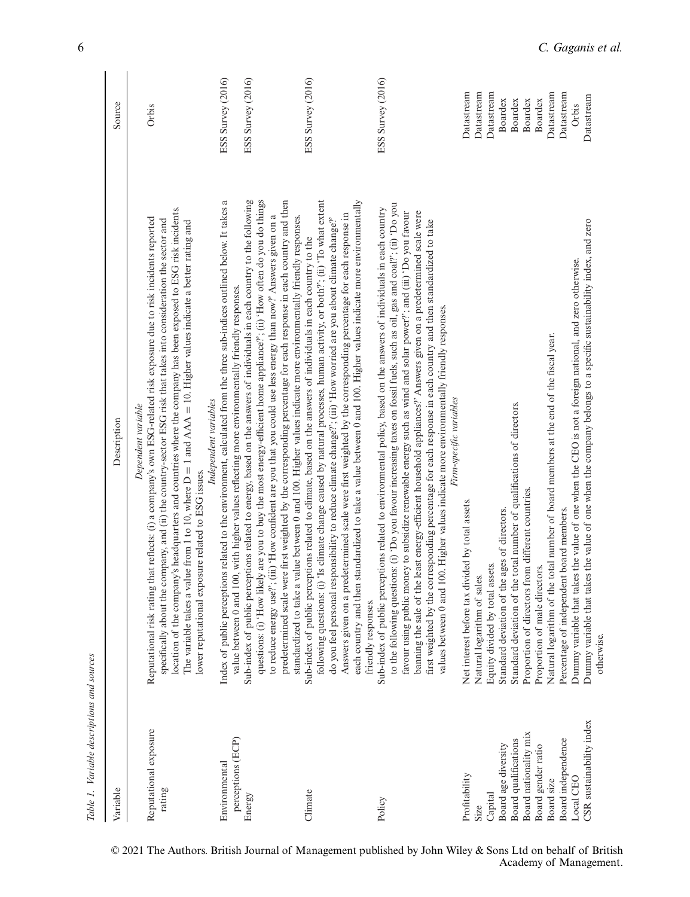*Table 1. Variable descriptions and sources*

| Variable | Description | Source |
|---|---|---|
| | *Dependent variable* | |
| Reputational exposure rating | Reputational risk rating that reflects: (i) a company's own ESG-related risk exposure due to risk incidents reported specifically about the company, and (ii) the country-sector ESG risk that takes into consideration the sector and location of the company's headquarters and countries where the company has been exposed to ESG risk incidents. The variable takes a value from 1 to 10, where D = 1 and AAA = 10. Higher values indicate a better rating and lower reputational exposure related to ESG issues. | Orbis |
| | *Independent variables* | |
| Environmental perceptions (ECP) | Index of public perceptions related to the environment, calculated from the three sub-indices outlined below. It takes a value between 0 and 100, with higher values reflecting more environmentally friendly responses. | ESS Survey (2016) |
| Energy | Sub-index of public perceptions related to energy, based on the answers of individuals in each country to the following questions: (i) 'How likely are you to buy the most energy-efficient home appliance?'; (ii) 'How often do you do things to reduce energy use?'; (iii) 'How confident are you that you could use less energy than now?' Answers given on a predetermined scale were first weighted by the corresponding percentage for each response in each country and then standardized to take a value between 0 and 100. Higher values indicate more environmentally friendly responses. | ESS Survey (2016) |
| Climate | Sub-index of public perceptions related to climate, based on the answers of individuals in each country to the following questions: (i) 'Is climate change caused by natural processes, human activity, or both?'; (ii) 'To what extent do you feel personal responsibility to reduce climate change?'; (iii) 'How worried are you about climate change?' Answers given on a predetermined scale were first weighted by the corresponding percentage for each response in each country and then standardized to take a value between 0 and 100. Higher values indicate more environmentally friendly responses. | ESS Survey (2016) |
| Policy | Sub-index of public perceptions related to environmental policy, based on the answers of individuals in each country to the following questions: (i) 'Do you favour increasing taxes on fossil fuels, such as oil, gas and coal?'; (ii) 'Do you favour using public money to subsidize renewable energy such as wind and solar power?'; and (iii) 'Do you favour banning the sale of the least energy-efficient household appliances?' Answers given on a predetermined scale were first weighted by the corresponding percentage for each response in each country and then standardized to take values between 0 and 100. Higher values indicate more environmentally friendly responses. | ESS Survey (2016) |
| | *Firm-specific variables* | |
| Profitability | Net interest before tax divided by total assets. | Datastream |
| Size | Natural logarithm of sales. | Datastream |
| Capital | Equity divided by total assets. | Datastream |
| Board age diversity | Standard deviation of the ages of directors. | Boardex |
| Board qualifications | Standard deviation of the total number of qualifications of directors. | Boardex |
| Board nationality mix | Proportion of directors from different countries. | Boardex |
| Board gender ratio | Proportion of male directors. | Boardex |
| Board size | Natural logarithm of the total number of board members at the end of the fiscal year. | Datastream |
| Board independence | Percentage of independent board members. | Datastream |
| Local CEO | Dummy variable that takes the value of one when the CEO is not a foreign national, and zero otherwise. | Orbis |
| CSR sustainability index | Dummy variable that takes the value of one when the company belongs to a specific sustainability index, and zero otherwise. | Datastream |

© 2021 The Authors. British Journal of Management published by John Wiley & Sons Ltd on behalf of British Academy of Management.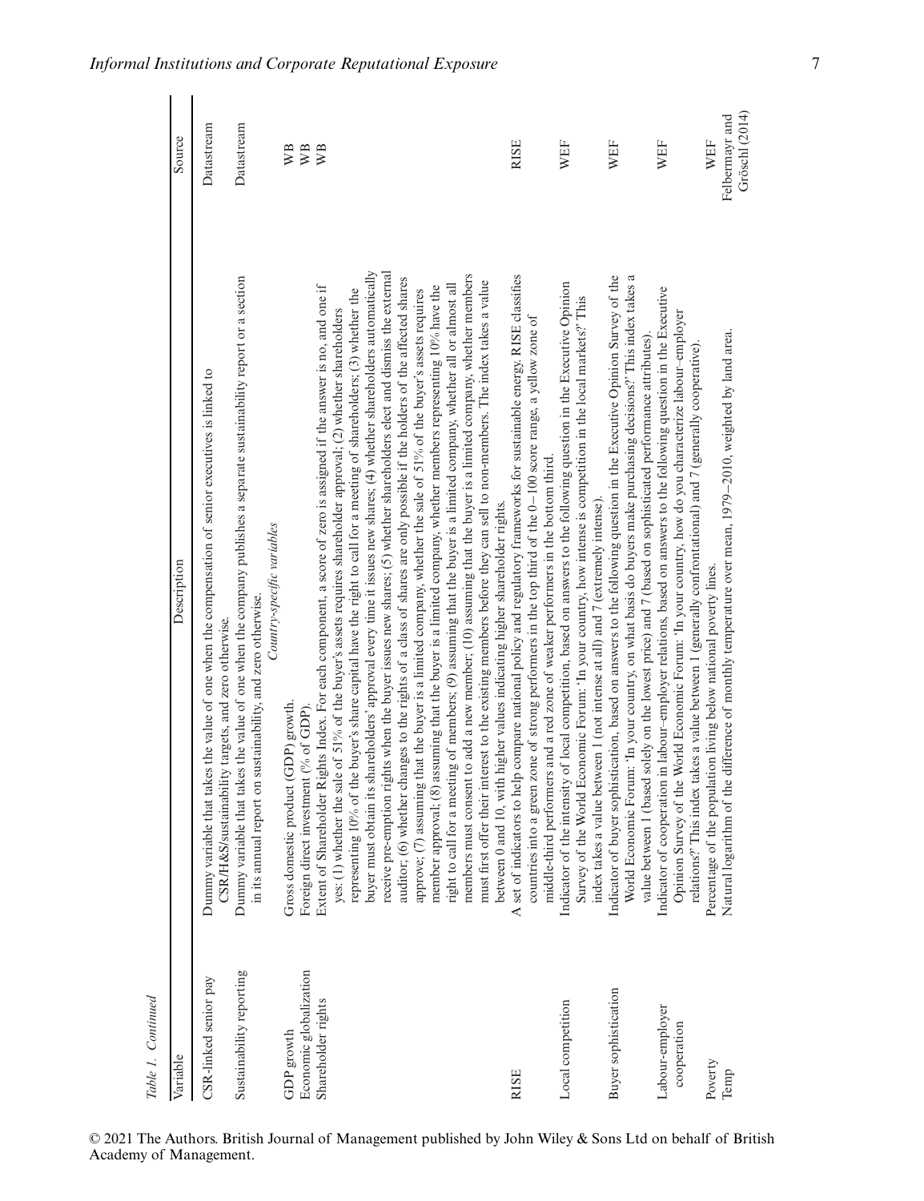Table 1. Continued

| Variable | Description | Source |
|---|---|---|
| CSR-linked senior pay | Dummy variable that takes the value of one when the compensation of senior executives is linked to CSR/H&S/sustainability targets, and zero otherwise. | Datastream |
| Sustainability reporting | Dummy variable that takes the value of one when the company publishes a separate sustainability report or a section in its annual report on sustainability, and zero otherwise. | Datastream |
| | *Country-specific variables* | |
| GDP growth | Gross domestic product (GDP) growth. | WB |
| Economic globalization | Foreign direct investment (% of GDP). | WB |
| Shareholder rights | Extent of Shareholder Rights Index. For each component, a score of zero is assigned if the answer is no, and one if yes: (1) whether the sale of 51% of the buyer's assets requires shareholder approval; (2) whether shareholders representing 10% of the buyer's share capital have the right to call for a meeting of shareholders; (3) whether the buyer must obtain its shareholders' approval every time it issues new shares; (4) whether shareholders automatically receive pre-emption rights when the buyer issues new shares; (5) whether shareholders elect and dismiss the external auditor; (6) whether changes to the rights of a class of shares are only possible if the holders of the affected shares approve; (7) assuming that the buyer is a limited company, whether the sale of 51% of the buyer's assets requires member approval; (8) assuming that the buyer is a limited company, whether members representing 10% have the right to call for a meeting of members; (9) assuming that the buyer is a limited company, whether all or almost all members must consent to add a new member; (10) assuming that the buyer is a limited company, whether members must first offer their interest to the existing members before they can sell to non-members. The index takes a value between 0 and 10, with higher values indicating higher shareholder rights. | WB |
| RISE | A set of indicators to help compare national policy and regulatory frameworks for sustainable energy. RISE classifies countries into a green zone of strong performers in the top third of the 0–100 score range, a yellow zone of middle-third performers and a red zone of weaker performers in the bottom third. | RISE |
| Local competition | Indicator of the intensity of local competition, based on answers to the following question in the Executive Opinion Survey of the World Economic Forum: 'In your country, how intense is competition in the local markets?' This index takes a value between 1 (not intense at all) and 7 (extremely intense). | WEF |
| Buyer sophistication | Indicator of buyer sophistication, based on answers to the following question in the Executive Opinion Survey of the World Economic Forum: 'In your country, on what basis do buyers make purchasing decisions?' This index takes a value between 1 (based solely on the lowest price) and 7 (based on sophisticated performance attributes). | WEF |
| Labour–employer cooperation | Indicator of cooperation in labour–employer relations, based on answers to the following question in the Executive Opinion Survey of the World Economic Forum: 'In your country, how do you characterize labour–employer relations?' This index takes a value between 1 (generally confrontational) and 7 (generally cooperative). | WEF |
| Poverty | Percentage of the population living below national poverty lines. | WEF |
| Temp | Natural logarithm of the difference of monthly temperature over mean, 1979–2010, weighted by land area. | Felbermayr and Gröschl (2014) |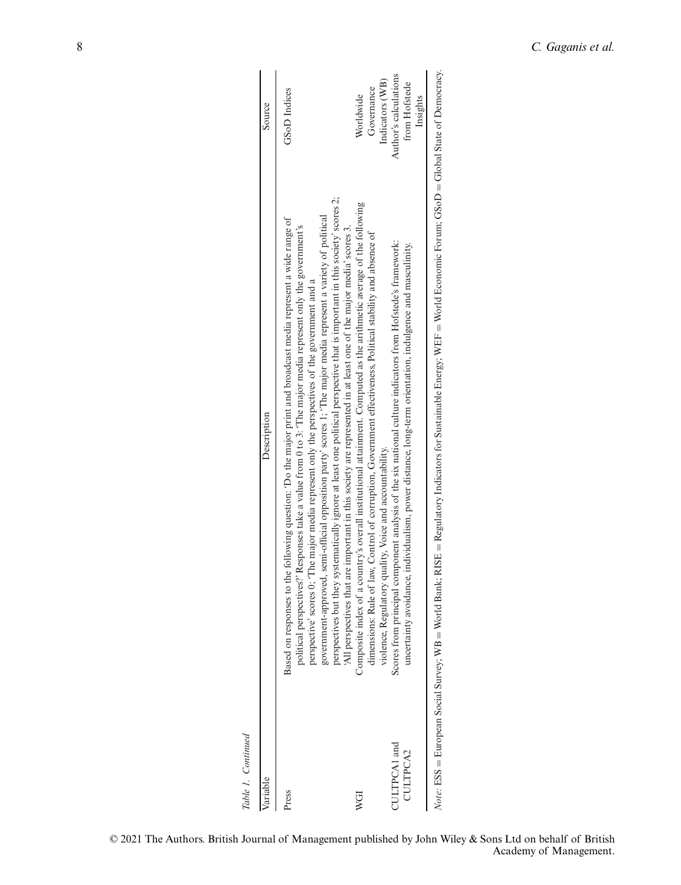*Table 1. Continued*

| Variable | Description | Source |
|---|---|---|
| Press | Based on responses to the following question: 'Do the major print and broadcast media represent a wide range of political perspectives?' Responses take a value from 0 to 3: 'The major media represent only the government's perspective' scores 0; 'The major media represent only the perspectives of the government and a government-approved, semi-official opposition party' scores 1; 'The major media represent a variety of political perspectives but they systematically ignore at least one political perspective that is important in this society' scores 2; 'All perspectives that are important in this society are represented in at least one of the major media' scores 3. | GSoD Indices |
| WGI | Composite index of a country's overall institutional attainment. Computed as the arithmetic average of the following dimensions: Rule of law, Control of corruption, Government effectiveness, Political stability and absence of violence, Regulatory quality, Voice and accountability. | Worldwide Governance Indicators (WB) |
| CULTPCA1 and CULTPCA2 | Scores from principal component analysis of the six national culture indicators from Hofstede's framework: uncertainty avoidance, individualism, power distance, long-term orientation, indulgence and masculinity. | Author's calculations from Hofstede Insights |

*Note*: ESS = European Social Survey; WB = World Bank; RISE = Regulatory Indicators for Sustainable Energy; WEF = World Economic Forum; GSoD = Global State of Democracy.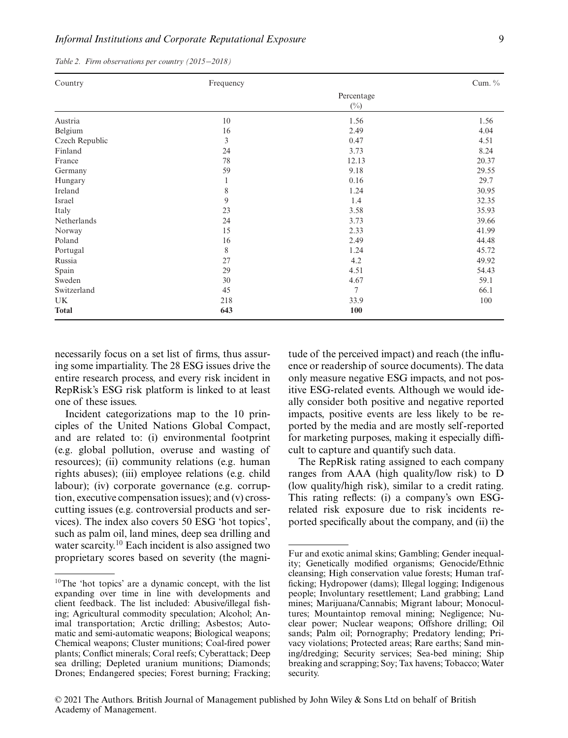*Table 2. Firm observations per country (2015–2018)*

| Country | Frequency | Percentage (%) | Cum. % |
|---|---|---|---|
| Austria | 10 | 1.56 | 1.56 |
| Belgium | 16 | 2.49 | 4.04 |
| Czech Republic | 3 | 0.47 | 4.51 |
| Finland | 24 | 3.73 | 8.24 |
| France | 78 | 12.13 | 20.37 |
| Germany | 59 | 9.18 | 29.55 |
| Hungary | 1 | 0.16 | 29.7 |
| Ireland | 8 | 1.24 | 30.95 |
| Israel | 9 | 1.4 | 32.35 |
| Italy | 23 | 3.58 | 35.93 |
| Netherlands | 24 | 3.73 | 39.66 |
| Norway | 15 | 2.33 | 41.99 |
| Poland | 16 | 2.49 | 44.48 |
| Portugal | 8 | 1.24 | 45.72 |
| Russia | 27 | 4.2 | 49.92 |
| Spain | 29 | 4.51 | 54.43 |
| Sweden | 30 | 4.67 | 59.1 |
| Switzerland | 45 | 7 | 66.1 |
| UK | 218 | 33.9 | 100 |
| **Total** | **643** | **100** | |

necessarily focus on a set list of firms, thus assuring some impartiality. The 28 ESG issues drive the entire research process, and every risk incident in RepRisk's ESG risk platform is linked to at least one of these issues.

Incident categorizations map to the 10 principles of the United Nations Global Compact, and are related to: (i) environmental footprint (e.g. global pollution, overuse and wasting of resources); (ii) community relations (e.g. human rights abuses); (iii) employee relations (e.g. child labour); (iv) corporate governance (e.g. corruption, executive compensation issues); and (v) cross-cutting issues (e.g. controversial products and services). The index also covers 50 ESG 'hot topics', such as palm oil, land mines, deep sea drilling and water scarcity.[10] Each incident is also assigned two proprietary scores based on severity (the magnitude of the perceived impact) and reach (the influence or readership of source documents). The data only measure negative ESG impacts, and not positive ESG-related events. Although we would ideally consider both positive and negative reported impacts, positive events are less likely to be reported by the media and are mostly self-reported for marketing purposes, making it especially difficult to capture and quantify such data.

The RepRisk rating assigned to each company ranges from AAA (high quality/low risk) to D (low quality/high risk), similar to a credit rating. This rating reflects: (i) a company's own ESG-related risk exposure due to risk incidents reported specifically about the company, and (ii) the

[10] The 'hot topics' are a dynamic concept, with the list expanding over time in line with developments and client feedback. The list included: Abusive/illegal fishing; Agricultural commodity speculation; Alcohol; Animal transportation; Arctic drilling; Asbestos; Automatic and semi-automatic weapons; Biological weapons; Chemical weapons; Cluster munitions; Coal-fired power plants; Conflict minerals; Coral reefs; Cyberattack; Deep sea drilling; Depleted uranium munitions; Diamonds; Drones; Endangered species; Forest burning; Fracking; Fur and exotic animal skins; Gambling; Gender inequality; Genetically modified organisms; Genocide/Ethnic cleansing; High conservation value forests; Human trafficking; Hydropower (dams); Illegal logging; Indigenous people; Involuntary resettlement; Land grabbing; Land mines; Marijuana/Cannabis; Migrant labour; Monocultures; Mountaintop removal mining; Negligence; Nuclear power; Nuclear weapons; Offshore drilling; Oil sands; Palm oil; Pornography; Predatory lending; Privacy violations; Protected areas; Rare earths; Sand mining/dredging; Security services; Sea-bed mining; Ship breaking and scrapping; Soy; Tax havens; Tobacco; Water security.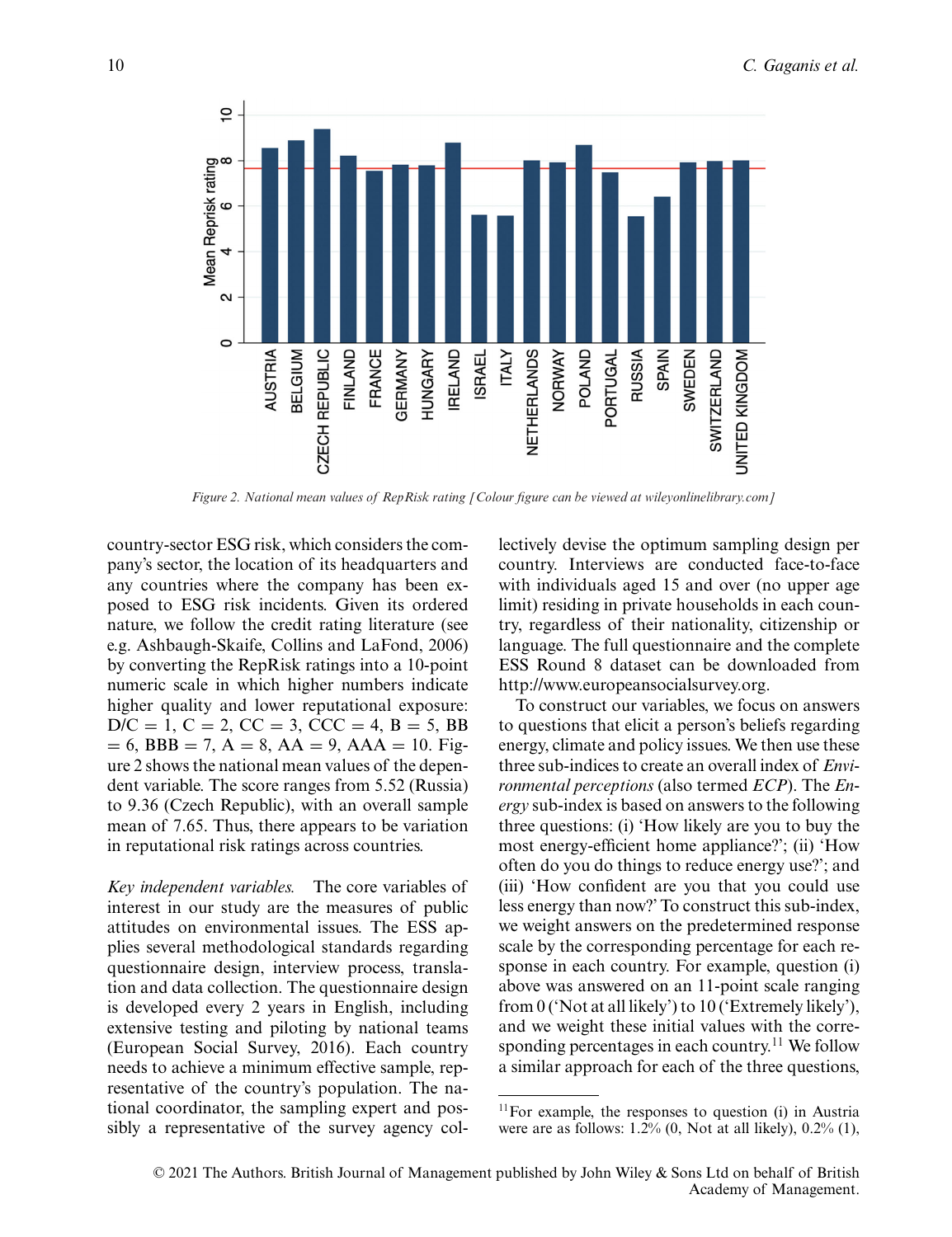Figure 2. National mean values of RepRisk rating [Colour figure can be viewed at wileyonlinelibrary.com]

country-sector ESG risk, which considers the company's sector, the location of its headquarters and any countries where the company has been exposed to ESG risk incidents. Given its ordered nature, we follow the credit rating literature (see e.g. Ashbaugh-Skaife, Collins and LaFond, 2006) by converting the RepRisk ratings into a 10-point numeric scale in which higher numbers indicate higher quality and lower reputational exposure: D/C = 1, C = 2, CC = 3, CCC = 4, B = 5, BB = 6, BBB = 7, A = 8, AA = 9, AAA = 10. Figure 2 shows the national mean values of the dependent variable. The score ranges from 5.52 (Russia) to 9.36 (Czech Republic), with an overall sample mean of 7.65. Thus, there appears to be variation in reputational risk ratings across countries.

*Key independent variables.* The core variables of interest in our study are the measures of public attitudes on environmental issues. The ESS applies several methodological standards regarding questionnaire design, interview process, translation and data collection. The questionnaire design is developed every 2 years in English, including extensive testing and piloting by national teams (European Social Survey, 2016). Each country needs to achieve a minimum effective sample, representative of the country's population. The national coordinator, the sampling expert and possibly a representative of the survey agency collectively devise the optimum sampling design per country. Interviews are conducted face-to-face with individuals aged 15 and over (no upper age limit) residing in private households in each country, regardless of their nationality, citizenship or language. The full questionnaire and the complete ESS Round 8 dataset can be downloaded from http://www.europeansocialsurvey.org.

To construct our variables, we focus on answers to questions that elicit a person's beliefs regarding energy, climate and policy issues. We then use these three sub-indices to create an overall index of *Environmental perceptions* (also termed *ECP*). The *Energy* sub-index is based on answers to the following three questions: (i) 'How likely are you to buy the most energy-efficient home appliance?'; (ii) 'How often do you do things to reduce energy use?'; and (iii) 'How confident are you that you could use less energy than now?' To construct this sub-index, we weight answers on the predetermined response scale by the corresponding percentage for each response in each country. For example, question (i) above was answered on an 11-point scale ranging from 0 ('Not at all likely') to 10 ('Extremely likely'), and we weight these initial values with the corresponding percentages in each country.[11] We follow a similar approach for each of the three questions,

[11]For example, the responses to question (i) in Austria were are as follows: 1.2% (0, Not at all likely), 0.2% (1),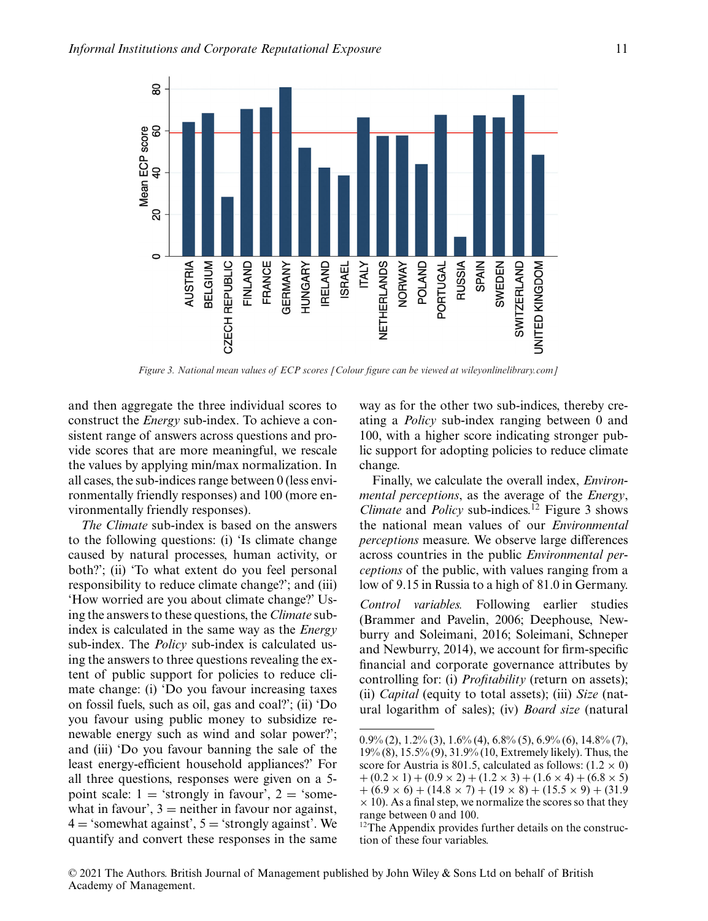Figure 3. National mean values of ECP scores [Colour figure can be viewed at wileyonlinelibrary.com]

and then aggregate the three individual scores to construct the *Energy* sub-index. To achieve a consistent range of answers across questions and provide scores that are more meaningful, we rescale the values by applying min/max normalization. In all cases, the sub-indices range between 0 (less environmentally friendly responses) and 100 (more environmentally friendly responses).

*The Climate* sub-index is based on the answers to the following questions: (i) 'Is climate change caused by natural processes, human activity, or both?'; (ii) 'To what extent do you feel personal responsibility to reduce climate change?'; and (iii) 'How worried are you about climate change?' Using the answers to these questions, the *Climate* sub-index is calculated in the same way as the *Energy* sub-index. The *Policy* sub-index is calculated using the answers to three questions revealing the extent of public support for policies to reduce climate change: (i) 'Do you favour increasing taxes on fossil fuels, such as oil, gas and coal?'; (ii) 'Do you favour using public money to subsidize renewable energy such as wind and solar power?'; and (iii) 'Do you favour banning the sale of the least energy-efficient household appliances?' For all three questions, responses were given on a 5-point scale: 1 = 'strongly in favour', 2 = 'somewhat in favour', 3 = neither in favour nor against, 4 = 'somewhat against', 5 = 'strongly against'. We quantify and convert these responses in the same way as for the other two sub-indices, thereby creating a *Policy* sub-index ranging between 0 and 100, with a higher score indicating stronger public support for adopting policies to reduce climate change.

Finally, we calculate the overall index, *Environmental perceptions*, as the average of the *Energy*, *Climate* and *Policy* sub-indices.[12] Figure 3 shows the national mean values of our *Environmental perceptions* measure. We observe large differences across countries in the public *Environmental perceptions* of the public, with values ranging from a low of 9.15 in Russia to a high of 81.0 in Germany.

*Control variables.* Following earlier studies (Brammer and Pavelin, 2006; Deephouse, Newburry and Soleimani, 2016; Soleimani, Schneper and Newburry, 2014), we account for firm-specific financial and corporate governance attributes by controlling for: (i) *Profitability* (return on assets); (ii) *Capital* (equity to total assets); (iii) *Size* (natural logarithm of sales); (iv) *Board size* (natural

0.9% (2), 1.2% (3), 1.6% (4), 6.8% (5), 6.9% (6), 14.8% (7), 19% (8), 15.5% (9), 31.9% (10, Extremely likely). Thus, the score for Austria is 801.5, calculated as follows: $(1.2 \times 0) + (0.2 \times 1) + (0.9 \times 2) + (1.2 \times 3) + (1.6 \times 4) + (6.8 \times 5) + (6.9 \times 6) + (14.8 \times 7) + (19 \times 8) + (15.5 \times 9) + (31.9 \times 10)$. As a final step, we normalize the scores so that they range between 0 and 100.

[12]The Appendix provides further details on the construction of these four variables.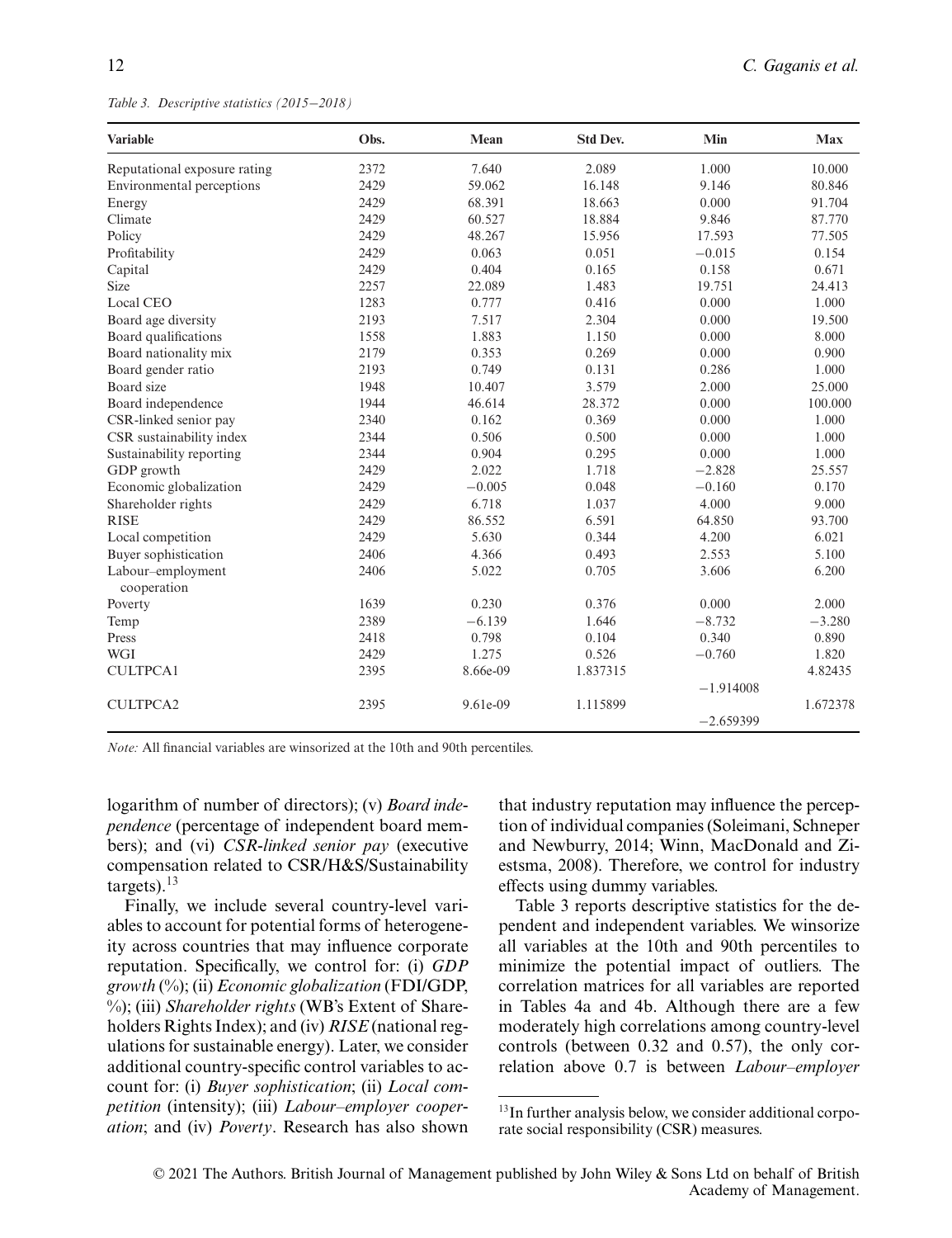*Table 3. Descriptive statistics (2015−2018)*

| Variable | Obs. | Mean | Std Dev. | Min | Max |
|---|---|---|---|---|---|
| Reputational exposure rating | 2372 | 7.640 | 2.089 | 1.000 | 10.000 |
| Environmental perceptions | 2429 | 59.062 | 16.148 | 9.146 | 80.846 |
| Energy | 2429 | 68.391 | 18.663 | 0.000 | 91.704 |
| Climate | 2429 | 60.527 | 18.884 | 9.846 | 87.770 |
| Policy | 2429 | 48.267 | 15.956 | 17.593 | 77.505 |
| Profitability | 2429 | 0.063 | 0.051 | −0.015 | 0.154 |
| Capital | 2429 | 0.404 | 0.165 | 0.158 | 0.671 |
| Size | 2257 | 22.089 | 1.483 | 19.751 | 24.413 |
| Local CEO | 1283 | 0.777 | 0.416 | 0.000 | 1.000 |
| Board age diversity | 2193 | 7.517 | 2.304 | 0.000 | 19.500 |
| Board qualifications | 1558 | 1.883 | 1.150 | 0.000 | 8.000 |
| Board nationality mix | 2179 | 0.353 | 0.269 | 0.000 | 0.900 |
| Board gender ratio | 2193 | 0.749 | 0.131 | 0.286 | 1.000 |
| Board size | 1948 | 10.407 | 3.579 | 2.000 | 25.000 |
| Board independence | 1944 | 46.614 | 28.372 | 0.000 | 100.000 |
| CSR-linked senior pay | 2340 | 0.162 | 0.369 | 0.000 | 1.000 |
| CSR sustainability index | 2344 | 0.506 | 0.500 | 0.000 | 1.000 |
| Sustainability reporting | 2344 | 0.904 | 0.295 | 0.000 | 1.000 |
| GDP growth | 2429 | 2.022 | 1.718 | −2.828 | 25.557 |
| Economic globalization | 2429 | −0.005 | 0.048 | −0.160 | 0.170 |
| Shareholder rights | 2429 | 6.718 | 1.037 | 4.000 | 9.000 |
| RISE | 2429 | 86.552 | 6.591 | 64.850 | 93.700 |
| Local competition | 2429 | 5.630 | 0.344 | 4.200 | 6.021 |
| Buyer sophistication | 2406 | 4.366 | 0.493 | 2.553 | 5.100 |
| Labour–employment cooperation | 2406 | 5.022 | 0.705 | 3.606 | 6.200 |
| Poverty | 1639 | 0.230 | 0.376 | 0.000 | 2.000 |
| Temp | 2389 | −6.139 | 1.646 | −8.732 | −3.280 |
| Press | 2418 | 0.798 | 0.104 | 0.340 | 0.890 |
| WGI | 2429 | 1.275 | 0.526 | −0.760 | 1.820 |
| CULTPCA1 | 2395 | 8.66e-09 | 1.837315 | −1.914008 | 4.82435 |
| CULTPCA2 | 2395 | 9.61e-09 | 1.115899 | −2.659399 | 1.672378 |

*Note:* All financial variables are winsorized at the 10th and 90th percentiles.

logarithm of number of directors); (v) *Board independence* (percentage of independent board members); and (vi) *CSR-linked senior pay* (executive compensation related to CSR/H&S/Sustainability targets).[13]

Finally, we include several country-level variables to account for potential forms of heterogeneity across countries that may influence corporate reputation. Specifically, we control for: (i) *GDP growth* (%); (ii) *Economic globalization* (FDI/GDP, %); (iii) *Shareholder rights* (WB's Extent of Shareholders Rights Index); and (iv) *RISE* (national regulations for sustainable energy). Later, we consider additional country-specific control variables to account for: (i) *Buyer sophistication*; (ii) *Local competition* (intensity); (iii) *Labour–employer cooperation*; and (iv) *Poverty*. Research has also shown that industry reputation may influence the perception of individual companies (Soleimani, Schneper and Newburry, 2014; Winn, MacDonald and Ziestsma, 2008). Therefore, we control for industry effects using dummy variables.

Table 3 reports descriptive statistics for the dependent and independent variables. We winsorize all variables at the 10th and 90th percentiles to minimize the potential impact of outliers. The correlation matrices for all variables are reported in Tables 4a and 4b. Although there are a few moderately high correlations among country-level controls (between 0.32 and 0.57), the only correlation above 0.7 is between *Labour–employer*

[13] In further analysis below, we consider additional corporate social responsibility (CSR) measures.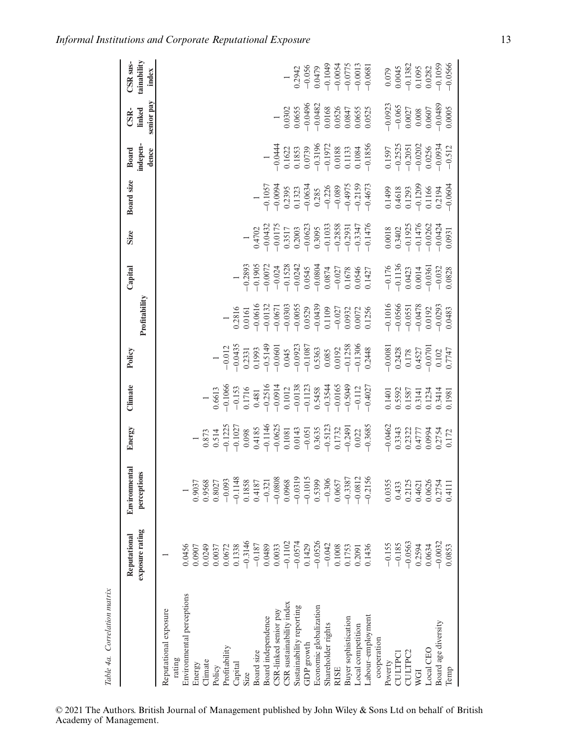*Table 4a. Correlation matrix*

| | Reputational exposure rating | Environmental perceptions | Energy | Climate | Policy | Profitability | Capital | Size | Board size | Board independence | CSR-linked senior pay | CSR sustainability index |
|---|---|---|---|---|---|---|---|---|---|---|---|---|
| Reputational exposure rating | 1 | | | | | | | | | | | |
| Environmental perceptions | 0.0456 | 1 | | | | | | | | | | |
| Energy | 0.0907 | 0.9037 | 1 | | | | | | | | | |
| Climate | 0.0249 | 0.9568 | 0.873 | 1 | | | | | | | | |
| Policy | 0.0037 | 0.8027 | 0.514 | 0.6613 | 1 | | | | | | | |
| Profitability | 0.0672 | −0.093 | −0.1225 | −0.1066 | −0.012 | 1 | | | | | | |
| Capital | 0.1338 | −0.1148 | −0.1027 | −0.153 | −0.0435 | 0.2816 | 1 | | | | | |
| Size | −0.3146 | 0.1858 | 0.098 | 0.1716 | 0.2331 | 0.0161 | −0.2893 | 1 | | | | |
| Board size | −0.187 | 0.4187 | 0.4185 | 0.481 | 0.1993 | −0.0616 | −0.1905 | 0.4702 | 1 | | | |
| Board independence | 0.0489 | −0.321 | −0.1146 | −0.2516 | −0.5149 | −0.0132 | −0.0072 | −0.0432 | −0.1057 | 1 | | |
| CSR-linked senior pay | 0.0033 | −0.0808 | −0.0625 | −0.0914 | −0.0601 | −0.0671 | −0.024 | −0.0175 | −0.0094 | −0.0444 | 1 | |
| CSR sustainability index | −0.1102 | 0.0968 | 0.1081 | 0.1012 | 0.045 | −0.0303 | −0.1528 | 0.3517 | 0.2395 | 0.1622 | 0.0302 | 1 |
| Sustainability reporting | −0.0574 | −0.0319 | 0.0143 | −0.0138 | −0.0923 | −0.0055 | −0.0242 | 0.2003 | 0.1323 | 0.1853 | 0.0655 | 0.2942 |
| GDP growth | 0.1429 | −0.1015 | −0.051 | −0.1123 | −0.1087 | 0.0529 | 0.0545 | −0.0623 | −0.0634 | 0.0739 | −0.0496 | −0.056 |
| Economic globalization | −0.0526 | 0.5399 | 0.3635 | 0.5458 | 0.5363 | −0.0439 | −0.0804 | 0.3095 | 0.285 | −0.3196 | −0.0482 | 0.0479 |
| Shareholder rights | −0.042 | −0.306 | −0.5123 | −0.3544 | 0.085 | 0.1109 | 0.0874 | −0.1033 | −0.226 | −0.1972 | 0.0168 | −0.1049 |
| RISE | 0.1008 | 0.0657 | 0.1732 | −0.0165 | 0.0192 | −0.027 | −0.027 | −0.2858 | −0.089 | 0.0188 | 0.0526 | −0.0054 |
| Buyer sophistication | 0.1753 | −0.3387 | −0.2491 | −0.5049 | −0.1258 | 0.0932 | 0.1678 | −0.2931 | −0.4975 | 0.1133 | 0.0847 | −0.0775 |
| Local competition | 0.2091 | −0.0812 | 0.022 | −0.112 | −0.1306 | 0.0072 | 0.0546 | −0.3347 | −0.2159 | 0.1084 | 0.0655 | −0.0013 |
| Labour–employment cooperation | 0.1436 | −0.2156 | −0.3685 | −0.4027 | 0.2448 | 0.1256 | 0.1427 | −0.1476 | −0.4673 | −0.1856 | 0.0525 | −0.0681 |
| Poverty | −0.155 | 0.0355 | −0.0462 | 0.1401 | −0.0081 | −0.1016 | −0.176 | 0.0018 | 0.1499 | 0.1597 | −0.0923 | 0.079 |
| CULTPC1 | −0.185 | 0.433 | 0.3343 | 0.5592 | 0.2428 | −0.0566 | −0.1136 | 0.3402 | 0.4618 | −0.2525 | −0.065 | 0.0045 |
| CULTPC2 | −0.0563 | 0.2125 | 0.2322 | 0.1587 | 0.178 | −0.0551 | 0.0423 | −0.1925 | 0.1293 | −0.2051 | 0.0027 | −0.1382 |
| WGI | 0.2594 | 0.4621 | 0.4777 | 0.3141 | 0.4527 | −0.0478 | 0.0014 | −0.1476 | −0.1209 | −0.0202 | 0.008 | 0.1095 |
| Local CEO | 0.0634 | 0.0626 | 0.0994 | 0.1234 | −0.0701 | 0.0192 | −0.0361 | −0.0262 | 0.1166 | 0.0256 | 0.0607 | 0.0282 |
| Board age diversity | −0.0032 | 0.2754 | 0.2754 | 0.3414 | 0.102 | −0.0293 | −0.032 | −0.0424 | 0.2194 | −0.0934 | −0.0489 | −0.1059 |
| Temp | 0.0853 | 0.4111 | 0.172 | 0.1981 | 0.7747 | 0.0483 | 0.0828 | 0.0931 | −0.0604 | −0.512 | 0.0005 | −0.0566 |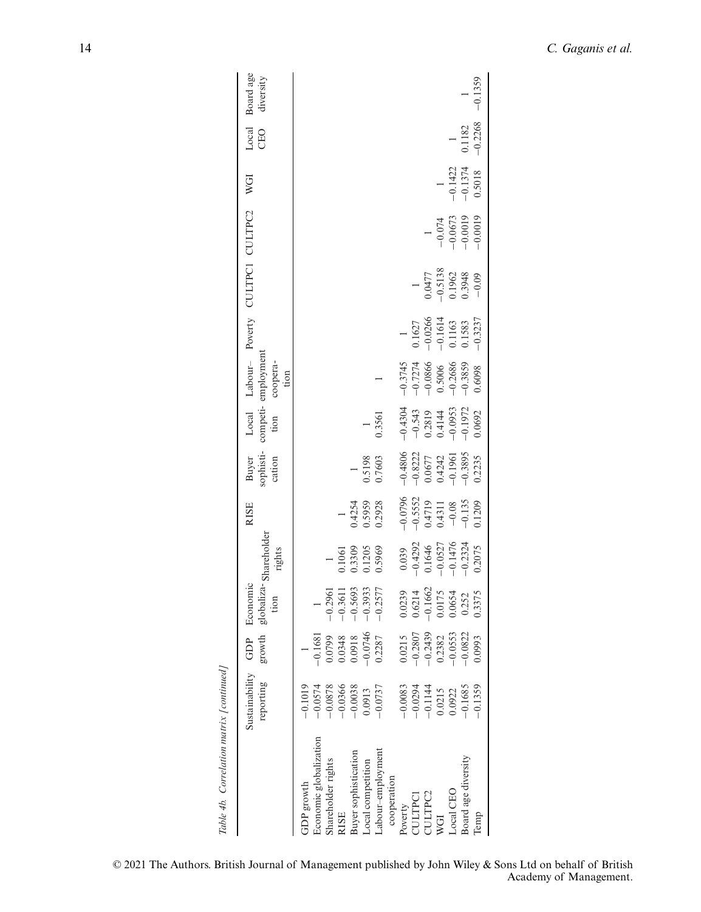Table 4b. Correlation matrix [continued]

| | Sustainability reporting | GDP growth | Economic globalization | Shareholder rights | RISE | Buyer sophistication | Local competition | Labour–employment cooperation | Poverty | CULTPC1 | CULTPC2 | WGI | Local CEO | Board age diversity |
|---|---|---|---|---|---|---|---|---|---|---|---|---|---|---|
| GDP growth | −0.1019 | 1 | | | | | | | | | | | | |
| Economic globalization | −0.0574 | −0.1681 | 1 | | | | | | | | | | | |
| Shareholder rights | −0.0878 | 0.0799 | −0.2961 | 1 | | | | | | | | | | |
| RISE | −0.0366 | 0.0348 | −0.3611 | 0.1061 | 1 | | | | | | | | | |
| Buyer sophistication | −0.0038 | 0.0918 | −0.5693 | 0.3309 | 0.4254 | 1 | | | | | | | | |
| Local competition | 0.0913 | −0.0746 | −0.3933 | 0.1205 | 0.5959 | 0.5198 | 1 | | | | | | | |
| Labour–employment cooperation | −0.0737 | 0.2287 | −0.2577 | 0.5969 | 0.2928 | 0.7603 | 0.3561 | 1 | | | | | | |
| Poverty | −0.0083 | 0.0215 | 0.0239 | 0.039 | −0.0796 | −0.4806 | −0.4304 | −0.3745 | 1 | | | | | |
| CULTPC1 | −0.0294 | −0.2807 | 0.6214 | −0.4292 | −0.5552 | −0.8222 | −0.543 | −0.7274 | 0.1627 | 1 | | | | |
| CULTPC2 | −0.1144 | −0.2439 | −0.1662 | 0.1646 | 0.4719 | 0.0677 | 0.2819 | −0.0866 | −0.0266 | 0.0477 | 1 | | | |
| WGI | 0.0215 | 0.2382 | 0.0175 | −0.0527 | 0.4311 | 0.4242 | 0.4144 | 0.5006 | −0.1614 | −0.5138 | −0.074 | 1 | | |
| Local CEO | 0.0922 | −0.0553 | 0.0654 | −0.1476 | −0.08 | −0.1961 | −0.0953 | −0.2686 | 0.1163 | 0.1962 | −0.0673 | −0.1422 | 1 | |
| Board age diversity | −0.1685 | −0.0822 | 0.252 | −0.2324 | −0.135 | −0.3895 | −0.1972 | −0.3859 | 0.1583 | 0.3948 | −0.0019 | −0.1374 | 0.1182 | 1 |
| Temp | −0.1359 | 0.0993 | 0.3375 | 0.2075 | 0.1209 | 0.2235 | 0.0692 | 0.6098 | −0.3237 | −0.09 | −0.0019 | 0.5018 | −0.2268 | −0.1359 |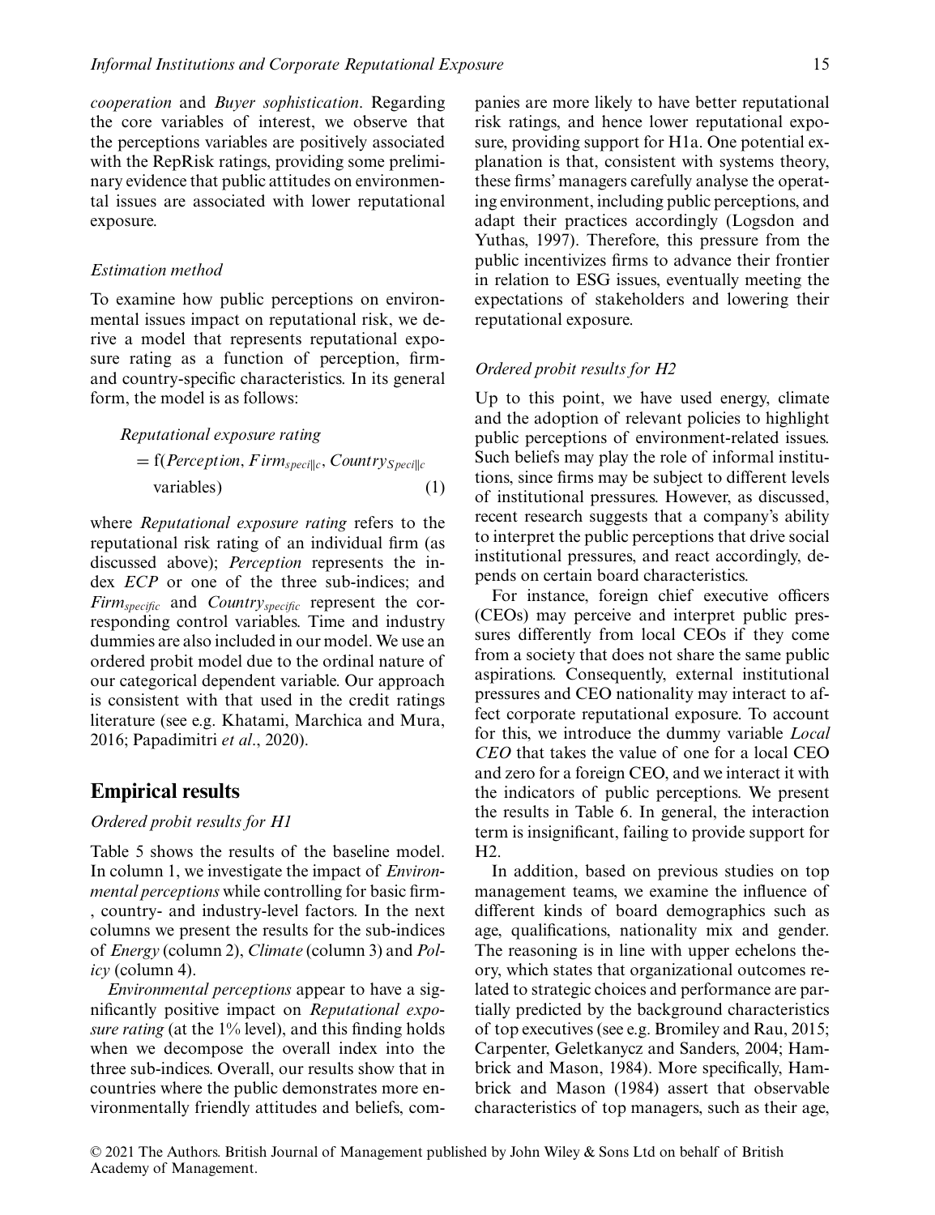*cooperation* and *Buyer sophistication*. Regarding the core variables of interest, we observe that the perceptions variables are positively associated with the RepRisk ratings, providing some preliminary evidence that public attitudes on environmental issues are associated with lower reputational exposure.

### *Estimation method*

To examine how public perceptions on environmental issues impact on reputational risk, we derive a model that represents reputational exposure rating as a function of perception, firm- and country-specific characteristics. In its general form, the model is as follows:

$$\textit{Reputational exposure rating} = \text{f}(\textit{Perception}, \textit{Firm}_{specific}, \textit{Country}_{Specific}\ \text{variables}) \qquad (1)$$

where *Reputational exposure rating* refers to the reputational risk rating of an individual firm (as discussed above); *Perception* represents the index *ECP* or one of the three sub-indices; and $Firm_{specific}$ and $Country_{specific}$ represent the corresponding control variables. Time and industry dummies are also included in our model. We use an ordered probit model due to the ordinal nature of our categorical dependent variable. Our approach is consistent with that used in the credit ratings literature (see e.g. Khatami, Marchica and Mura, 2016; Papadimitri *et al*., 2020).

## Empirical results

### *Ordered probit results for H1*

Table 5 shows the results of the baseline model. In column 1, we investigate the impact of *Environmental perceptions* while controlling for basic firm-, country- and industry-level factors. In the next columns we present the results for the sub-indices of *Energy* (column 2), *Climate* (column 3) and *Policy* (column 4).

*Environmental perceptions* appear to have a significantly positive impact on *Reputational exposure rating* (at the 1% level), and this finding holds when we decompose the overall index into the three sub-indices. Overall, our results show that in countries where the public demonstrates more environmentally friendly attitudes and beliefs, companies are more likely to have better reputational risk ratings, and hence lower reputational exposure, providing support for H1a. One potential explanation is that, consistent with systems theory, these firms' managers carefully analyse the operating environment, including public perceptions, and adapt their practices accordingly (Logsdon and Yuthas, 1997). Therefore, this pressure from the public incentivizes firms to advance their frontier in relation to ESG issues, eventually meeting the expectations of stakeholders and lowering their reputational exposure.

### *Ordered probit results for H2*

Up to this point, we have used energy, climate and the adoption of relevant policies to highlight public perceptions of environment-related issues. Such beliefs may play the role of informal institutions, since firms may be subject to different levels of institutional pressures. However, as discussed, recent research suggests that a company's ability to interpret the public perceptions that drive social institutional pressures, and react accordingly, depends on certain board characteristics.

For instance, foreign chief executive officers (CEOs) may perceive and interpret public pressures differently from local CEOs if they come from a society that does not share the same public aspirations. Consequently, external institutional pressures and CEO nationality may interact to affect corporate reputational exposure. To account for this, we introduce the dummy variable *Local CEO* that takes the value of one for a local CEO and zero for a foreign CEO, and we interact it with the indicators of public perceptions. We present the results in Table 6. In general, the interaction term is insignificant, failing to provide support for H2.

In addition, based on previous studies on top management teams, we examine the influence of different kinds of board demographics such as age, qualifications, nationality mix and gender. The reasoning is in line with upper echelons theory, which states that organizational outcomes related to strategic choices and performance are partially predicted by the background characteristics of top executives (see e.g. Bromiley and Rau, 2015; Carpenter, Geletkanycz and Sanders, 2004; Hambrick and Mason, 1984). More specifically, Hambrick and Mason (1984) assert that observable characteristics of top managers, such as their age,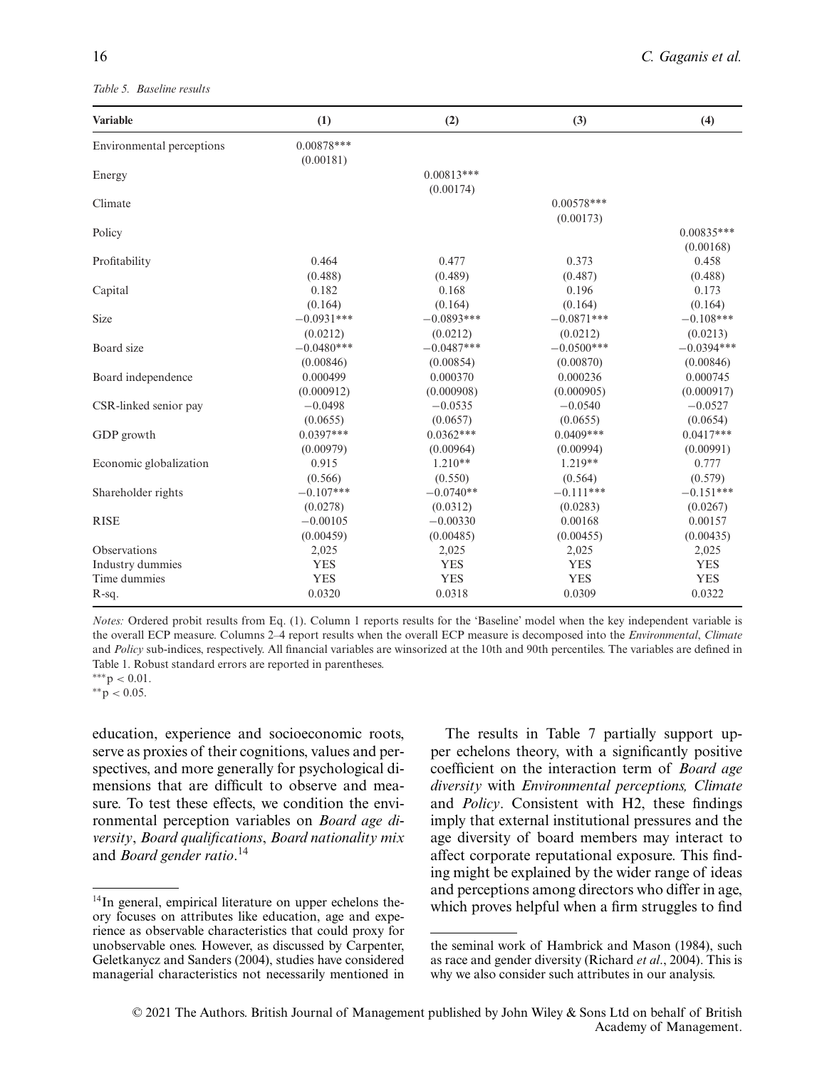*Table 5. Baseline results*

| Variable | (1) | (2) | (3) | (4) |
|---|---|---|---|---|
| Environmental perceptions | 0.00878*** | | | |
| | (0.00181) | | | |
| Energy | | 0.00813*** | | |
| | | (0.00174) | | |
| Climate | | | 0.00578*** | |
| | | | (0.00173) | |
| Policy | | | | 0.00835*** |
| | | | | (0.00168) |
| Profitability | 0.464 | 0.477 | 0.373 | 0.458 |
| | (0.488) | (0.489) | (0.487) | (0.488) |
| Capital | 0.182 | 0.168 | 0.196 | 0.173 |
| | (0.164) | (0.164) | (0.164) | (0.164) |
| Size | −0.0931*** | −0.0893*** | −0.0871*** | −0.108*** |
| | (0.0212) | (0.0212) | (0.0212) | (0.0213) |
| Board size | −0.0480*** | −0.0487*** | −0.0500*** | −0.0394*** |
| | (0.00846) | (0.00854) | (0.00870) | (0.00846) |
| Board independence | 0.000499 | 0.000370 | 0.000236 | 0.000745 |
| | (0.000912) | (0.000908) | (0.000905) | (0.000917) |
| CSR-linked senior pay | −0.0498 | −0.0535 | −0.0540 | −0.0527 |
| | (0.0655) | (0.0657) | (0.0655) | (0.0654) |
| GDP growth | 0.0397*** | 0.0362*** | 0.0409*** | 0.0417*** |
| | (0.00979) | (0.00964) | (0.00994) | (0.00991) |
| Economic globalization | 0.915 | 1.210** | 1.219** | 0.777 |
| | (0.566) | (0.550) | (0.564) | (0.579) |
| Shareholder rights | −0.107*** | −0.0740** | −0.111*** | −0.151*** |
| | (0.0278) | (0.0312) | (0.0283) | (0.0267) |
| RISE | −0.00105 | −0.00330 | 0.00168 | 0.00157 |
| | (0.00459) | (0.00485) | (0.00455) | (0.00435) |
| Observations | 2,025 | 2,025 | 2,025 | 2,025 |
| Industry dummies | YES | YES | YES | YES |
| Time dummies | YES | YES | YES | YES |
| R-sq. | 0.0320 | 0.0318 | 0.0309 | 0.0322 |

*Notes:* Ordered probit results from Eq. (1). Column 1 reports results for the 'Baseline' model when the key independent variable is the overall ECP measure. Columns 2–4 report results when the overall ECP measure is decomposed into the *Environmental*, *Climate* and *Policy* sub-indices, respectively. All financial variables are winsorized at the 10th and 90th percentiles. The variables are defined in Table 1. Robust standard errors are reported in parentheses.

***$p < 0.01$.

**$p < 0.05$.

education, experience and socioeconomic roots, serve as proxies of their cognitions, values and perspectives, and more generally for psychological dimensions that are difficult to observe and measure. To test these effects, we condition the environmental perception variables on *Board age diversity*, *Board qualifications*, *Board nationality mix* and *Board gender ratio*.[14]

The results in Table 7 partially support upper echelons theory, with a significantly positive coefficient on the interaction term of *Board age diversity* with *Environmental perceptions, Climate* and *Policy*. Consistent with H2, these findings imply that external institutional pressures and the age diversity of board members may interact to affect corporate reputational exposure. This finding might be explained by the wider range of ideas and perceptions among directors who differ in age, which proves helpful when a firm struggles to find

[14] In general, empirical literature on upper echelons theory focuses on attributes like education, age and experience as observable characteristics that could proxy for unobservable ones. However, as discussed by Carpenter, Geletkanycz and Sanders (2004), studies have considered managerial characteristics not necessarily mentioned in the seminal work of Hambrick and Mason (1984), such as race and gender diversity (Richard *et al*., 2004). This is why we also consider such attributes in our analysis.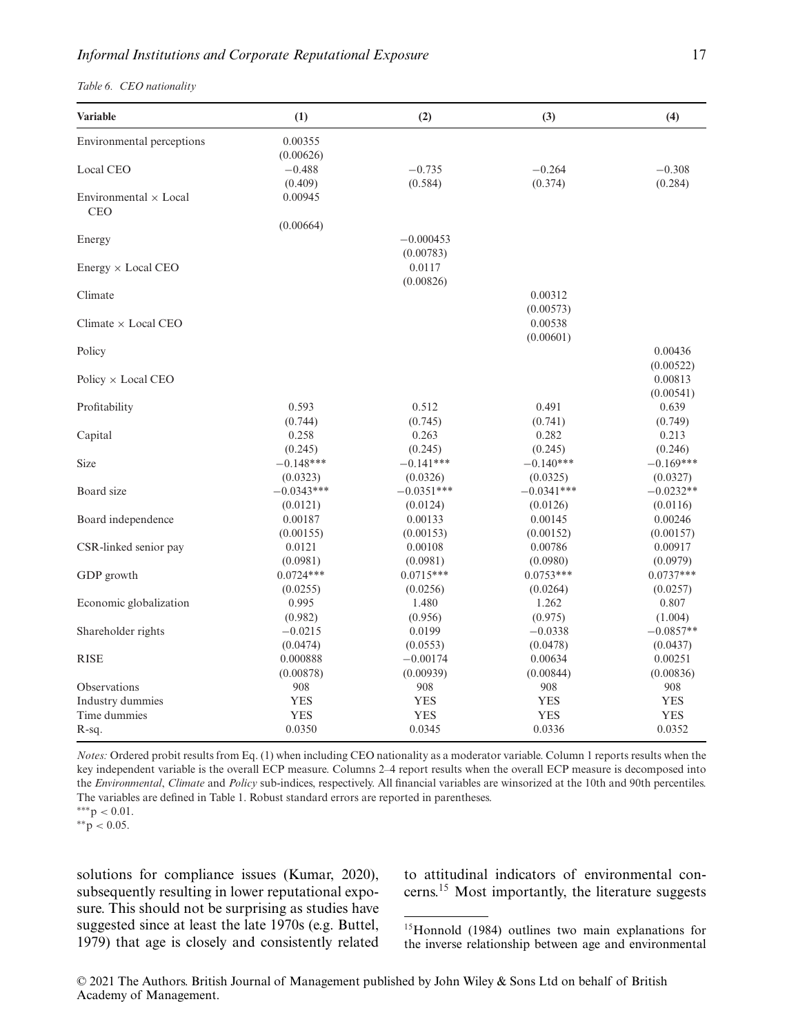*Table 6. CEO nationality*

| Variable | (1) | (2) | (3) | (4) |
|---|---|---|---|---|
| Environmental perceptions | 0.00355 | | | |
| | (0.00626) | | | |
| Local CEO | −0.488 | −0.735 | −0.264 | −0.308 |
| | (0.409) | (0.584) | (0.374) | (0.284) |
| Environmental × Local CEO | 0.00945 | | | |
| | (0.00664) | | | |
| Energy | | −0.000453 | | |
| | | (0.00783) | | |
| Energy × Local CEO | | 0.0117 | | |
| | | (0.00826) | | |
| Climate | | | 0.00312 | |
| | | | (0.00573) | |
| Climate × Local CEO | | | 0.00538 | |
| | | | (0.00601) | |
| Policy | | | | 0.00436 |
| | | | | (0.00522) |
| Policy × Local CEO | | | | 0.00813 |
| | | | | (0.00541) |
| Profitability | 0.593 | 0.512 | 0.491 | 0.639 |
| | (0.744) | (0.745) | (0.741) | (0.749) |
| Capital | 0.258 | 0.263 | 0.282 | 0.213 |
| | (0.245) | (0.245) | (0.245) | (0.246) |
| Size | −0.148*** | −0.141*** | −0.140*** | −0.169*** |
| | (0.0323) | (0.0326) | (0.0325) | (0.0327) |
| Board size | −0.0343*** | −0.0351*** | −0.0341*** | −0.0232** |
| | (0.0121) | (0.0124) | (0.0126) | (0.0116) |
| Board independence | 0.00187 | 0.00133 | 0.00145 | 0.00246 |
| | (0.00155) | (0.00153) | (0.00152) | (0.00157) |
| CSR-linked senior pay | 0.0121 | 0.00108 | 0.00786 | 0.00917 |
| | (0.0981) | (0.0981) | (0.0980) | (0.0979) |
| GDP growth | 0.0724*** | 0.0715*** | 0.0753*** | 0.0737*** |
| | (0.0255) | (0.0256) | (0.0264) | (0.0257) |
| Economic globalization | 0.995 | 1.480 | 1.262 | 0.807 |
| | (0.982) | (0.956) | (0.975) | (1.004) |
| Shareholder rights | −0.0215 | 0.0199 | −0.0338 | −0.0857** |
| | (0.0474) | (0.0553) | (0.0478) | (0.0437) |
| RISE | 0.000888 | −0.00174 | 0.00634 | 0.00251 |
| | (0.00878) | (0.00939) | (0.00844) | (0.00836) |
| Observations | 908 | 908 | 908 | 908 |
| Industry dummies | YES | YES | YES | YES |
| Time dummies | YES | YES | YES | YES |
| R-sq. | 0.0350 | 0.0345 | 0.0336 | 0.0352 |

*Notes:* Ordered probit results from Eq. (1) when including CEO nationality as a moderator variable. Column 1 reports results when the key independent variable is the overall ECP measure. Columns 2–4 report results when the overall ECP measure is decomposed into the *Environmental*, *Climate* and *Policy* sub-indices, respectively. All financial variables are winsorized at the 10th and 90th percentiles. The variables are defined in Table 1. Robust standard errors are reported in parentheses.

***$p < 0.01$.

**$p < 0.05$.

solutions for compliance issues (Kumar, 2020), subsequently resulting in lower reputational exposure. This should not be surprising as studies have suggested since at least the late 1970s (e.g. Buttel, 1979) that age is closely and consistently related to attitudinal indicators of environmental concerns.[15] Most importantly, the literature suggests

[15] Honnold (1984) outlines two main explanations for the inverse relationship between age and environmental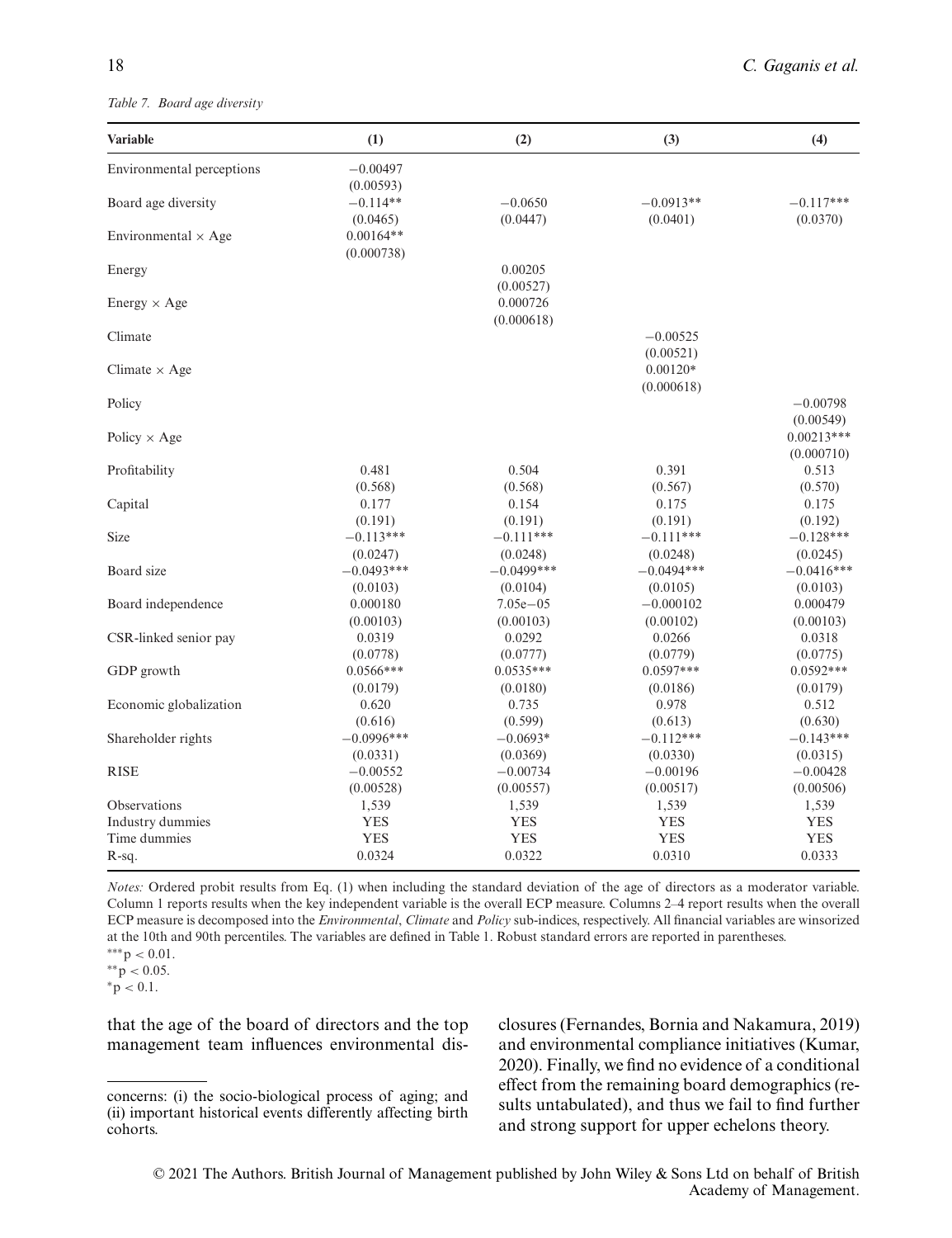*Table 7. Board age diversity*

| Variable | (1) | (2) | (3) | (4) |
|---|---|---|---|---|
| Environmental perceptions | −0.00497 | | | |
| | (0.00593) | | | |
| Board age diversity | −0.114** | −0.0650 | −0.0913** | −0.117*** |
| | (0.0465) | (0.0447) | (0.0401) | (0.0370) |
| Environmental × Age | 0.00164** | | | |
| | (0.000738) | | | |
| Energy | | 0.00205 | | |
| | | (0.00527) | | |
| Energy × Age | | 0.000726 | | |
| | | (0.000618) | | |
| Climate | | | −0.00525 | |
| | | | (0.00521) | |
| Climate × Age | | | 0.00120* | |
| | | | (0.000618) | |
| Policy | | | | −0.00798 |
| | | | | (0.00549) |
| Policy × Age | | | | 0.00213*** |
| | | | | (0.000710) |
| Profitability | 0.481 | 0.504 | 0.391 | 0.513 |
| | (0.568) | (0.568) | (0.567) | (0.570) |
| Capital | 0.177 | 0.154 | 0.175 | 0.175 |
| | (0.191) | (0.191) | (0.191) | (0.192) |
| Size | −0.113*** | −0.111*** | −0.111*** | −0.128*** |
| | (0.0247) | (0.0248) | (0.0248) | (0.0245) |
| Board size | −0.0493*** | −0.0499*** | −0.0494*** | −0.0416*** |
| | (0.0103) | (0.0104) | (0.0105) | (0.0103) |
| Board independence | 0.000180 | 7.05e−05 | −0.000102 | 0.000479 |
| | (0.00103) | (0.00103) | (0.00102) | (0.00103) |
| CSR-linked senior pay | 0.0319 | 0.0292 | 0.0266 | 0.0318 |
| | (0.0778) | (0.0777) | (0.0779) | (0.0775) |
| GDP growth | 0.0566*** | 0.0535*** | 0.0597*** | 0.0592*** |
| | (0.0179) | (0.0180) | (0.0186) | (0.0179) |
| Economic globalization | 0.620 | 0.735 | 0.978 | 0.512 |
| | (0.616) | (0.599) | (0.613) | (0.630) |
| Shareholder rights | −0.0996*** | −0.0693* | −0.112*** | −0.143*** |
| | (0.0331) | (0.0369) | (0.0330) | (0.0315) |
| RISE | −0.00552 | −0.00734 | −0.00196 | −0.00428 |
| | (0.00528) | (0.00557) | (0.00517) | (0.00506) |
| Observations | 1,539 | 1,539 | 1,539 | 1,539 |
| Industry dummies | YES | YES | YES | YES |
| Time dummies | YES | YES | YES | YES |
| R-sq. | 0.0324 | 0.0322 | 0.0310 | 0.0333 |

*Notes:* Ordered probit results from Eq. (1) when including the standard deviation of the age of directors as a moderator variable. Column 1 reports results when the key independent variable is the overall ECP measure. Columns 2–4 report results when the overall ECP measure is decomposed into the *Environmental*, *Climate* and *Policy* sub-indices, respectively. All financial variables are winsorized at the 10th and 90th percentiles. The variables are defined in Table 1. Robust standard errors are reported in parentheses.
***$p < 0.01$.
**$p < 0.05$.
*$p < 0.1$.

that the age of the board of directors and the top management team influences environmental disclosures (Fernandes, Bornia and Nakamura, 2019) and environmental compliance initiatives (Kumar, 2020). Finally, we find no evidence of a conditional effect from the remaining board demographics (results untabulated), and thus we fail to find further and strong support for upper echelons theory.

concerns: (i) the socio-biological process of aging; and (ii) important historical events differently affecting birth cohorts.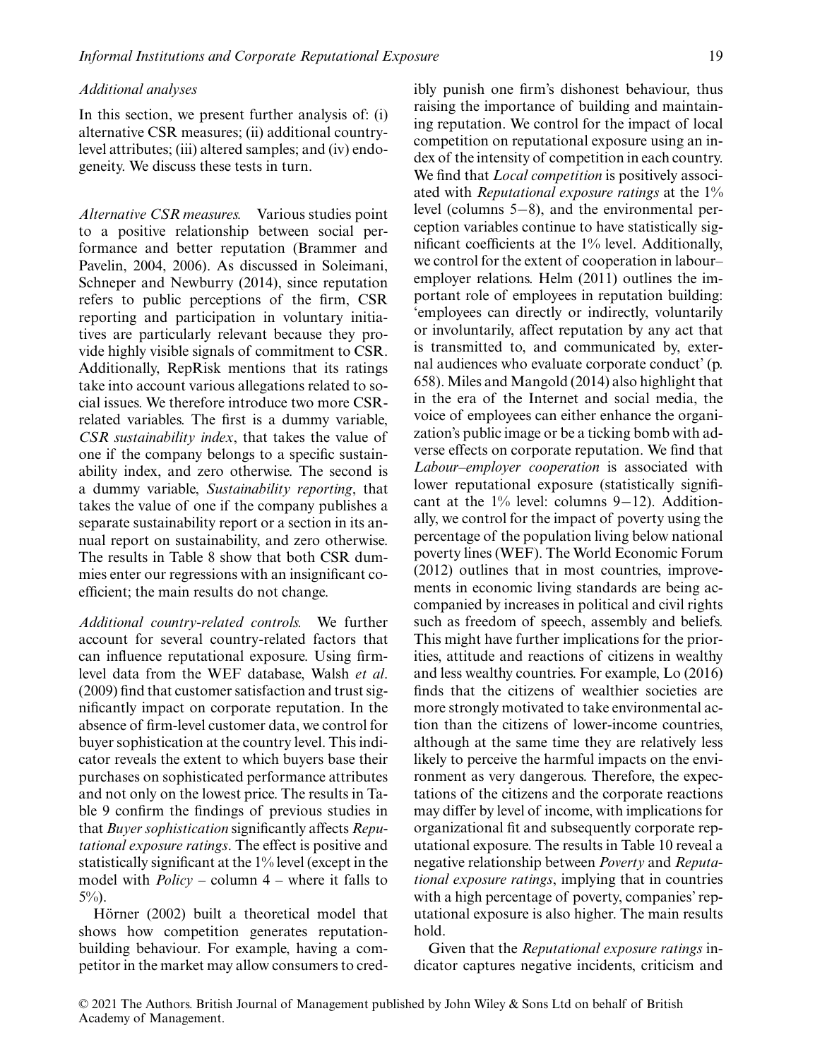### *Additional analyses*

In this section, we present further analysis of: (i) alternative CSR measures; (ii) additional country-level attributes; (iii) altered samples; and (iv) endogeneity. We discuss these tests in turn.

*Alternative CSR measures.* Various studies point to a positive relationship between social performance and better reputation (Brammer and Pavelin, 2004, 2006). As discussed in Soleimani, Schneper and Newburry (2014), since reputation refers to public perceptions of the firm, CSR reporting and participation in voluntary initiatives are particularly relevant because they provide highly visible signals of commitment to CSR. Additionally, RepRisk mentions that its ratings take into account various allegations related to social issues. We therefore introduce two more CSR-related variables. The first is a dummy variable, *CSR sustainability index*, that takes the value of one if the company belongs to a specific sustainability index, and zero otherwise. The second is a dummy variable, *Sustainability reporting*, that takes the value of one if the company publishes a separate sustainability report or a section in its annual report on sustainability, and zero otherwise. The results in Table 8 show that both CSR dummies enter our regressions with an insignificant coefficient; the main results do not change.

*Additional country-related controls.* We further account for several country-related factors that can influence reputational exposure. Using firm-level data from the WEF database, Walsh *et al*. (2009) find that customer satisfaction and trust significantly impact on corporate reputation. In the absence of firm-level customer data, we control for buyer sophistication at the country level. This indicator reveals the extent to which buyers base their purchases on sophisticated performance attributes and not only on the lowest price. The results in Table 9 confirm the findings of previous studies in that *Buyer sophistication* significantly affects *Reputational exposure ratings*. The effect is positive and statistically significant at the 1% level (except in the model with *Policy* – column 4 – where it falls to 5%).

Hörner (2002) built a theoretical model that shows how competition generates reputation-building behaviour. For example, having a competitor in the market may allow consumers to credibly punish one firm's dishonest behaviour, thus raising the importance of building and maintaining reputation. We control for the impact of local competition on reputational exposure using an index of the intensity of competition in each country. We find that *Local competition* is positively associated with *Reputational exposure ratings* at the 1% level (columns 5−8), and the environmental perception variables continue to have statistically significant coefficients at the 1% level. Additionally, we control for the extent of cooperation in labour–employer relations. Helm (2011) outlines the important role of employees in reputation building: 'employees can directly or indirectly, voluntarily or involuntarily, affect reputation by any act that is transmitted to, and communicated by, external audiences who evaluate corporate conduct' (p. 658). Miles and Mangold (2014) also highlight that in the era of the Internet and social media, the voice of employees can either enhance the organization's public image or be a ticking bomb with adverse effects on corporate reputation. We find that *Labour–employer cooperation* is associated with lower reputational exposure (statistically significant at the 1% level: columns 9−12). Additionally, we control for the impact of poverty using the percentage of the population living below national poverty lines (WEF). The World Economic Forum (2012) outlines that in most countries, improvements in economic living standards are being accompanied by increases in political and civil rights such as freedom of speech, assembly and beliefs. This might have further implications for the priorities, attitude and reactions of citizens in wealthy and less wealthy countries. For example, Lo (2016) finds that the citizens of wealthier societies are more strongly motivated to take environmental action than the citizens of lower-income countries, although at the same time they are relatively less likely to perceive the harmful impacts on the environment as very dangerous. Therefore, the expectations of the citizens and the corporate reactions may differ by level of income, with implications for organizational fit and subsequently corporate reputational exposure. The results in Table 10 reveal a negative relationship between *Poverty* and *Reputational exposure ratings*, implying that in countries with a high percentage of poverty, companies' reputational exposure is also higher. The main results hold.

Given that the *Reputational exposure ratings* indicator captures negative incidents, criticism and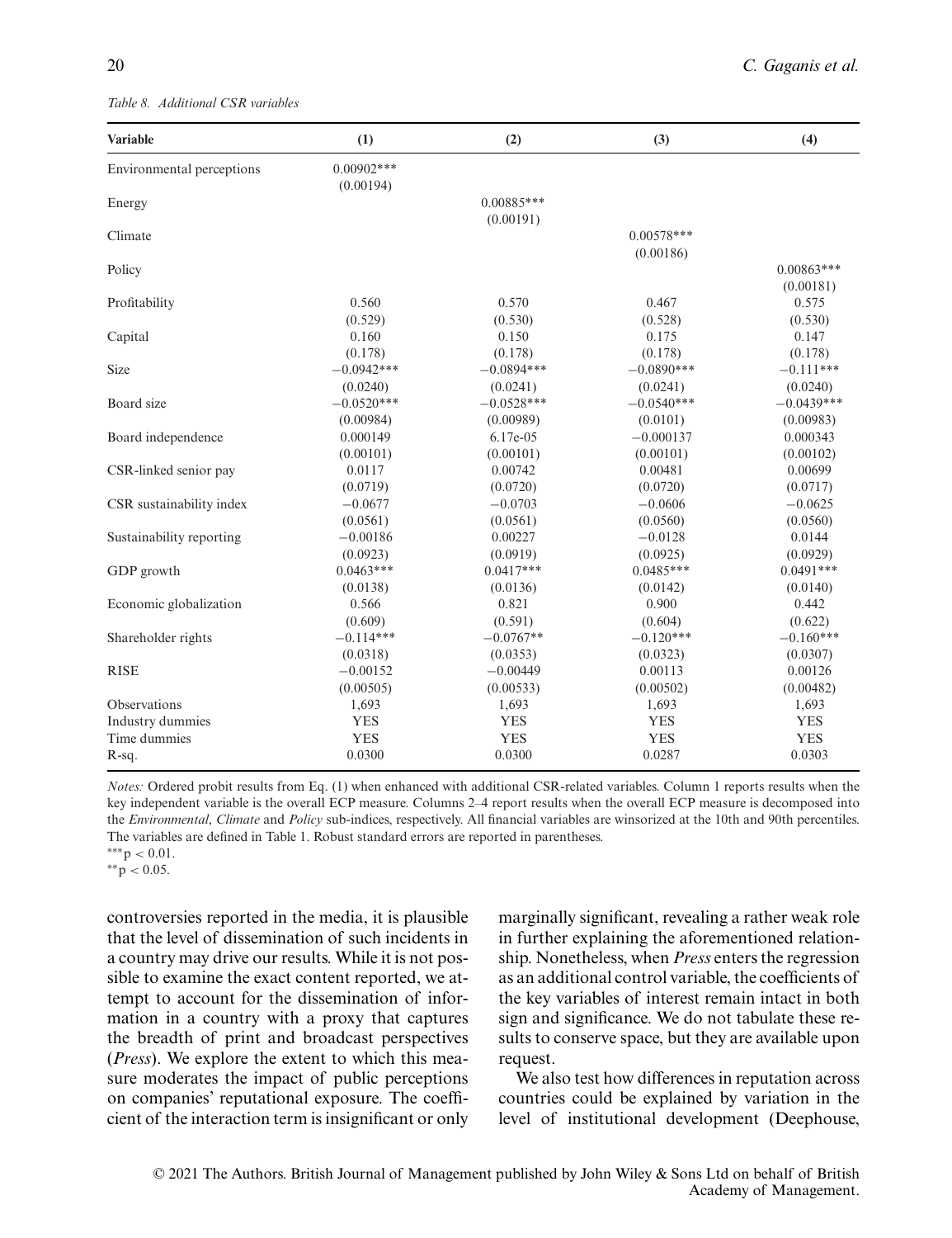*Table 8. Additional CSR variables*

| Variable | (1) | (2) | (3) | (4) |
|---|---|---|---|---|
| Environmental perceptions | 0.00902*** | | | |
| | (0.00194) | | | |
| Energy | | 0.00885*** | | |
| | | (0.00191) | | |
| Climate | | | 0.00578*** | |
| | | | (0.00186) | |
| Policy | | | | 0.00863*** |
| | | | | (0.00181) |
| Profitability | 0.560 | 0.570 | 0.467 | 0.575 |
| | (0.529) | (0.530) | (0.528) | (0.530) |
| Capital | 0.160 | 0.150 | 0.175 | 0.147 |
| | (0.178) | (0.178) | (0.178) | (0.178) |
| Size | −0.0942*** | −0.0894*** | −0.0890*** | −0.111*** |
| | (0.0240) | (0.0241) | (0.0241) | (0.0240) |
| Board size | −0.0520*** | −0.0528*** | −0.0540*** | −0.0439*** |
| | (0.00984) | (0.00989) | (0.0101) | (0.00983) |
| Board independence | 0.000149 | 6.17e-05 | −0.000137 | 0.000343 |
| | (0.00101) | (0.00101) | (0.00101) | (0.00102) |
| CSR-linked senior pay | 0.0117 | 0.00742 | 0.00481 | 0.00699 |
| | (0.0719) | (0.0720) | (0.0720) | (0.0717) |
| CSR sustainability index | −0.0677 | −0.0703 | −0.0606 | −0.0625 |
| | (0.0561) | (0.0561) | (0.0560) | (0.0560) |
| Sustainability reporting | −0.00186 | 0.00227 | −0.0128 | 0.0144 |
| | (0.0923) | (0.0919) | (0.0925) | (0.0929) |
| GDP growth | 0.0463*** | 0.0417*** | 0.0485*** | 0.0491*** |
| | (0.0138) | (0.0136) | (0.0142) | (0.0140) |
| Economic globalization | 0.566 | 0.821 | 0.900 | 0.442 |
| | (0.609) | (0.591) | (0.604) | (0.622) |
| Shareholder rights | −0.114*** | −0.0767** | −0.120*** | −0.160*** |
| | (0.0318) | (0.0353) | (0.0323) | (0.0307) |
| RISE | −0.00152 | −0.00449 | 0.00113 | 0.00126 |
| | (0.00505) | (0.00533) | (0.00502) | (0.00482) |
| Observations | 1,693 | 1,693 | 1,693 | 1,693 |
| Industry dummies | YES | YES | YES | YES |
| Time dummies | YES | YES | YES | YES |
| R-sq. | 0.0300 | 0.0300 | 0.0287 | 0.0303 |

*Notes:* Ordered probit results from Eq. (1) when enhanced with additional CSR-related variables. Column 1 reports results when the key independent variable is the overall ECP measure. Columns 2–4 report results when the overall ECP measure is decomposed into the *Environmental*, *Climate* and *Policy* sub-indices, respectively. All financial variables are winsorized at the 10th and 90th percentiles. The variables are defined in Table 1. Robust standard errors are reported in parentheses.
***$p < 0.01$.
**$p < 0.05$.

controversies reported in the media, it is plausible that the level of dissemination of such incidents in a country may drive our results. While it is not possible to examine the exact content reported, we attempt to account for the dissemination of information in a country with a proxy that captures the breadth of print and broadcast perspectives (*Press*). We explore the extent to which this measure moderates the impact of public perceptions on companies' reputational exposure. The coefficient of the interaction term is insignificant or only marginally significant, revealing a rather weak role in further explaining the aforementioned relationship. Nonetheless, when *Press* enters the regression as an additional control variable, the coefficients of the key variables of interest remain intact in both sign and significance. We do not tabulate these results to conserve space, but they are available upon request.

We also test how differences in reputation across countries could be explained by variation in the level of institutional development (Deephouse,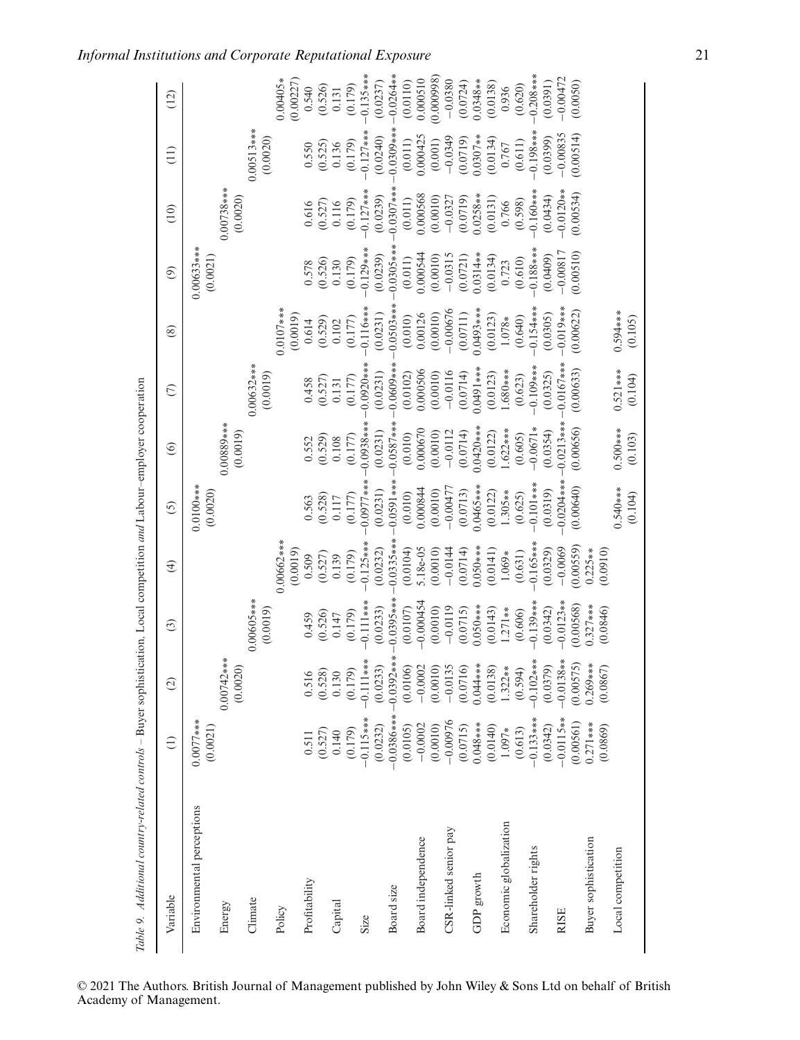*Table 9. Additional country-related controls – Buyer sophistication, Local competition and Labour–employer cooperation*

| Variable | (1) | (2) | (3) | (4) | (5) | (6) | (7) | (8) | (9) | (10) | (11) | (12) |
|---|---|---|---|---|---|---|---|---|---|---|---|---|
| Environmental perceptions | 0.0077*** | | | | 0.0100*** | | | | 0.00633*** | | | |
| | (0.0021) | | | | (0.0020) | | | | (0.0021) | | | |
| Energy | | 0.00742*** | | | | 0.00889*** | | | | 0.00738*** | | |
| | | (0.0020) | | | | (0.0019) | | | | (0.0020) | | |
| Climate | | | 0.00605*** | | | | 0.00632*** | | | | 0.00513*** | |
| | | | (0.0019) | | | | (0.0019) | | | | (0.0020) | |
| Policy | | | | 0.00662*** | | | | 0.0107*** | | | | 0.00405* |
| | | | | (0.0019) | | | | (0.0019) | | | | (0.00227) |
| Profitability | 0.511 | 0.516 | 0.459 | 0.509 | 0.563 | 0.552 | 0.458 | 0.614 | 0.578 | 0.616 | 0.550 | 0.540 |
| | (0.527) | (0.528) | (0.526) | (0.527) | (0.528) | (0.529) | (0.527) | (0.529) | (0.526) | (0.527) | (0.525) | (0.526) |
| Capital | 0.140 | 0.130 | 0.147 | 0.139 | 0.117 | 0.108 | 0.131 | 0.102 | 0.130 | 0.116 | 0.136 | 0.131 |
| | (0.179) | (0.179) | (0.179) | (0.179) | (0.177) | (0.177) | (0.177) | (0.177) | (0.179) | (0.179) | (0.179) | (0.179) |
| Size | −0.115*** | −0.111*** | −0.111*** | −0.125*** | −0.0977*** | −0.0938*** | −0.0920*** | −0.116*** | −0.129*** | −0.127*** | −0.127*** | −0.135*** |
| | (0.0232) | (0.0233) | (0.0233) | (0.0232) | (0.0231) | (0.0231) | (0.0231) | (0.0231) | (0.0239) | (0.0239) | (0.0240) | (0.0237) |
| Board size | −0.0386*** | −0.0392*** | −0.0395*** | −0.0335*** | −0.0591*** | −0.0587*** | −0.0609*** | −0.0503*** | −0.0305*** | −0.0307*** | −0.0309*** | −0.0264** |
| | (0.0105) | (0.0106) | (0.0107) | (0.0104) | (0.010) | (0.010) | (0.0102) | (0.010) | (0.011) | (0.011) | (0.011) | (0.0110) |
| Board independence | −0.0002 | −0.0002 | −0.000454 | 5.18e-05 | 0.000844 | 0.000670 | 0.000506 | 0.00126 | 0.000544 | 0.000568 | 0.000425 | 0.000510 |
| | (0.0010) | (0.0010) | (0.0010) | (0.0010) | (0.0010) | (0.0010) | (0.0010) | (0.0010) | (0.0010) | (0.0010) | (0.001) | (0.000998) |
| CSR-linked senior pay | −0.00976 | −0.0135 | −0.0119 | −0.0144 | −0.00477 | −0.0112 | −0.0116 | −0.00676 | −0.0315 | −0.0327 | −0.0349 | −0.0380 |
| | (0.0715) | (0.0716) | (0.0715) | (0.0714) | (0.0713) | (0.0714) | (0.0714) | (0.0711) | (0.0721) | (0.0719) | (0.0719) | (0.0724) |
| GDP growth | 0.048*** | 0.044*** | 0.050*** | 0.050*** | 0.0465*** | 0.0420*** | 0.0491*** | 0.0493*** | 0.0314** | 0.0258** | 0.0307** | 0.0348** |
| | (0.0140) | (0.0138) | (0.0143) | (0.0141) | (0.0122) | (0.0122) | (0.0123) | (0.0123) | (0.0134) | (0.0131) | (0.0134) | (0.0138) |
| Economic globalization | 1.097* | 1.322** | 1.271** | 1.069* | 1.305** | 1.622*** | 1.680*** | 1.078* | 0.723 | 0.766 | 0.767 | 0.936 |
| | (0.613) | (0.594) | (0.606) | (0.631) | (0.625) | (0.605) | (0.623) | (0.640) | (0.610) | (0.598) | (0.611) | (0.620) |
| Shareholder rights | −0.133*** | −0.102*** | −0.139*** | −0.165*** | −0.101*** | −0.0671* | −0.109*** | −0.154*** | −0.188*** | −0.160*** | −0.198*** | −0.208*** |
| | (0.0342) | (0.0379) | (0.0342) | (0.0329) | (0.0319) | (0.0354) | (0.0325) | (0.0305) | (0.0409) | (0.0434) | (0.0399) | (0.0391) |
| RISE | −0.0115** | −0.0138** | −0.0123** | −0.0069 | −0.0204*** | −0.0213*** | −0.0167*** | −0.019*** | −0.00817 | −0.0120** | −0.00835 | −0.00472 |
| | (0.00561) | (0.00575) | (0.00568) | (0.00559) | (0.00640) | (0.00656) | (0.00633) | (0.00622) | (0.00510) | (0.00534) | (0.00514) | (0.0050) |
| Buyer sophistication | 0.271*** | 0.269*** | 0.327*** | 0.225** | | | | | | | | |
| | (0.0869) | (0.0867) | (0.0846) | (0.0910) | | | | | | | | |
| Local competition | | | | | 0.540*** | 0.500*** | 0.521*** | 0.594*** | | | | |
| | | | | | (0.104) | (0.103) | (0.104) | (0.105) | | | | |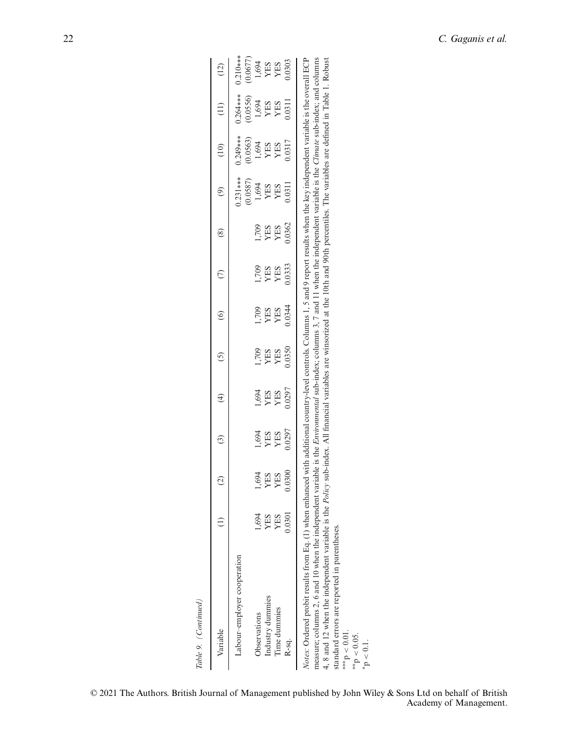Table 9. (Continued)

| Variable | (1) | (2) | (3) | (4) | (5) | (6) | (7) | (8) | (9) | (10) | (11) | (12) |
|---|---|---|---|---|---|---|---|---|---|---|---|---|
| Labour–employer cooperation | | | | | | | | | 0.231*** | 0.249*** | 0.264*** | 0.210*** |
| | | | | | | | | | (0.0587) | (0.0563) | (0.0556) | (0.0677) |
| Observations | 1,694 | 1,694 | 1,694 | 1,694 | 1,709 | 1,709 | 1,709 | 1,709 | 1,694 | 1,694 | 1,694 | 1,694 |
| Industry dummies | YES | YES | YES | YES | YES | YES | YES | YES | YES | YES | YES | YES |
| Time dummies | YES | YES | YES | YES | YES | YES | YES | YES | YES | YES | YES | YES |
| R-sq. | 0.0301 | 0.0300 | 0.0297 | 0.0297 | 0.0350 | 0.0344 | 0.0333 | 0.0362 | 0.0311 | 0.0317 | 0.0311 | 0.0303 |

*Notes*: Ordered probit results from Eq. (1) when enhanced with additional country-level controls. Columns 1, 5 and 9 report results when the key independent variable is the overall ECP measure; columns 2, 6 and 10 when the independent variable is the *Environmental* sub-index; columns 3, 7 and 11 when the independent variable is the *Climate* sub-index; and columns 4, 8 and 12 when the independent variable is the *Policy* sub-index. All financial variables are winsorized at the 10th and 90th percentiles. The variables are defined in Table 1. Robust standard errors are reported in parentheses.

***p < 0.01.

**p < 0.05.

*p < 0.1.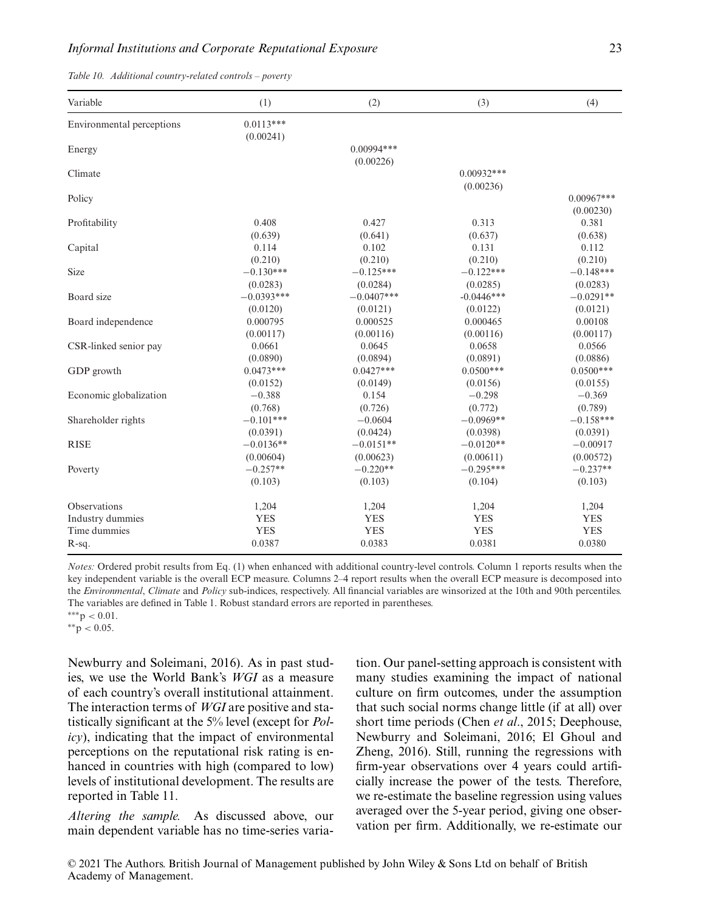*Table 10. Additional country-related controls – poverty*

| Variable | (1) | (2) | (3) | (4) |
|---|---|---|---|---|
| Environmental perceptions | 0.0113*** | | | |
| | (0.00241) | | | |
| Energy | | 0.00994*** | | |
| | | (0.00226) | | |
| Climate | | | 0.00932*** | |
| | | | (0.00236) | |
| Policy | | | | 0.00967*** |
| | | | | (0.00230) |
| Profitability | 0.408 | 0.427 | 0.313 | 0.381 |
| | (0.639) | (0.641) | (0.637) | (0.638) |
| Capital | 0.114 | 0.102 | 0.131 | 0.112 |
| | (0.210) | (0.210) | (0.210) | (0.210) |
| Size | −0.130*** | −0.125*** | −0.122*** | −0.148*** |
| | (0.0283) | (0.0284) | (0.0285) | (0.0283) |
| Board size | −0.0393*** | −0.0407*** | -0.0446*** | −0.0291** |
| | (0.0120) | (0.0121) | (0.0122) | (0.0121) |
| Board independence | 0.000795 | 0.000525 | 0.000465 | 0.00108 |
| | (0.00117) | (0.00116) | (0.00116) | (0.00117) |
| CSR-linked senior pay | 0.0661 | 0.0645 | 0.0658 | 0.0566 |
| | (0.0890) | (0.0894) | (0.0891) | (0.0886) |
| GDP growth | 0.0473*** | 0.0427*** | 0.0500*** | 0.0500*** |
| | (0.0152) | (0.0149) | (0.0156) | (0.0155) |
| Economic globalization | −0.388 | 0.154 | −0.298 | −0.369 |
| | (0.768) | (0.726) | (0.772) | (0.789) |
| Shareholder rights | −0.101*** | −0.0604 | −0.0969** | −0.158*** |
| | (0.0391) | (0.0424) | (0.0398) | (0.0391) |
| RISE | −0.0136** | −0.0151** | −0.0120** | −0.00917 |
| | (0.00604) | (0.00623) | (0.00611) | (0.00572) |
| Poverty | −0.257** | −0.220** | −0.295*** | −0.237** |
| | (0.103) | (0.103) | (0.104) | (0.103) |
| Observations | 1,204 | 1,204 | 1,204 | 1,204 |
| Industry dummies | YES | YES | YES | YES |
| Time dummies | YES | YES | YES | YES |
| R-sq. | 0.0387 | 0.0383 | 0.0381 | 0.0380 |

*Notes:* Ordered probit results from Eq. (1) when enhanced with additional country-level controls. Column 1 reports results when the key independent variable is the overall ECP measure. Columns 2–4 report results when the overall ECP measure is decomposed into the *Environmental*, *Climate* and *Policy* sub-indices, respectively. All financial variables are winsorized at the 10th and 90th percentiles. The variables are defined in Table 1. Robust standard errors are reported in parentheses.

***$p < 0.01$.

**$p < 0.05$.

Newburry and Soleimani, 2016). As in past studies, we use the World Bank's *WGI* as a measure of each country's overall institutional attainment. The interaction terms of *WGI* are positive and statistically significant at the 5% level (except for *Policy*), indicating that the impact of environmental perceptions on the reputational risk rating is enhanced in countries with high (compared to low) levels of institutional development. The results are reported in Table 11.

*Altering the sample.* As discussed above, our main dependent variable has no time-series variation. Our panel-setting approach is consistent with many studies examining the impact of national culture on firm outcomes, under the assumption that such social norms change little (if at all) over short time periods (Chen *et al*., 2015; Deephouse, Newburry and Soleimani, 2016; El Ghoul and Zheng, 2016). Still, running the regressions with firm-year observations over 4 years could artificially increase the power of the tests. Therefore, we re-estimate the baseline regression using values averaged over the 5-year period, giving one observation per firm. Additionally, we re-estimate our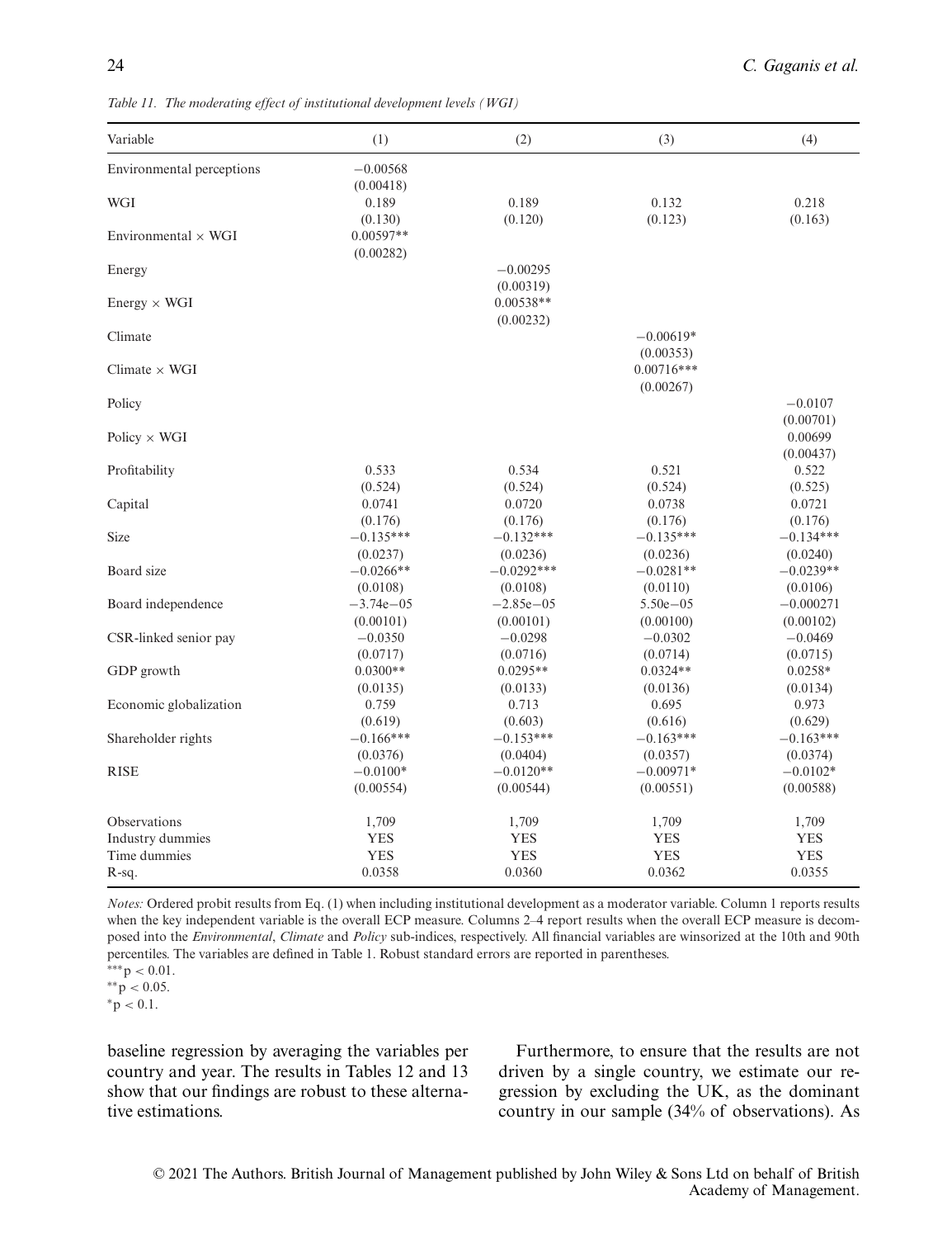*Table 11. The moderating effect of institutional development levels (WGI)*

| Variable | (1) | (2) | (3) | (4) |
|---|---|---|---|---|
| Environmental perceptions | −0.00568 | | | |
| | (0.00418) | | | |
| WGI | 0.189 | 0.189 | 0.132 | 0.218 |
| | (0.130) | (0.120) | (0.123) | (0.163) |
| Environmental × WGI | 0.00597** | | | |
| | (0.00282) | | | |
| Energy | | −0.00295 | | |
| | | (0.00319) | | |
| Energy × WGI | | 0.00538** | | |
| | | (0.00232) | | |
| Climate | | | −0.00619* | |
| | | | (0.00353) | |
| Climate × WGI | | | 0.00716*** | |
| | | | (0.00267) | |
| Policy | | | | −0.0107 |
| | | | | (0.00701) |
| Policy × WGI | | | | 0.00699 |
| | | | | (0.00437) |
| Profitability | 0.533 | 0.534 | 0.521 | 0.522 |
| | (0.524) | (0.524) | (0.524) | (0.525) |
| Capital | 0.0741 | 0.0720 | 0.0738 | 0.0721 |
| | (0.176) | (0.176) | (0.176) | (0.176) |
| Size | −0.135*** | −0.132*** | −0.135*** | −0.134*** |
| | (0.0237) | (0.0236) | (0.0236) | (0.0240) |
| Board size | −0.0266** | −0.0292*** | −0.0281** | −0.0239** |
| | (0.0108) | (0.0108) | (0.0110) | (0.0106) |
| Board independence | −3.74e−05 | −2.85e−05 | 5.50e−05 | −0.000271 |
| | (0.00101) | (0.00101) | (0.00100) | (0.00102) |
| CSR-linked senior pay | −0.0350 | −0.0298 | −0.0302 | −0.0469 |
| | (0.0717) | (0.0716) | (0.0714) | (0.0715) |
| GDP growth | 0.0300** | 0.0295** | 0.0324** | 0.0258* |
| | (0.0135) | (0.0133) | (0.0136) | (0.0134) |
| Economic globalization | 0.759 | 0.713 | 0.695 | 0.973 |
| | (0.619) | (0.603) | (0.616) | (0.629) |
| Shareholder rights | −0.166*** | −0.153*** | −0.163*** | −0.163*** |
| | (0.0376) | (0.0404) | (0.0357) | (0.0374) |
| RISE | −0.0100* | −0.0120** | −0.00971* | −0.0102* |
| | (0.00554) | (0.00544) | (0.00551) | (0.00588) |
| Observations | 1,709 | 1,709 | 1,709 | 1,709 |
| Industry dummies | YES | YES | YES | YES |
| Time dummies | YES | YES | YES | YES |
| R-sq. | 0.0358 | 0.0360 | 0.0362 | 0.0355 |

*Notes:* Ordered probit results from Eq. (1) when including institutional development as a moderator variable. Column 1 reports results when the key independent variable is the overall ECP measure. Columns 2–4 report results when the overall ECP measure is decomposed into the *Environmental*, *Climate* and *Policy* sub-indices, respectively. All financial variables are winsorized at the 10th and 90th percentiles. The variables are defined in Table 1. Robust standard errors are reported in parentheses.
***$p < 0.01$.
**$p < 0.05$.
*$p < 0.1$.

baseline regression by averaging the variables per country and year. The results in Tables 12 and 13 show that our findings are robust to these alternative estimations.

Furthermore, to ensure that the results are not driven by a single country, we estimate our regression by excluding the UK, as the dominant country in our sample (34% of observations). As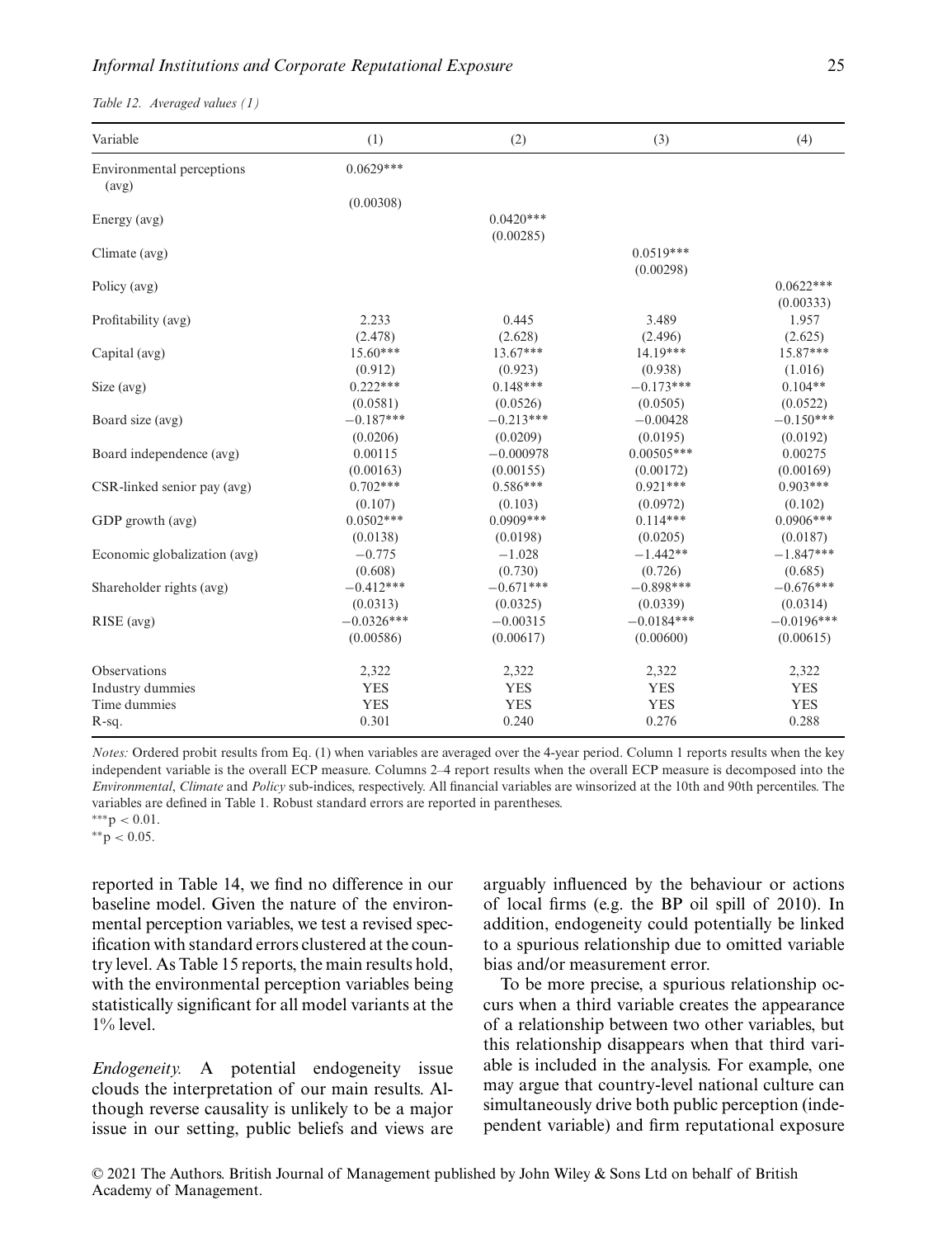*Table 12. Averaged values (1)*

| Variable | (1) | (2) | (3) | (4) |
|---|---|---|---|---|
| Environmental perceptions (avg) | 0.0629*** | | | |
| | (0.00308) | | | |
| Energy (avg) | | 0.0420*** | | |
| | | (0.00285) | | |
| Climate (avg) | | | 0.0519*** | |
| | | | (0.00298) | |
| Policy (avg) | | | | 0.0622*** |
| | | | | (0.00333) |
| Profitability (avg) | 2.233 | 0.445 | 3.489 | 1.957 |
| | (2.478) | (2.628) | (2.496) | (2.625) |
| Capital (avg) | 15.60*** | 13.67*** | 14.19*** | 15.87*** |
| | (0.912) | (0.923) | (0.938) | (1.016) |
| Size (avg) | 0.222*** | 0.148*** | −0.173*** | 0.104** |
| | (0.0581) | (0.0526) | (0.0505) | (0.0522) |
| Board size (avg) | −0.187*** | −0.213*** | −0.00428 | −0.150*** |
| | (0.0206) | (0.0209) | (0.0195) | (0.0192) |
| Board independence (avg) | 0.00115 | −0.000978 | 0.00505*** | 0.00275 |
| | (0.00163) | (0.00155) | (0.00172) | (0.00169) |
| CSR-linked senior pay (avg) | 0.702*** | 0.586*** | 0.921*** | 0.903*** |
| | (0.107) | (0.103) | (0.0972) | (0.102) |
| GDP growth (avg) | 0.0502*** | 0.0909*** | 0.114*** | 0.0906*** |
| | (0.0138) | (0.0198) | (0.0205) | (0.0187) |
| Economic globalization (avg) | −0.775 | −1.028 | −1.442** | −1.847*** |
| | (0.608) | (0.730) | (0.726) | (0.685) |
| Shareholder rights (avg) | −0.412*** | −0.671*** | −0.898*** | −0.676*** |
| | (0.0313) | (0.0325) | (0.0339) | (0.0314) |
| RISE (avg) | −0.0326*** | −0.00315 | −0.0184*** | −0.0196*** |
| | (0.00586) | (0.00617) | (0.00600) | (0.00615) |
| Observations | 2,322 | 2,322 | 2,322 | 2,322 |
| Industry dummies | YES | YES | YES | YES |
| Time dummies | YES | YES | YES | YES |
| R-sq. | 0.301 | 0.240 | 0.276 | 0.288 |

*Notes:* Ordered probit results from Eq. (1) when variables are averaged over the 4-year period. Column 1 reports results when the key independent variable is the overall ECP measure. Columns 2–4 report results when the overall ECP measure is decomposed into the *Environmental*, *Climate* and *Policy* sub-indices, respectively. All financial variables are winsorized at the 10th and 90th percentiles. The variables are defined in Table 1. Robust standard errors are reported in parentheses.
***$p < 0.01$.
**$p < 0.05$.

reported in Table 14, we find no difference in our baseline model. Given the nature of the environmental perception variables, we test a revised specification with standard errors clustered at the country level. As Table 15 reports, the main results hold, with the environmental perception variables being statistically significant for all model variants at the 1% level.

*Endogeneity.* A potential endogeneity issue clouds the interpretation of our main results. Although reverse causality is unlikely to be a major issue in our setting, public beliefs and views are arguably influenced by the behaviour or actions of local firms (e.g. the BP oil spill of 2010). In addition, endogeneity could potentially be linked to a spurious relationship due to omitted variable bias and/or measurement error.

To be more precise, a spurious relationship occurs when a third variable creates the appearance of a relationship between two other variables, but this relationship disappears when that third variable is included in the analysis. For example, one may argue that country-level national culture can simultaneously drive both public perception (independent variable) and firm reputational exposure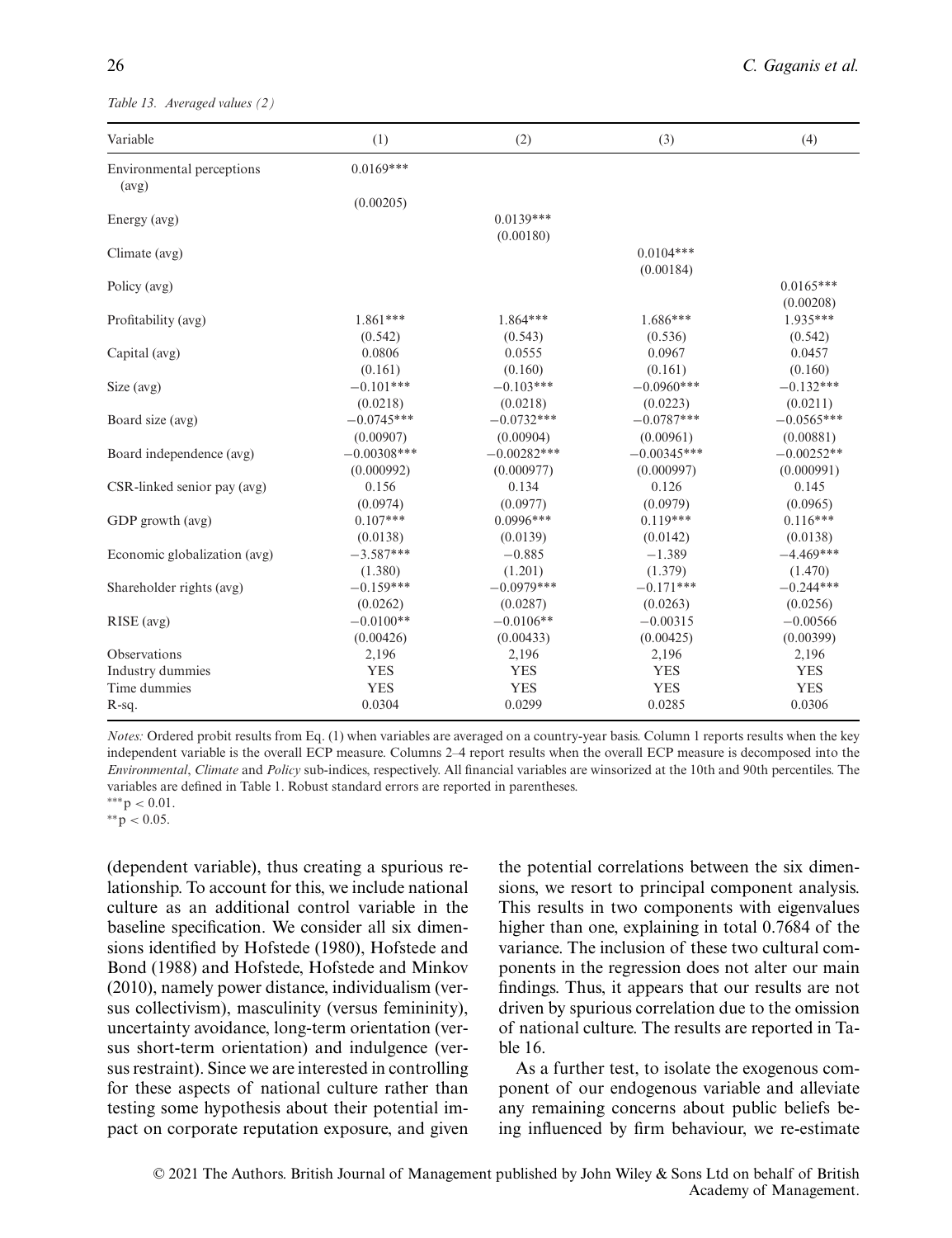*Table 13. Averaged values (2)*

| Variable | (1) | (2) | (3) | (4) |
|---|---|---|---|---|
| Environmental perceptions (avg) | 0.0169*** | | | |
| | (0.00205) | | | |
| Energy (avg) | | 0.0139*** | | |
| | | (0.00180) | | |
| Climate (avg) | | | 0.0104*** | |
| | | | (0.00184) | |
| Policy (avg) | | | | 0.0165*** |
| | | | | (0.00208) |
| Profitability (avg) | 1.861*** | 1.864*** | 1.686*** | 1.935*** |
| | (0.542) | (0.543) | (0.536) | (0.542) |
| Capital (avg) | 0.0806 | 0.0555 | 0.0967 | 0.0457 |
| | (0.161) | (0.160) | (0.161) | (0.160) |
| Size (avg) | −0.101*** | −0.103*** | −0.0960*** | −0.132*** |
| | (0.0218) | (0.0218) | (0.0223) | (0.0211) |
| Board size (avg) | −0.0745*** | −0.0732*** | −0.0787*** | −0.0565*** |
| | (0.00907) | (0.00904) | (0.00961) | (0.00881) |
| Board independence (avg) | −0.00308*** | −0.00282*** | −0.00345*** | −0.00252** |
| | (0.000992) | (0.000977) | (0.000997) | (0.000991) |
| CSR-linked senior pay (avg) | 0.156 | 0.134 | 0.126 | 0.145 |
| | (0.0974) | (0.0977) | (0.0979) | (0.0965) |
| GDP growth (avg) | 0.107*** | 0.0996*** | 0.119*** | 0.116*** |
| | (0.0138) | (0.0139) | (0.0142) | (0.0138) |
| Economic globalization (avg) | −3.587*** | −0.885 | −1.389 | −4.469*** |
| | (1.380) | (1.201) | (1.379) | (1.470) |
| Shareholder rights (avg) | −0.159*** | −0.0979*** | −0.171*** | −0.244*** |
| | (0.0262) | (0.0287) | (0.0263) | (0.0256) |
| RISE (avg) | −0.0100** | −0.0106** | −0.00315 | −0.00566 |
| | (0.00426) | (0.00433) | (0.00425) | (0.00399) |
| Observations | 2,196 | 2,196 | 2,196 | 2,196 |
| Industry dummies | YES | YES | YES | YES |
| Time dummies | YES | YES | YES | YES |
| R-sq. | 0.0304 | 0.0299 | 0.0285 | 0.0306 |

*Notes:* Ordered probit results from Eq. (1) when variables are averaged on a country-year basis. Column 1 reports results when the key independent variable is the overall ECP measure. Columns 2–4 report results when the overall ECP measure is decomposed into the *Environmental*, *Climate* and *Policy* sub-indices, respectively. All financial variables are winsorized at the 10th and 90th percentiles. The variables are defined in Table 1. Robust standard errors are reported in parentheses.
***$p < 0.01$.
**$p < 0.05$.

(dependent variable), thus creating a spurious relationship. To account for this, we include national culture as an additional control variable in the baseline specification. We consider all six dimensions identified by Hofstede (1980), Hofstede and Bond (1988) and Hofstede, Hofstede and Minkov (2010), namely power distance, individualism (versus collectivism), masculinity (versus femininity), uncertainty avoidance, long-term orientation (versus short-term orientation) and indulgence (versus restraint). Since we are interested in controlling for these aspects of national culture rather than testing some hypothesis about their potential impact on corporate reputation exposure, and given the potential correlations between the six dimensions, we resort to principal component analysis. This results in two components with eigenvalues higher than one, explaining in total 0.7684 of the variance. The inclusion of these two cultural components in the regression does not alter our main findings. Thus, it appears that our results are not driven by spurious correlation due to the omission of national culture. The results are reported in Table 16.

As a further test, to isolate the exogenous component of our endogenous variable and alleviate any remaining concerns about public beliefs being influenced by firm behaviour, we re-estimate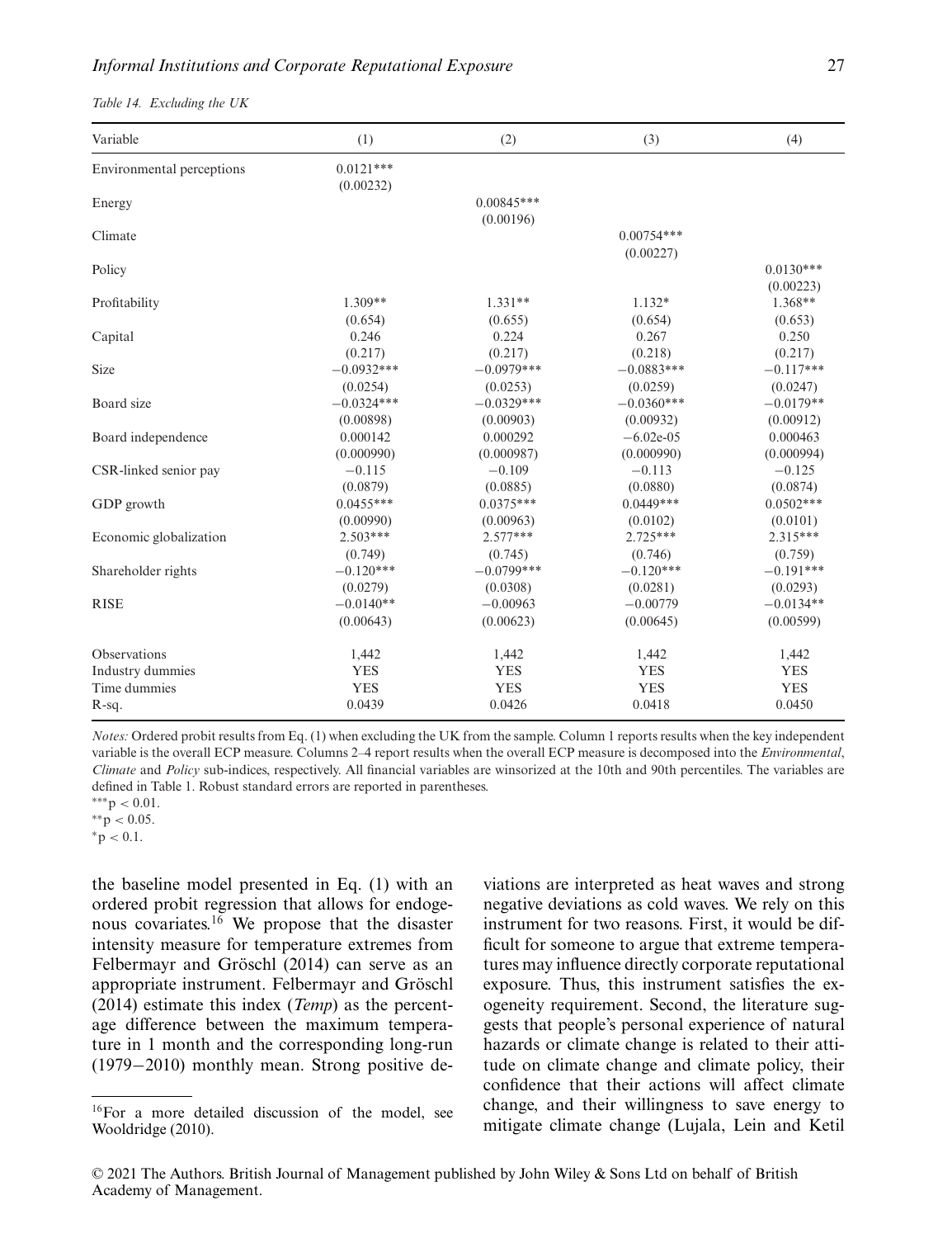*Table 14. Excluding the UK*

| Variable | (1) | (2) | (3) | (4) |
|---|---|---|---|---|
| Environmental perceptions | 0.0121*** | | | |
| | (0.00232) | | | |
| Energy | | 0.00845*** | | |
| | | (0.00196) | | |
| Climate | | | 0.00754*** | |
| | | | (0.00227) | |
| Policy | | | | 0.0130*** |
| | | | | (0.00223) |
| Profitability | 1.309** | 1.331** | 1.132* | 1.368** |
| | (0.654) | (0.655) | (0.654) | (0.653) |
| Capital | 0.246 | 0.224 | 0.267 | 0.250 |
| | (0.217) | (0.217) | (0.218) | (0.217) |
| Size | −0.0932*** | −0.0979*** | −0.0883*** | −0.117*** |
| | (0.0254) | (0.0253) | (0.0259) | (0.0247) |
| Board size | −0.0324*** | −0.0329*** | −0.0360*** | −0.0179** |
| | (0.00898) | (0.00903) | (0.00932) | (0.00912) |
| Board independence | 0.000142 | 0.000292 | −6.02e-05 | 0.000463 |
| | (0.000990) | (0.000987) | (0.000990) | (0.000994) |
| CSR-linked senior pay | −0.115 | −0.109 | −0.113 | −0.125 |
| | (0.0879) | (0.0885) | (0.0880) | (0.0874) |
| GDP growth | 0.0455*** | 0.0375*** | 0.0449*** | 0.0502*** |
| | (0.00990) | (0.00963) | (0.0102) | (0.0101) |
| Economic globalization | 2.503*** | 2.577*** | 2.725*** | 2.315*** |
| | (0.749) | (0.745) | (0.746) | (0.759) |
| Shareholder rights | −0.120*** | −0.0799*** | −0.120*** | −0.191*** |
| | (0.0279) | (0.0308) | (0.0281) | (0.0293) |
| RISE | −0.0140** | −0.00963 | −0.00779 | −0.0134** |
| | (0.00643) | (0.00623) | (0.00645) | (0.00599) |
| Observations | 1,442 | 1,442 | 1,442 | 1,442 |
| Industry dummies | YES | YES | YES | YES |
| Time dummies | YES | YES | YES | YES |
| R-sq. | 0.0439 | 0.0426 | 0.0418 | 0.0450 |

*Notes:* Ordered probit results from Eq. (1) when excluding the UK from the sample. Column 1 reports results when the key independent variable is the overall ECP measure. Columns 2–4 report results when the overall ECP measure is decomposed into the *Environmental*, *Climate* and *Policy* sub-indices, respectively. All financial variables are winsorized at the 10th and 90th percentiles. The variables are defined in Table 1. Robust standard errors are reported in parentheses.

***$p < 0.01$.
**$p < 0.05$.
*$p < 0.1$.

the baseline model presented in Eq. (1) with an ordered probit regression that allows for endogenous covariates.[16] We propose that the disaster intensity measure for temperature extremes from Felbermayr and Gröschl (2014) can serve as an appropriate instrument. Felbermayr and Gröschl (2014) estimate this index (*Temp*) as the percentage difference between the maximum temperature in 1 month and the corresponding long-run (1979−2010) monthly mean. Strong positive deviations are interpreted as heat waves and strong negative deviations as cold waves. We rely on this instrument for two reasons. First, it would be difficult for someone to argue that extreme temperatures may influence directly corporate reputational exposure. Thus, this instrument satisfies the exogeneity requirement. Second, the literature suggests that people's personal experience of natural hazards or climate change is related to their attitude on climate change and climate policy, their confidence that their actions will affect climate change, and their willingness to save energy to mitigate climate change (Lujala, Lein and Ketil

[16]For a more detailed discussion of the model, see Wooldridge (2010).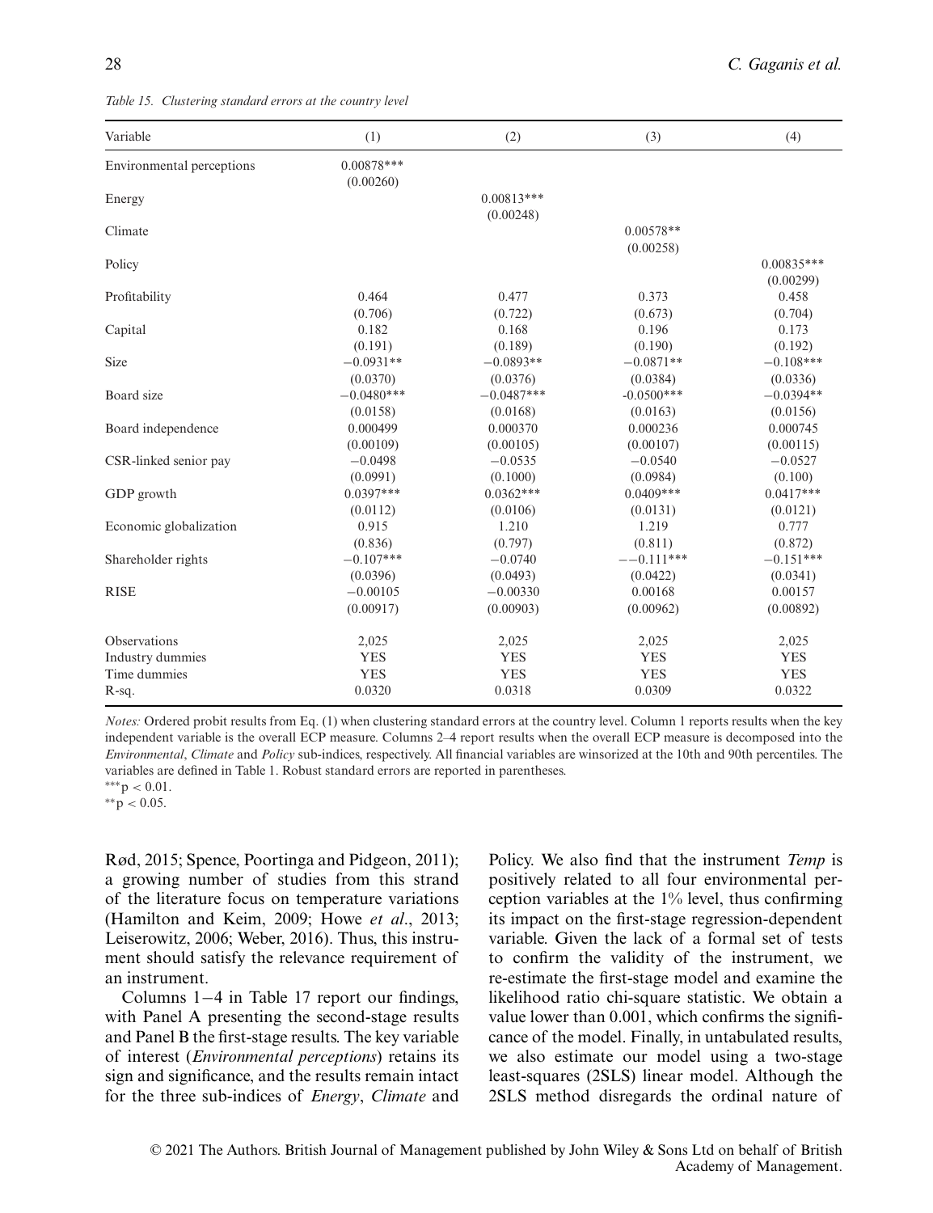*Table 15. Clustering standard errors at the country level*

| Variable | (1) | (2) | (3) | (4) |
|---|---|---|---|---|
| Environmental perceptions | 0.00878*** | | | |
| | (0.00260) | | | |
| Energy | | 0.00813*** | | |
| | | (0.00248) | | |
| Climate | | | 0.00578** | |
| | | | (0.00258) | |
| Policy | | | | 0.00835*** |
| | | | | (0.00299) |
| Profitability | 0.464 | 0.477 | 0.373 | 0.458 |
| | (0.706) | (0.722) | (0.673) | (0.704) |
| Capital | 0.182 | 0.168 | 0.196 | 0.173 |
| | (0.191) | (0.189) | (0.190) | (0.192) |
| Size | −0.0931** | −0.0893** | −0.0871** | −0.108*** |
| | (0.0370) | (0.0376) | (0.0384) | (0.0336) |
| Board size | −0.0480*** | −0.0487*** | -0.0500*** | −0.0394** |
| | (0.0158) | (0.0168) | (0.0163) | (0.0156) |
| Board independence | 0.000499 | 0.000370 | 0.000236 | 0.000745 |
| | (0.00109) | (0.00105) | (0.00107) | (0.00115) |
| CSR-linked senior pay | −0.0498 | −0.0535 | −0.0540 | −0.0527 |
| | (0.0991) | (0.1000) | (0.0984) | (0.100) |
| GDP growth | 0.0397*** | 0.0362*** | 0.0409*** | 0.0417*** |
| | (0.0112) | (0.0106) | (0.0131) | (0.0121) |
| Economic globalization | 0.915 | 1.210 | 1.219 | 0.777 |
| | (0.836) | (0.797) | (0.811) | (0.872) |
| Shareholder rights | −0.107*** | −0.0740 | −−0.111*** | −0.151*** |
| | (0.0396) | (0.0493) | (0.0422) | (0.0341) |
| RISE | −0.00105 | −0.00330 | 0.00168 | 0.00157 |
| | (0.00917) | (0.00903) | (0.00962) | (0.00892) |
| Observations | 2,025 | 2,025 | 2,025 | 2,025 |
| Industry dummies | YES | YES | YES | YES |
| Time dummies | YES | YES | YES | YES |
| R-sq. | 0.0320 | 0.0318 | 0.0309 | 0.0322 |

*Notes:* Ordered probit results from Eq. (1) when clustering standard errors at the country level. Column 1 reports results when the key independent variable is the overall ECP measure. Columns 2–4 report results when the overall ECP measure is decomposed into the *Environmental*, *Climate* and *Policy* sub-indices, respectively. All financial variables are winsorized at the 10th and 90th percentiles. The variables are defined in Table 1. Robust standard errors are reported in parentheses.
***$p < 0.01$.
**$p < 0.05$.

Rød, 2015; Spence, Poortinga and Pidgeon, 2011); a growing number of studies from this strand of the literature focus on temperature variations (Hamilton and Keim, 2009; Howe *et al*., 2013; Leiserowitz, 2006; Weber, 2016). Thus, this instrument should satisfy the relevance requirement of an instrument.

Columns 1−4 in Table 17 report our findings, with Panel A presenting the second-stage results and Panel B the first-stage results. The key variable of interest (*Environmental perceptions*) retains its sign and significance, and the results remain intact for the three sub-indices of *Energy*, *Climate* and Policy. We also find that the instrument *Temp* is positively related to all four environmental perception variables at the 1% level, thus confirming its impact on the first-stage regression-dependent variable. Given the lack of a formal set of tests to confirm the validity of the instrument, we re-estimate the first-stage model and examine the likelihood ratio chi-square statistic. We obtain a value lower than 0.001, which confirms the significance of the model. Finally, in untabulated results, we also estimate our model using a two-stage least-squares (2SLS) linear model. Although the 2SLS method disregards the ordinal nature of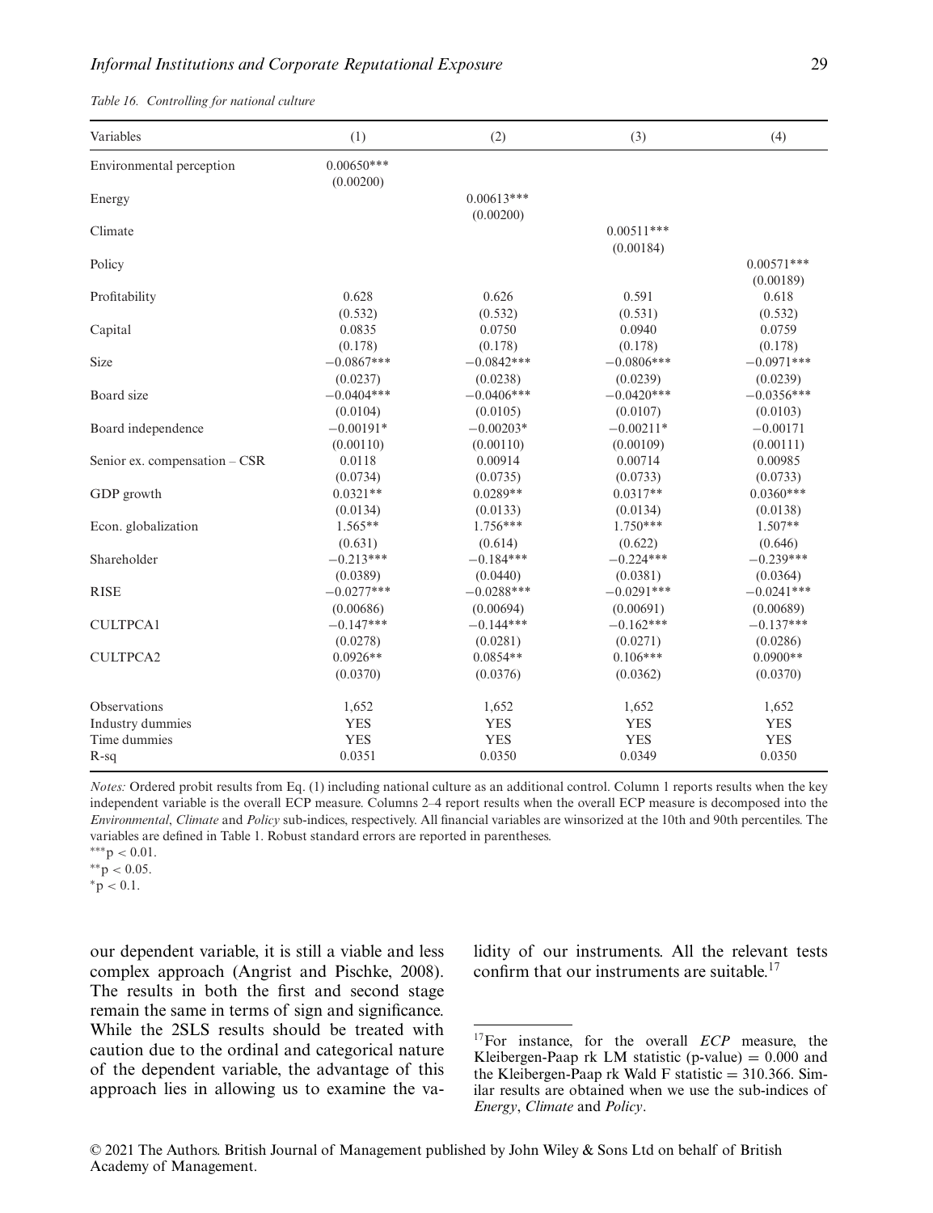*Table 16. Controlling for national culture*

| Variables | (1) | (2) | (3) | (4) |
|---|---|---|---|---|
| Environmental perception | 0.00650*** | | | |
| | (0.00200) | | | |
| Energy | | 0.00613*** | | |
| | | (0.00200) | | |
| Climate | | | 0.00511*** | |
| | | | (0.00184) | |
| Policy | | | | 0.00571*** |
| | | | | (0.00189) |
| Profitability | 0.628 | 0.626 | 0.591 | 0.618 |
| | (0.532) | (0.532) | (0.531) | (0.532) |
| Capital | 0.0835 | 0.0750 | 0.0940 | 0.0759 |
| | (0.178) | (0.178) | (0.178) | (0.178) |
| Size | −0.0867*** | −0.0842*** | −0.0806*** | −0.0971*** |
| | (0.0237) | (0.0238) | (0.0239) | (0.0239) |
| Board size | −0.0404*** | −0.0406*** | −0.0420*** | −0.0356*** |
| | (0.0104) | (0.0105) | (0.0107) | (0.0103) |
| Board independence | −0.00191* | −0.00203* | −0.00211* | −0.00171 |
| | (0.00110) | (0.00110) | (0.00109) | (0.00111) |
| Senior ex. compensation – CSR | 0.0118 | 0.00914 | 0.00714 | 0.00985 |
| | (0.0734) | (0.0735) | (0.0733) | (0.0733) |
| GDP growth | 0.0321** | 0.0289** | 0.0317** | 0.0360*** |
| | (0.0134) | (0.0133) | (0.0134) | (0.0138) |
| Econ. globalization | 1.565** | 1.756*** | 1.750*** | 1.507** |
| | (0.631) | (0.614) | (0.622) | (0.646) |
| Shareholder | −0.213*** | −0.184*** | −0.224*** | −0.239*** |
| | (0.0389) | (0.0440) | (0.0381) | (0.0364) |
| RISE | −0.0277*** | −0.0288*** | −0.0291*** | −0.0241*** |
| | (0.00686) | (0.00694) | (0.00691) | (0.00689) |
| CULTPCA1 | −0.147*** | −0.144*** | −0.162*** | −0.137*** |
| | (0.0278) | (0.0281) | (0.0271) | (0.0286) |
| CULTPCA2 | 0.0926** | 0.0854** | 0.106*** | 0.0900** |
| | (0.0370) | (0.0376) | (0.0362) | (0.0370) |
| Observations | 1,652 | 1,652 | 1,652 | 1,652 |
| Industry dummies | YES | YES | YES | YES |
| Time dummies | YES | YES | YES | YES |
| R-sq | 0.0351 | 0.0350 | 0.0349 | 0.0350 |

*Notes:* Ordered probit results from Eq. (1) including national culture as an additional control. Column 1 reports results when the key independent variable is the overall ECP measure. Columns 2–4 report results when the overall ECP measure is decomposed into the *Environmental*, *Climate* and *Policy* sub-indices, respectively. All financial variables are winsorized at the 10th and 90th percentiles. The variables are defined in Table 1. Robust standard errors are reported in parentheses.

***$p < 0.01$.

**$p < 0.05$.

*$p < 0.1$.

our dependent variable, it is still a viable and less complex approach (Angrist and Pischke, 2008). The results in both the first and second stage remain the same in terms of sign and significance. While the 2SLS results should be treated with caution due to the ordinal and categorical nature of the dependent variable, the advantage of this approach lies in allowing us to examine the validity of our instruments. All the relevant tests confirm that our instruments are suitable.[17]

[17] For instance, for the overall *ECP* measure, the Kleibergen-Paap rk LM statistic (p-value) = 0.000 and the Kleibergen-Paap rk Wald F statistic = 310.366. Similar results are obtained when we use the sub-indices of *Energy*, *Climate* and *Policy*.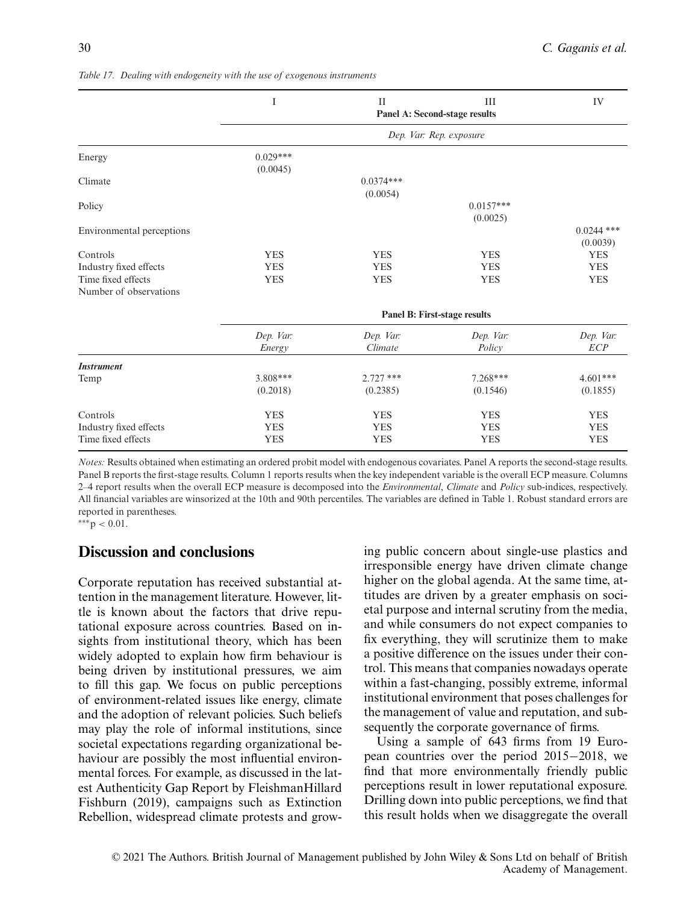*Table 17. Dealing with endogeneity with the use of exogenous instruments*

| | I | II | III | IV |
|---|---|---|---|---|
| | **Panel A: Second-stage results** | | | |
| | *Dep. Var: Rep. exposure* | | | |
| Energy | 0.029*** (0.0045) | | | |
| Climate | | 0.0374*** (0.0054) | | |
| Policy | | | 0.0157*** (0.0025) | |
| Environmental perceptions | | | | 0.0244 *** (0.0039) |
| Controls | YES | YES | YES | YES |
| Industry fixed effects | YES | YES | YES | YES |
| Time fixed effects | YES | YES | YES | YES |
| Number of observations | | | | |
| | **Panel B: First-stage results** | | | |
| | *Dep. Var: Energy* | *Dep. Var: Climate* | *Dep. Var: Policy* | *Dep. Var: ECP* |
| ***Instrument*** | | | | |
| Temp | 3.808*** (0.2018) | 2.727 *** (0.2385) | 7.268*** (0.1546) | 4.601*** (0.1855) |
| Controls | YES | YES | YES | YES |
| Industry fixed effects | YES | YES | YES | YES |
| Time fixed effects | YES | YES | YES | YES |

*Notes:* Results obtained when estimating an ordered probit model with endogenous covariates. Panel A reports the second-stage results. Panel B reports the first-stage results. Column 1 reports results when the key independent variable is the overall ECP measure. Columns 2–4 report results when the overall ECP measure is decomposed into the *Environmental*, *Climate* and *Policy* sub-indices, respectively. All financial variables are winsorized at the 10th and 90th percentiles. The variables are defined in Table 1. Robust standard errors are reported in parentheses.

***$p < 0.01$.

## Discussion and conclusions

Corporate reputation has received substantial attention in the management literature. However, little is known about the factors that drive reputational exposure across countries. Based on insights from institutional theory, which has been widely adopted to explain how firm behaviour is being driven by institutional pressures, we aim to fill this gap. We focus on public perceptions of environment-related issues like energy, climate and the adoption of relevant policies. Such beliefs may play the role of informal institutions, since societal expectations regarding organizational behaviour are possibly the most influential environmental forces. For example, as discussed in the latest Authenticity Gap Report by FleishmanHillard Fishburn (2019), campaigns such as Extinction Rebellion, widespread climate protests and growing public concern about single-use plastics and irresponsible energy have driven climate change higher on the global agenda. At the same time, attitudes are driven by a greater emphasis on societal purpose and internal scrutiny from the media, and while consumers do not expect companies to fix everything, they will scrutinize them to make a positive difference on the issues under their control. This means that companies nowadays operate within a fast-changing, possibly extreme, informal institutional environment that poses challenges for the management of value and reputation, and subsequently the corporate governance of firms.

Using a sample of 643 firms from 19 European countries over the period 2015−2018, we find that more environmentally friendly public perceptions result in lower reputational exposure. Drilling down into public perceptions, we find that this result holds when we disaggregate the overall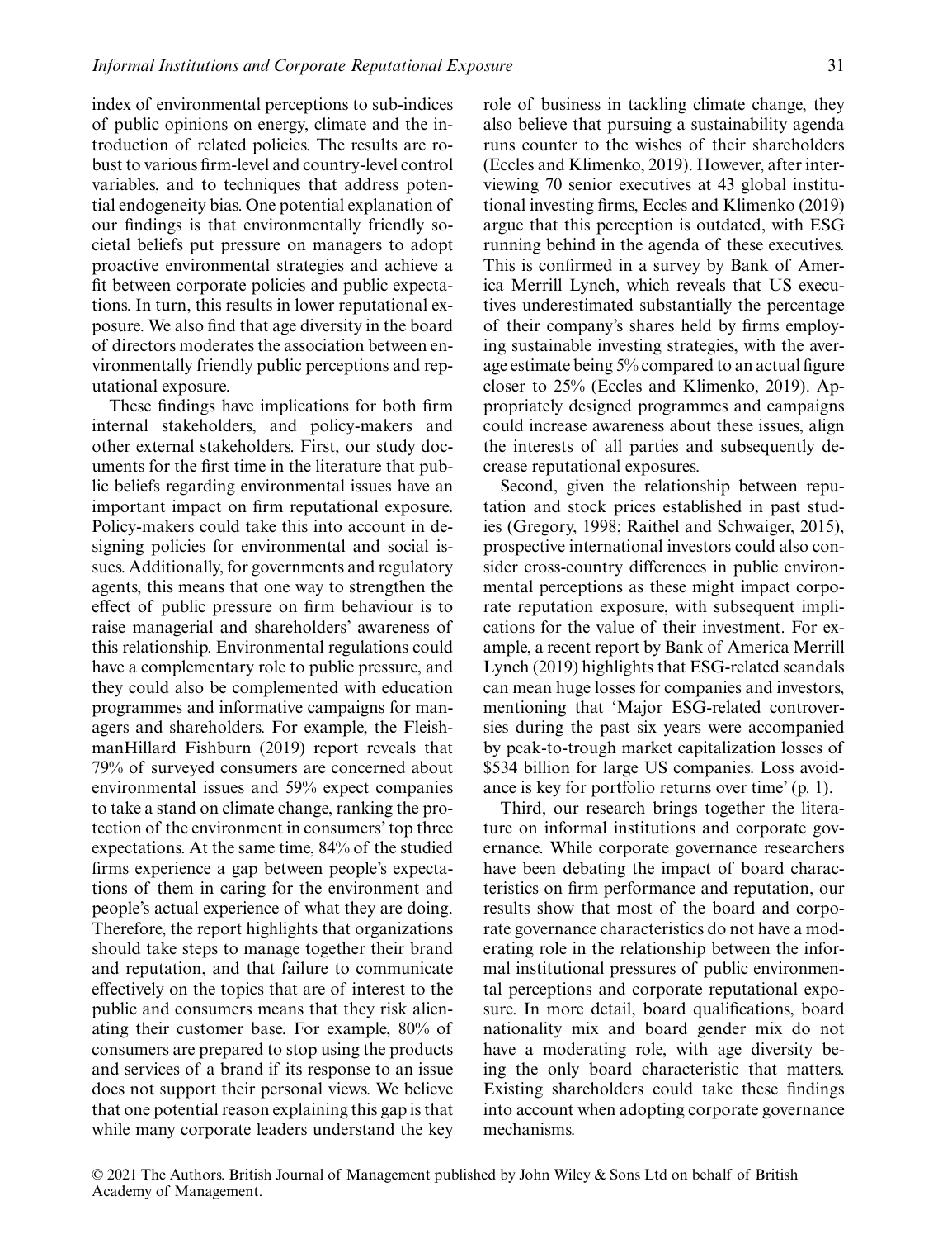index of environmental perceptions to sub-indices of public opinions on energy, climate and the introduction of related policies. The results are robust to various firm-level and country-level control variables, and to techniques that address potential endogeneity bias. One potential explanation of our findings is that environmentally friendly societal beliefs put pressure on managers to adopt proactive environmental strategies and achieve a fit between corporate policies and public expectations. In turn, this results in lower reputational exposure. We also find that age diversity in the board of directors moderates the association between environmentally friendly public perceptions and reputational exposure.

These findings have implications for both firm internal stakeholders, and policy-makers and other external stakeholders. First, our study documents for the first time in the literature that public beliefs regarding environmental issues have an important impact on firm reputational exposure. Policy-makers could take this into account in designing policies for environmental and social issues. Additionally, for governments and regulatory agents, this means that one way to strengthen the effect of public pressure on firm behaviour is to raise managerial and shareholders' awareness of this relationship. Environmental regulations could have a complementary role to public pressure, and they could also be complemented with education programmes and informative campaigns for managers and shareholders. For example, the FleishmanHillard Fishburn (2019) report reveals that 79% of surveyed consumers are concerned about environmental issues and 59% expect companies to take a stand on climate change, ranking the protection of the environment in consumers' top three expectations. At the same time, 84% of the studied firms experience a gap between people's expectations of them in caring for the environment and people's actual experience of what they are doing. Therefore, the report highlights that organizations should take steps to manage together their brand and reputation, and that failure to communicate effectively on the topics that are of interest to the public and consumers means that they risk alienating their customer base. For example, 80% of consumers are prepared to stop using the products and services of a brand if its response to an issue does not support their personal views. We believe that one potential reason explaining this gap is that while many corporate leaders understand the key role of business in tackling climate change, they also believe that pursuing a sustainability agenda runs counter to the wishes of their shareholders (Eccles and Klimenko, 2019). However, after interviewing 70 senior executives at 43 global institutional investing firms, Eccles and Klimenko (2019) argue that this perception is outdated, with ESG running behind in the agenda of these executives. This is confirmed in a survey by Bank of America Merrill Lynch, which reveals that US executives underestimated substantially the percentage of their company's shares held by firms employing sustainable investing strategies, with the average estimate being 5% compared to an actual figure closer to 25% (Eccles and Klimenko, 2019). Appropriately designed programmes and campaigns could increase awareness about these issues, align the interests of all parties and subsequently decrease reputational exposures.

Second, given the relationship between reputation and stock prices established in past studies (Gregory, 1998; Raithel and Schwaiger, 2015), prospective international investors could also consider cross-country differences in public environmental perceptions as these might impact corporate reputation exposure, with subsequent implications for the value of their investment. For example, a recent report by Bank of America Merrill Lynch (2019) highlights that ESG-related scandals can mean huge losses for companies and investors, mentioning that 'Major ESG-related controversies during the past six years were accompanied by peak-to-trough market capitalization losses of $534 billion for large US companies. Loss avoidance is key for portfolio returns over time' (p. 1).

Third, our research brings together the literature on informal institutions and corporate governance. While corporate governance researchers have been debating the impact of board characteristics on firm performance and reputation, our results show that most of the board and corporate governance characteristics do not have a moderating role in the relationship between the informal institutional pressures of public environmental perceptions and corporate reputational exposure. In more detail, board qualifications, board nationality mix and board gender mix do not have a moderating role, with age diversity being the only board characteristic that matters. Existing shareholders could take these findings into account when adopting corporate governance mechanisms.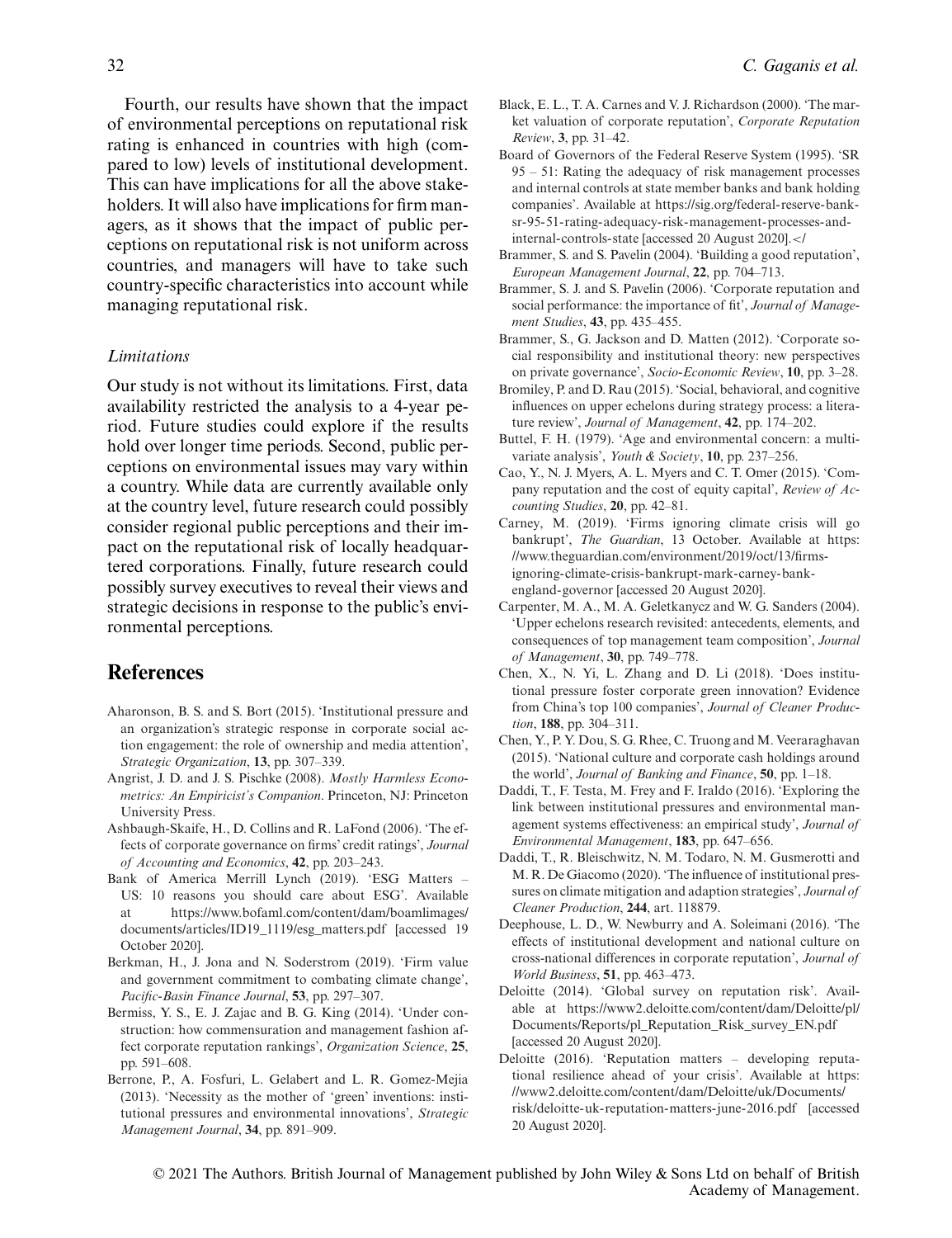Fourth, our results have shown that the impact of environmental perceptions on reputational risk rating is enhanced in countries with high (compared to low) levels of institutional development. This can have implications for all the above stakeholders. It will also have implications for firm managers, as it shows that the impact of public perceptions on reputational risk is not uniform across countries, and managers will have to take such country-specific characteristics into account while managing reputational risk.

### *Limitations*

Our study is not without its limitations. First, data availability restricted the analysis to a 4-year period. Future studies could explore if the results hold over longer time periods. Second, public perceptions on environmental issues may vary within a country. While data are currently available only at the country level, future research could possibly consider regional public perceptions and their impact on the reputational risk of locally headquartered corporations. Finally, future research could possibly survey executives to reveal their views and strategic decisions in response to the public's environmental perceptions.

## References

Aharonson, B. S. and S. Bort (2015). 'Institutional pressure and an organization's strategic response in corporate social action engagement: the role of ownership and media attention', *Strategic Organization*, **13**, pp. 307–339.

Angrist, J. D. and J. S. Pischke (2008). *Mostly Harmless Econometrics: An Empiricist's Companion*. Princeton, NJ: Princeton University Press.

Ashbaugh-Skaife, H., D. Collins and R. LaFond (2006). 'The effects of corporate governance on firms' credit ratings', *Journal of Accounting and Economics*, **42**, pp. 203–243.

Bank of America Merrill Lynch (2019). 'ESG Matters – US: 10 reasons you should care about ESG'. Available at https://www.bofaml.com/content/dam/boamlimages/documents/articles/ID19_1119/esg_matters.pdf [accessed 19 October 2020].

Berkman, H., J. Jona and N. Soderstrom (2019). 'Firm value and government commitment to combating climate change', *Pacific-Basin Finance Journal*, **53**, pp. 297–307.

Bermiss, Y. S., E. J. Zajac and B. G. King (2014). 'Under construction: how commensuration and management fashion affect corporate reputation rankings', *Organization Science*, **25**, pp. 591–608.

Berrone, P., A. Fosfuri, L. Gelabert and L. R. Gomez-Mejia (2013). 'Necessity as the mother of 'green' inventions: institutional pressures and environmental innovations', *Strategic Management Journal*, **34**, pp. 891–909.

Black, E. L., T. A. Carnes and V. J. Richardson (2000). 'The market valuation of corporate reputation', *Corporate Reputation Review*, **3**, pp. 31–42.

Board of Governors of the Federal Reserve System (1995). 'SR 95 – 51: Rating the adequacy of risk management processes and internal controls at state member banks and bank holding companies'. Available at https://sig.org/federal-reserve-bank-sr-95-51-rating-adequacy-risk-management-processes-and-internal-controls-state [accessed 20 August 2020].</

Brammer, S. and S. Pavelin (2004). 'Building a good reputation', *European Management Journal*, **22**, pp. 704–713.

Brammer, S. J. and S. Pavelin (2006). 'Corporate reputation and social performance: the importance of fit', *Journal of Management Studies*, **43**, pp. 435–455.

Brammer, S., G. Jackson and D. Matten (2012). 'Corporate social responsibility and institutional theory: new perspectives on private governance', *Socio-Economic Review*, **10**, pp. 3–28.

Bromiley, P. and D. Rau (2015). 'Social, behavioral, and cognitive influences on upper echelons during strategy process: a literature review', *Journal of Management*, **42**, pp. 174–202.

Buttel, F. H. (1979). 'Age and environmental concern: a multivariate analysis', *Youth & Society*, **10**, pp. 237–256.

Cao, Y., N. J. Myers, A. L. Myers and C. T. Omer (2015). 'Company reputation and the cost of equity capital', *Review of Accounting Studies*, **20**, pp. 42–81.

Carney, M. (2019). 'Firms ignoring climate crisis will go bankrupt', *The Guardian*, 13 October. Available at https://www.theguardian.com/environment/2019/oct/13/firms-ignoring-climate-crisis-bankrupt-mark-carney-bank-england-governor [accessed 20 August 2020].

Carpenter, M. A., M. A. Geletkanycz and W. G. Sanders (2004). 'Upper echelons research revisited: antecedents, elements, and consequences of top management team composition', *Journal of Management*, **30**, pp. 749–778.

Chen, X., N. Yi, L. Zhang and D. Li (2018). 'Does institutional pressure foster corporate green innovation? Evidence from China's top 100 companies', *Journal of Cleaner Production*, **188**, pp. 304–311.

Chen, Y., P. Y. Dou, S. G. Rhee, C. Truong and M. Veeraraghavan (2015). 'National culture and corporate cash holdings around the world', *Journal of Banking and Finance*, **50**, pp. 1–18.

Daddi, T., F. Testa, M. Frey and F. Iraldo (2016). 'Exploring the link between institutional pressures and environmental management systems effectiveness: an empirical study', *Journal of Environmental Management*, **183**, pp. 647–656.

Daddi, T., R. Bleischwitz, N. M. Todaro, N. M. Gusmerotti and M. R. De Giacomo (2020). 'The influence of institutional pressures on climate mitigation and adaption strategies', *Journal of Cleaner Production*, **244**, art. 118879.

Deephouse, L. D., W. Newburry and A. Soleimani (2016). 'The effects of institutional development and national culture on cross-national differences in corporate reputation', *Journal of World Business*, **51**, pp. 463–473.

Deloitte (2014). 'Global survey on reputation risk'. Available at https://www2.deloitte.com/content/dam/Deloitte/pl/Documents/Reports/pl_Reputation_Risk_survey_EN.pdf [accessed 20 August 2020].

Deloitte (2016). 'Reputation matters – developing reputational resilience ahead of your crisis'. Available at https://www2.deloitte.com/content/dam/Deloitte/uk/Documents/risk/deloitte-uk-reputation-matters-june-2016.pdf [accessed 20 August 2020].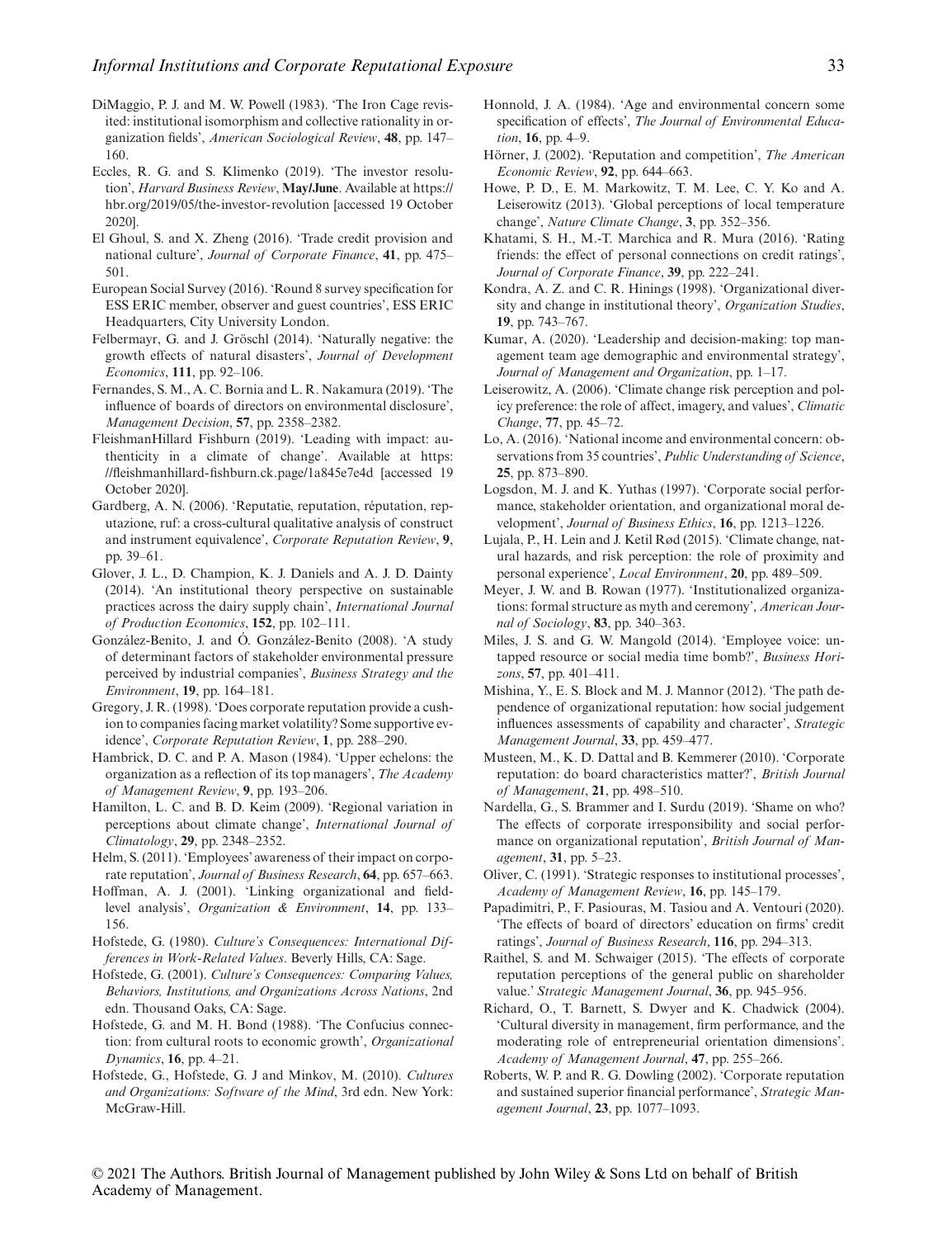DiMaggio, P. J. and M. W. Powell (1983). 'The Iron Cage revisited: institutional isomorphism and collective rationality in organization fields', *American Sociological Review*, **48**, pp. 147–160.

Eccles, R. G. and S. Klimenko (2019). 'The investor resolution', *Harvard Business Review*, **May/June**. Available at https://hbr.org/2019/05/the-investor-revolution [accessed 19 October 2020].

El Ghoul, S. and X. Zheng (2016). 'Trade credit provision and national culture', *Journal of Corporate Finance*, **41**, pp. 475–501.

European Social Survey (2016). 'Round 8 survey specification for ESS ERIC member, observer and guest countries', ESS ERIC Headquarters, City University London.

Felbermayr, G. and J. Gröschl (2014). 'Naturally negative: the growth effects of natural disasters', *Journal of Development Economics*, **111**, pp. 92–106.

Fernandes, S. M., A. C. Bornia and L. R. Nakamura (2019). 'The influence of boards of directors on environmental disclosure', *Management Decision*, **57**, pp. 2358–2382.

FleishmanHillard Fishburn (2019). 'Leading with impact: authenticity in a climate of change'. Available at https://fleishmanhillard-fishburn.ck.page/1a845e7e4d [accessed 19 October 2020].

Gardberg, A. N. (2006). 'Reputatie, reputation, réputation, reputazione, ruf: a cross-cultural qualitative analysis of construct and instrument equivalence', *Corporate Reputation Review*, **9**, pp. 39–61.

Glover, J. L., D. Champion, K. J. Daniels and A. J. D. Dainty (2014). 'An institutional theory perspective on sustainable practices across the dairy supply chain', *International Journal of Production Economics*, **152**, pp. 102–111.

González-Benito, J. and Ó. González-Benito (2008). 'A study of determinant factors of stakeholder environmental pressure perceived by industrial companies', *Business Strategy and the Environment*, **19**, pp. 164–181.

Gregory, J. R. (1998). 'Does corporate reputation provide a cushion to companies facing market volatility? Some supportive evidence', *Corporate Reputation Review*, **1**, pp. 288–290.

Hambrick, D. C. and P. A. Mason (1984). 'Upper echelons: the organization as a reflection of its top managers', *The Academy of Management Review*, **9**, pp. 193–206.

Hamilton, L. C. and B. D. Keim (2009). 'Regional variation in perceptions about climate change', *International Journal of Climatology*, **29**, pp. 2348–2352.

Helm, S. (2011). 'Employees' awareness of their impact on corporate reputation', *Journal of Business Research*, **64**, pp. 657–663.

Hoffman, A. J. (2001). 'Linking organizational and field-level analysis', *Organization & Environment*, **14**, pp. 133–156.

Hofstede, G. (1980). *Culture's Consequences: International Differences in Work-Related Values*. Beverly Hills, CA: Sage.

Hofstede, G. (2001). *Culture's Consequences: Comparing Values, Behaviors, Institutions, and Organizations Across Nations*, 2nd edn. Thousand Oaks, CA: Sage.

Hofstede, G. and M. H. Bond (1988). 'The Confucius connection: from cultural roots to economic growth', *Organizational Dynamics*, **16**, pp. 4–21.

Hofstede, G., Hofstede, G. J and Minkov, M. (2010). *Cultures and Organizations: Software of the Mind*, 3rd edn. New York: McGraw-Hill.

Honnold, J. A. (1984). 'Age and environmental concern some specification of effects', *The Journal of Environmental Education*, **16**, pp. 4–9.

Hörner, J. (2002). 'Reputation and competition', *The American Economic Review*, **92**, pp. 644–663.

Howe, P. D., E. M. Markowitz, T. M. Lee, C. Y. Ko and A. Leiserowitz (2013). 'Global perceptions of local temperature change', *Nature Climate Change*, **3**, pp. 352–356.

Khatami, S. H., M.-T. Marchica and R. Mura (2016). 'Rating friends: the effect of personal connections on credit ratings', *Journal of Corporate Finance*, **39**, pp. 222–241.

Kondra, A. Z. and C. R. Hinings (1998). 'Organizational diversity and change in institutional theory', *Organization Studies*, **19**, pp. 743–767.

Kumar, A. (2020). 'Leadership and decision-making: top management team age demographic and environmental strategy', *Journal of Management and Organization*, pp. 1–17.

Leiserowitz, A. (2006). 'Climate change risk perception and policy preference: the role of affect, imagery, and values', *Climatic Change*, **77**, pp. 45–72.

Lo, A. (2016). 'National income and environmental concern: observations from 35 countries', *Public Understanding of Science*, **25**, pp. 873–890.

Logsdon, M. J. and K. Yuthas (1997). 'Corporate social performance, stakeholder orientation, and organizational moral development', *Journal of Business Ethics*, **16**, pp. 1213–1226.

Lujala, P., H. Lein and J. Ketil Rød (2015). 'Climate change, natural hazards, and risk perception: the role of proximity and personal experience', *Local Environment*, **20**, pp. 489–509.

Meyer, J. W. and B. Rowan (1977). 'Institutionalized organizations: formal structure as myth and ceremony', *American Journal of Sociology*, **83**, pp. 340–363.

Miles, J. S. and G. W. Mangold (2014). 'Employee voice: untapped resource or social media time bomb?', *Business Horizons*, **57**, pp. 401–411.

Mishina, Y., E. S. Block and M. J. Mannor (2012). 'The path dependence of organizational reputation: how social judgement influences assessments of capability and character', *Strategic Management Journal*, **33**, pp. 459–477.

Musteen, M., K. D. Dattal and B. Kemmerer (2010). 'Corporate reputation: do board characteristics matter?', *British Journal of Management*, **21**, pp. 498–510.

Nardella, G., S. Brammer and I. Surdu (2019). 'Shame on who? The effects of corporate irresponsibility and social performance on organizational reputation', *British Journal of Management*, **31**, pp. 5–23.

Oliver, C. (1991). 'Strategic responses to institutional processes', *Academy of Management Review*, **16**, pp. 145–179.

Papadimitri, P., F. Pasiouras, M. Tasiou and A. Ventouri (2020). 'The effects of board of directors' education on firms' credit ratings', *Journal of Business Research*, **116**, pp. 294–313.

Raithel, S. and M. Schwaiger (2015). 'The effects of corporate reputation perceptions of the general public on shareholder value.' *Strategic Management Journal*, **36**, pp. 945–956.

Richard, O., T. Barnett, S. Dwyer and K. Chadwick (2004). 'Cultural diversity in management, firm performance, and the moderating role of entrepreneurial orientation dimensions'. *Academy of Management Journal*, **47**, pp. 255–266.

Roberts, W. P. and R. G. Dowling (2002). 'Corporate reputation and sustained superior financial performance', *Strategic Management Journal*, **23**, pp. 1077–1093.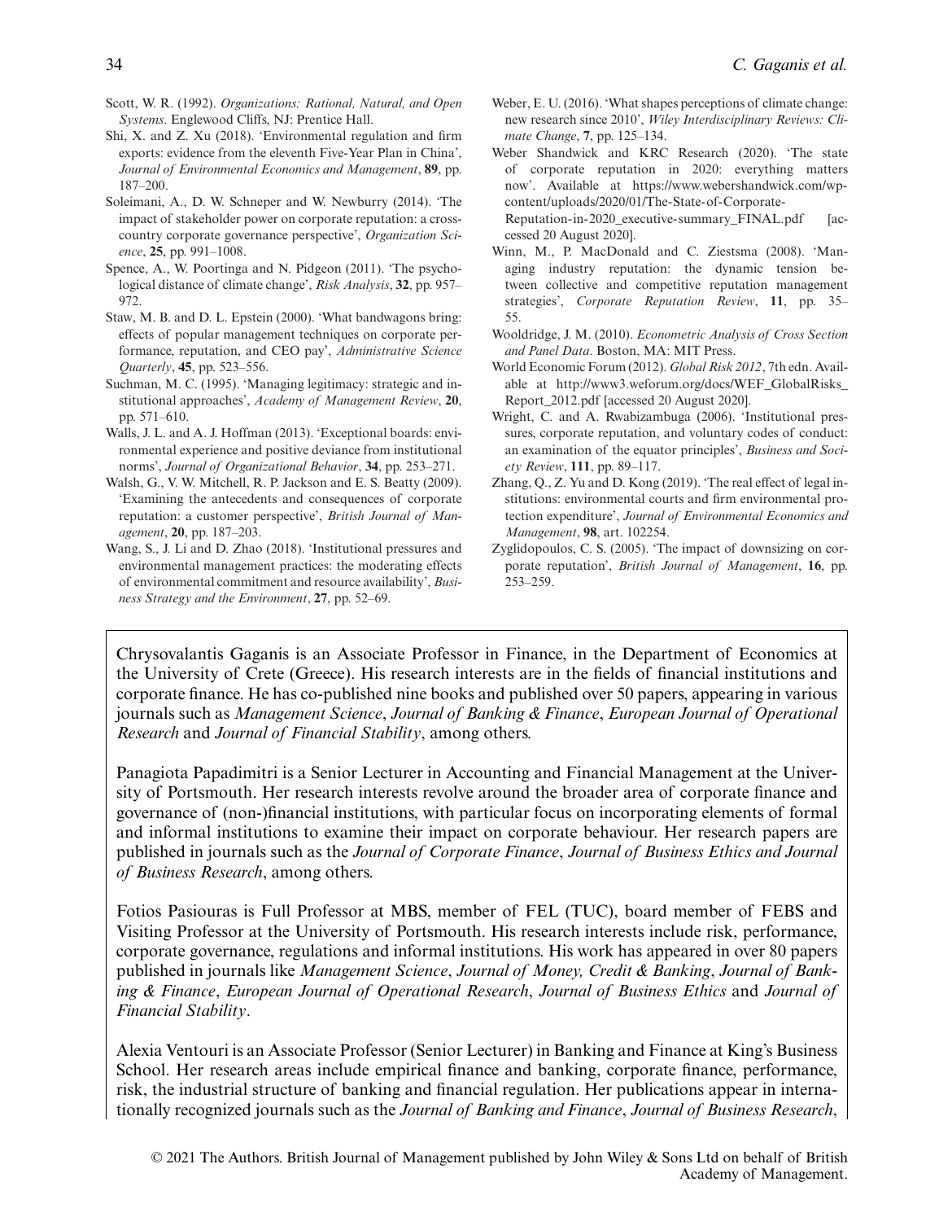Scott, W. R. (1992). *Organizations: Rational, Natural, and Open Systems*. Englewood Cliffs, NJ: Prentice Hall.

Shi, X. and Z. Xu (2018). 'Environmental regulation and firm exports: evidence from the eleventh Five-Year Plan in China', *Journal of Environmental Economics and Management*, **89**, pp. 187–200.

Soleimani, A., D. W. Schneper and W. Newburry (2014). 'The impact of stakeholder power on corporate reputation: a cross-country corporate governance perspective', *Organization Science*, **25**, pp. 991–1008.

Spence, A., W. Poortinga and N. Pidgeon (2011). 'The psychological distance of climate change', *Risk Analysis*, **32**, pp. 957–972.

Staw, M. B. and D. L. Epstein (2000). 'What bandwagons bring: effects of popular management techniques on corporate performance, reputation, and CEO pay', *Administrative Science Quarterly*, **45**, pp. 523–556.

Suchman, M. C. (1995). 'Managing legitimacy: strategic and institutional approaches', *Academy of Management Review*, **20**, pp. 571–610.

Walls, J. L. and A. J. Hoffman (2013). 'Exceptional boards: environmental experience and positive deviance from institutional norms', *Journal of Organizational Behavior*, **34**, pp. 253–271.

Walsh, G., V. W. Mitchell, R. P. Jackson and E. S. Beatty (2009). 'Examining the antecedents and consequences of corporate reputation: a customer perspective', *British Journal of Management*, **20**, pp. 187–203.

Wang, S., J. Li and D. Zhao (2018). 'Institutional pressures and environmental management practices: the moderating effects of environmental commitment and resource availability', *Business Strategy and the Environment*, **27**, pp. 52–69.

Weber, E. U. (2016). 'What shapes perceptions of climate change: new research since 2010', *Wiley Interdisciplinary Reviews: Climate Change*, **7**, pp. 125–134.

Weber Shandwick and KRC Research (2020). 'The state of corporate reputation in 2020: everything matters now'. Available at https://www.webershandwick.com/wp-content/uploads/2020/01/The-State-of-Corporate-Reputation-in-2020_executive-summary_FINAL.pdf [accessed 20 August 2020].

Winn, M., P. MacDonald and C. Ziestsma (2008). 'Managing industry reputation: the dynamic tension between collective and competitive reputation management strategies', *Corporate Reputation Review*, **11**, pp. 35–55.

Wooldridge, J. M. (2010). *Econometric Analysis of Cross Section and Panel Data*. Boston, MA: MIT Press.

World Economic Forum (2012). *Global Risk 2012*, 7th edn. Available at http://www3.weforum.org/docs/WEF_GlobalRisks_Report_2012.pdf [accessed 20 August 2020].

Wright, C. and A. Rwabizambuga (2006). 'Institutional pressures, corporate reputation, and voluntary codes of conduct: an examination of the equator principles', *Business and Society Review*, **111**, pp. 89–117.

Zhang, Q., Z. Yu and D. Kong (2019). 'The real effect of legal institutions: environmental courts and firm environmental protection expenditure', *Journal of Environmental Economics and Management*, **98**, art. 102254.

Zyglidopoulos, C. S. (2005). 'The impact of downsizing on corporate reputation', *British Journal of Management*, **16**, pp. 253–259.

Chrysovalantis Gaganis is an Associate Professor in Finance, in the Department of Economics at the University of Crete (Greece). His research interests are in the fields of financial institutions and corporate finance. He has co-published nine books and published over 50 papers, appearing in various journals such as *Management Science*, *Journal of Banking & Finance*, *European Journal of Operational Research* and *Journal of Financial Stability*, among others.

Panagiota Papadimitri is a Senior Lecturer in Accounting and Financial Management at the University of Portsmouth. Her research interests revolve around the broader area of corporate finance and governance of (non-)financial institutions, with particular focus on incorporating elements of formal and informal institutions to examine their impact on corporate behaviour. Her research papers are published in journals such as the *Journal of Corporate Finance*, *Journal of Business Ethics and Journal of Business Research*, among others.

Fotios Pasiouras is Full Professor at MBS, member of FEL (TUC), board member of FEBS and Visiting Professor at the University of Portsmouth. His research interests include risk, performance, corporate governance, regulations and informal institutions. His work has appeared in over 80 papers published in journals like *Management Science*, *Journal of Money, Credit & Banking*, *Journal of Banking & Finance*, *European Journal of Operational Research*, *Journal of Business Ethics* and *Journal of Financial Stability*.

Alexia Ventouri is an Associate Professor (Senior Lecturer) in Banking and Finance at King's Business School. Her research areas include empirical finance and banking, corporate finance, performance, risk, the industrial structure of banking and financial regulation. Her publications appear in internationally recognized journals such as the *Journal of Banking and Finance*, *Journal of Business Research*,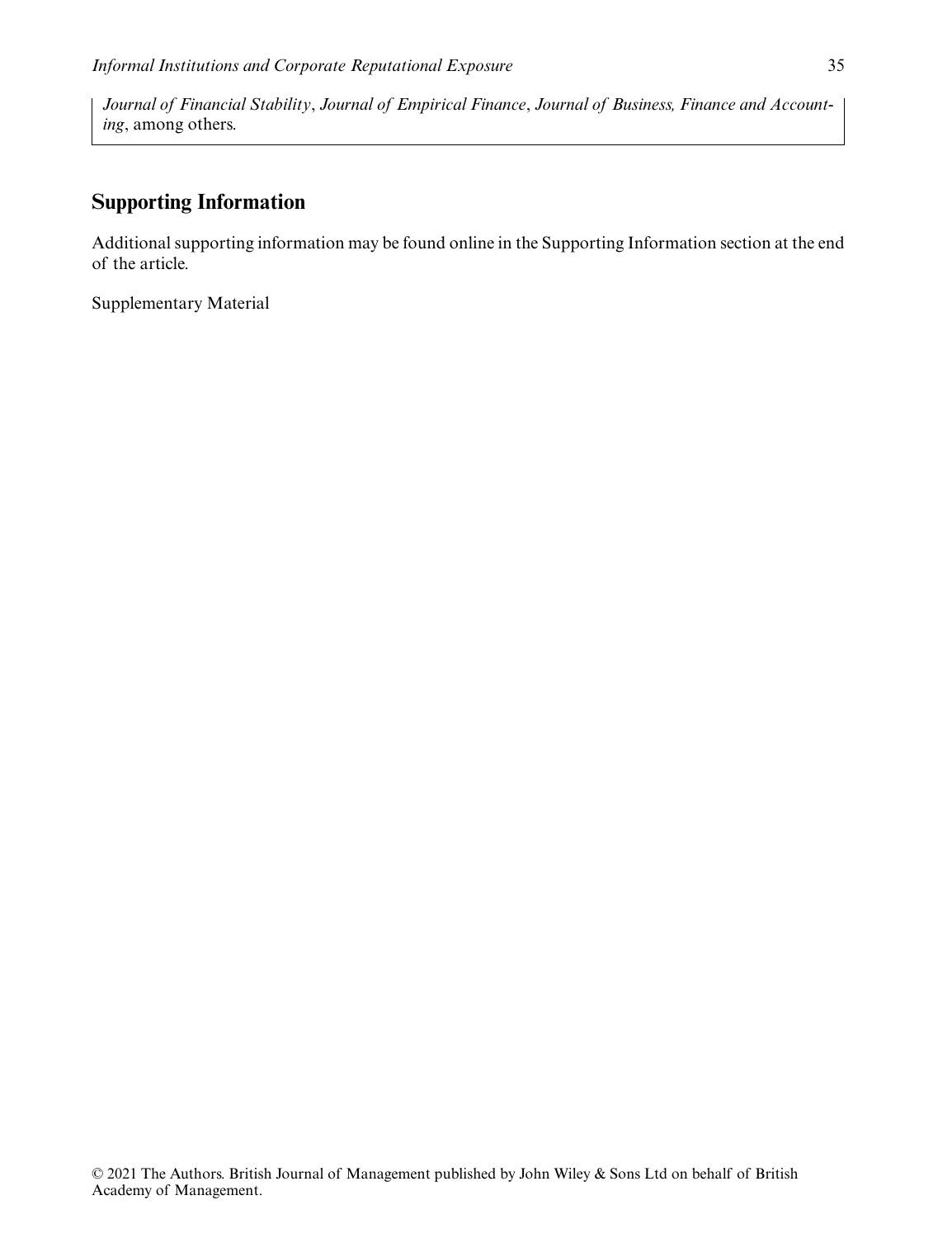*Journal of Financial Stability*, *Journal of Empirical Finance*, *Journal of Business, Finance and Accounting*, among others.

## Supporting Information

Additional supporting information may be found online in the Supporting Information section at the end of the article.

Supplementary Material

© 2021 The Authors. British Journal of Management published by John Wiley & Sons Ltd on behalf of British Academy of Management.